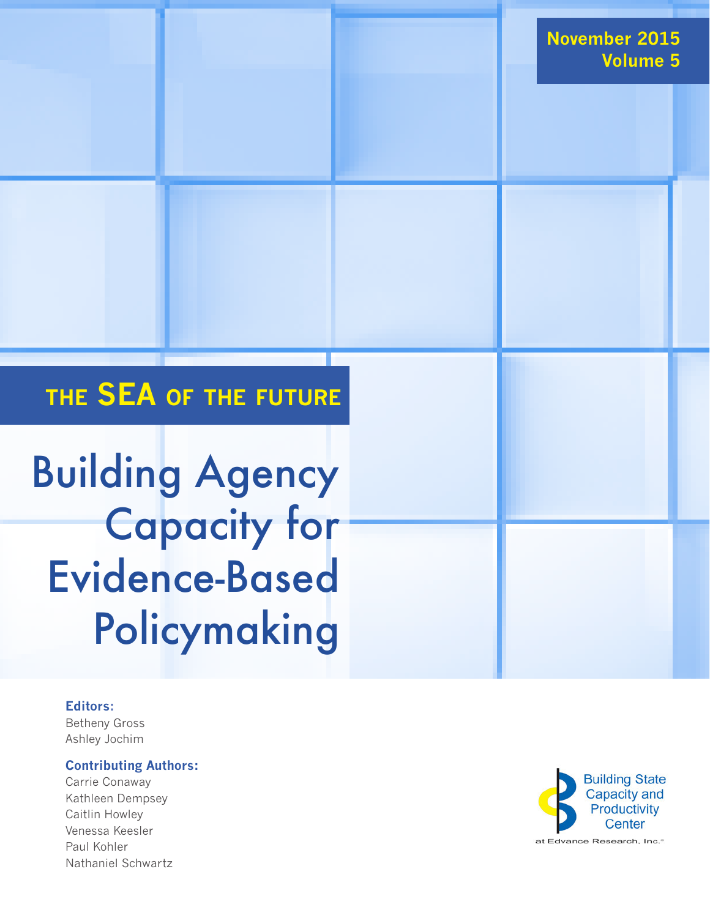November 2015
Volume 5

## THE SEA OF THE FUTURE

# Building Agency Capacity for Evidence-Based Policymaking

**Editors:**
Betheny Gross
Ashley Jochim

**Contributing Authors:**
Carrie Conaway
Kathleen Dempsey
Caitlin Howley
Venessa Keesler
Paul Kohler
Nathaniel Schwartz

Building State Capacity and Productivity Center
at Edvance Research, Inc.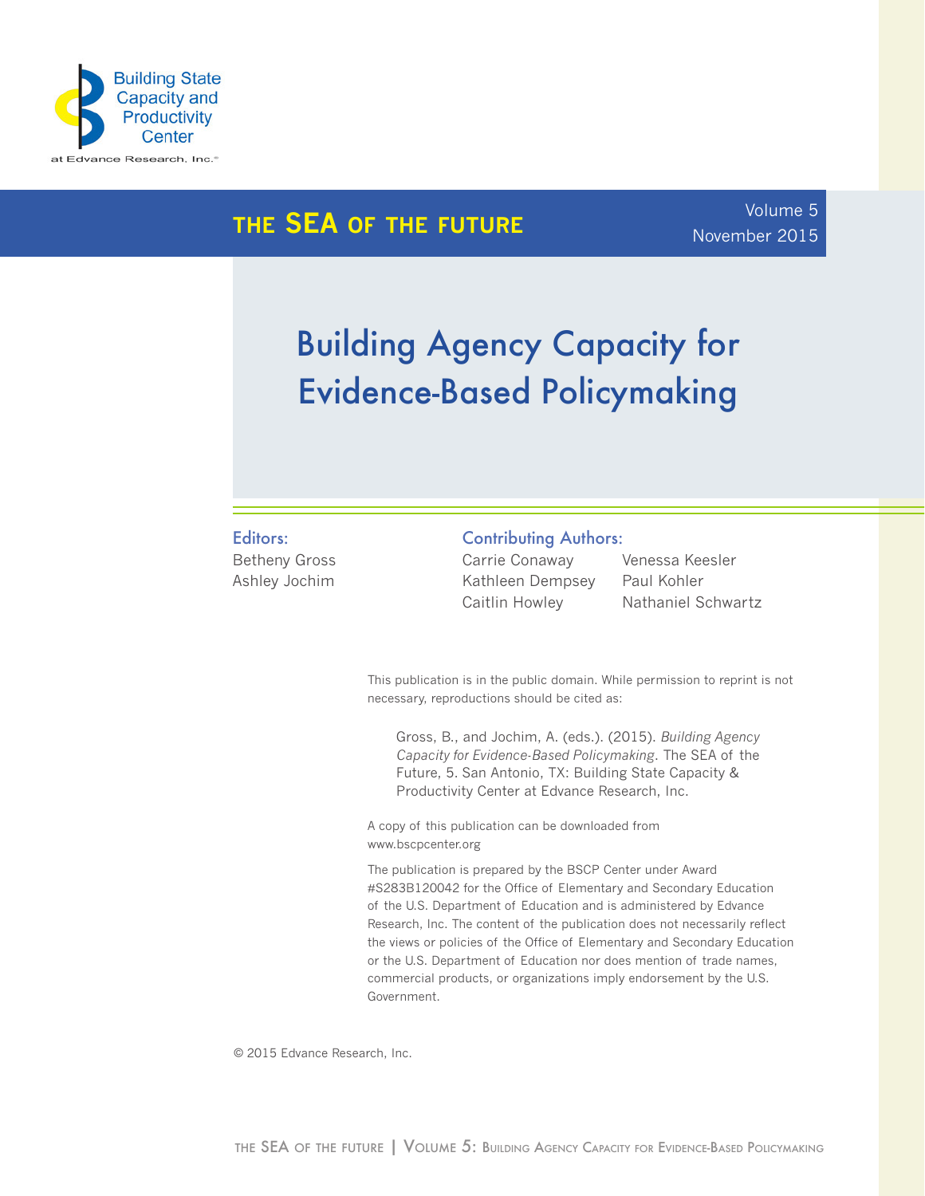Building State Capacity and Productivity Center

at Edvance Research, Inc.®

**THE SEA OF THE FUTURE**

Volume 5
November 2015

# Building Agency Capacity for Evidence-Based Policymaking

**Editors:**
Betheny Gross
Ashley Jochim

**Contributing Authors:**
Carrie Conaway
Kathleen Dempsey
Caitlin Howley
Venessa Keesler
Paul Kohler
Nathaniel Schwartz

This publication is in the public domain. While permission to reprint is not necessary, reproductions should be cited as:

> Gross, B., and Jochim, A. (eds.). (2015). *Building Agency Capacity for Evidence-Based Policymaking*. The SEA of the Future, 5. San Antonio, TX: Building State Capacity & Productivity Center at Edvance Research, Inc.

A copy of this publication can be downloaded from www.bscpcenter.org

The publication is prepared by the BSCP Center under Award #S283B120042 for the Office of Elementary and Secondary Education of the U.S. Department of Education and is administered by Edvance Research, Inc. The content of the publication does not necessarily reflect the views or policies of the Office of Elementary and Secondary Education or the U.S. Department of Education nor does mention of trade names, commercial products, or organizations imply endorsement by the U.S. Government.

© 2015 Edvance Research, Inc.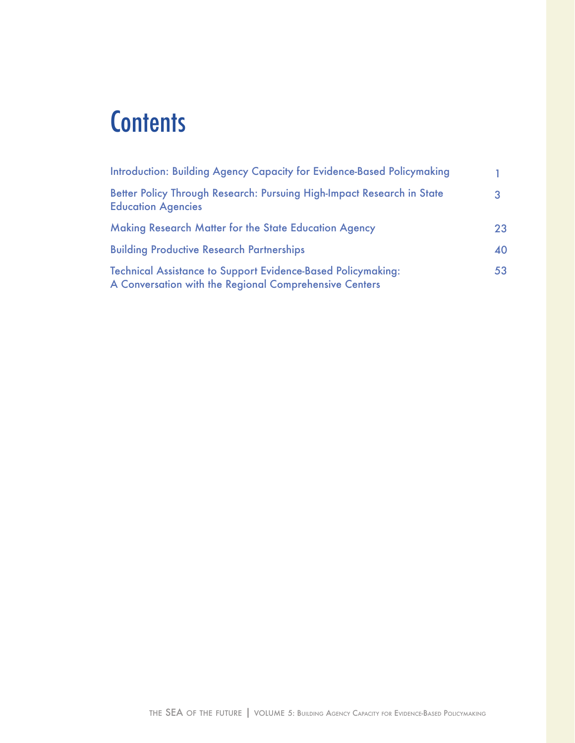# Contents

| | |
|---|---|
| Introduction: Building Agency Capacity for Evidence-Based Policymaking | 1 |
| Better Policy Through Research: Pursuing High-Impact Research in State Education Agencies | 3 |
| Making Research Matter for the State Education Agency | 23 |
| Building Productive Research Partnerships | 40 |
| Technical Assistance to Support Evidence-Based Policymaking: A Conversation with the Regional Comprehensive Centers | 53 |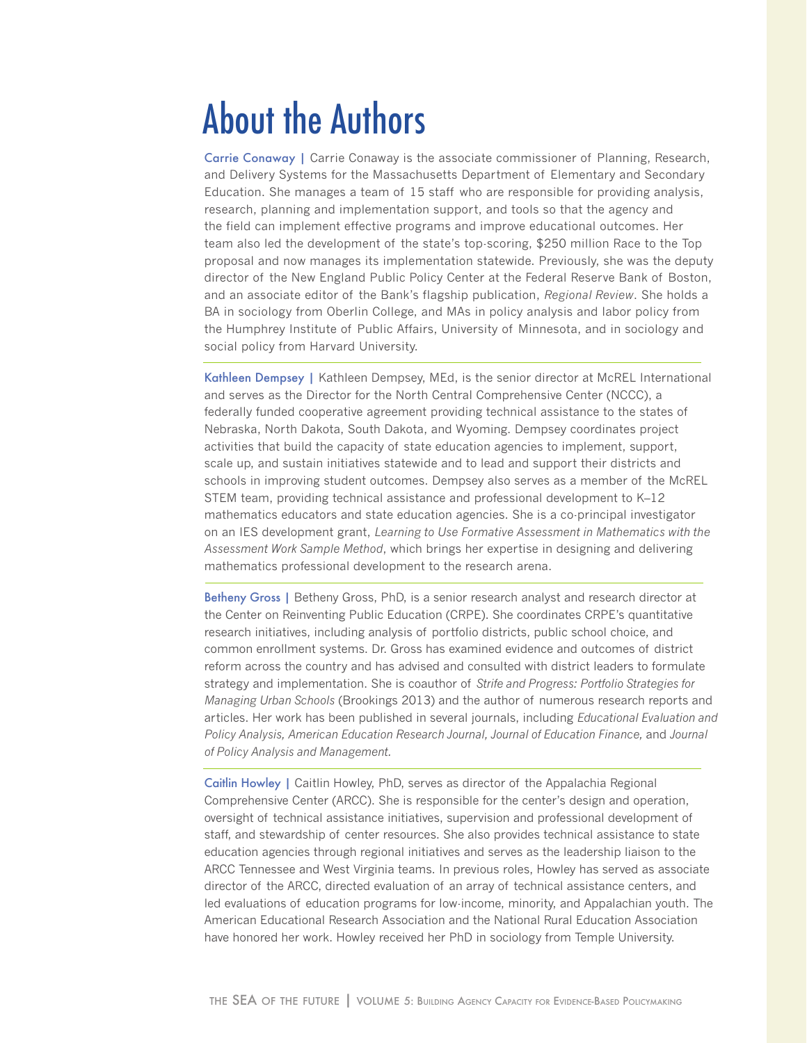# About the Authors

**Carrie Conaway |** Carrie Conaway is the associate commissioner of Planning, Research, and Delivery Systems for the Massachusetts Department of Elementary and Secondary Education. She manages a team of 15 staff who are responsible for providing analysis, research, planning and implementation support, and tools so that the agency and the field can implement effective programs and improve educational outcomes. Her team also led the development of the state's top-scoring, $250 million Race to the Top proposal and now manages its implementation statewide. Previously, she was the deputy director of the New England Public Policy Center at the Federal Reserve Bank of Boston, and an associate editor of the Bank's flagship publication, *Regional Review*. She holds a BA in sociology from Oberlin College, and MAs in policy analysis and labor policy from the Humphrey Institute of Public Affairs, University of Minnesota, and in sociology and social policy from Harvard University.

---

**Kathleen Dempsey |** Kathleen Dempsey, MEd, is the senior director at McREL International and serves as the Director for the North Central Comprehensive Center (NCCC), a federally funded cooperative agreement providing technical assistance to the states of Nebraska, North Dakota, South Dakota, and Wyoming. Dempsey coordinates project activities that build the capacity of state education agencies to implement, support, scale up, and sustain initiatives statewide and to lead and support their districts and schools in improving student outcomes. Dempsey also serves as a member of the McREL STEM team, providing technical assistance and professional development to K–12 mathematics educators and state education agencies. She is a co-principal investigator on an IES development grant, *Learning to Use Formative Assessment in Mathematics with the Assessment Work Sample Method*, which brings her expertise in designing and delivering mathematics professional development to the research arena.

---

**Betheny Gross |** Betheny Gross, PhD, is a senior research analyst and research director at the Center on Reinventing Public Education (CRPE). She coordinates CRPE's quantitative research initiatives, including analysis of portfolio districts, public school choice, and common enrollment systems. Dr. Gross has examined evidence and outcomes of district reform across the country and has advised and consulted with district leaders to formulate strategy and implementation. She is coauthor of *Strife and Progress: Portfolio Strategies for Managing Urban Schools* (Brookings 2013) and the author of numerous research reports and articles. Her work has been published in several journals, including *Educational Evaluation and Policy Analysis, American Education Research Journal, Journal of Education Finance,* and *Journal of Policy Analysis and Management.*

---

**Caitlin Howley |** Caitlin Howley, PhD, serves as director of the Appalachia Regional Comprehensive Center (ARCC). She is responsible for the center's design and operation, oversight of technical assistance initiatives, supervision and professional development of staff, and stewardship of center resources. She also provides technical assistance to state education agencies through regional initiatives and serves as the leadership liaison to the ARCC Tennessee and West Virginia teams. In previous roles, Howley has served as associate director of the ARCC, directed evaluation of an array of technical assistance centers, and led evaluations of education programs for low-income, minority, and Appalachian youth. The American Educational Research Association and the National Rural Education Association have honored her work. Howley received her PhD in sociology from Temple University.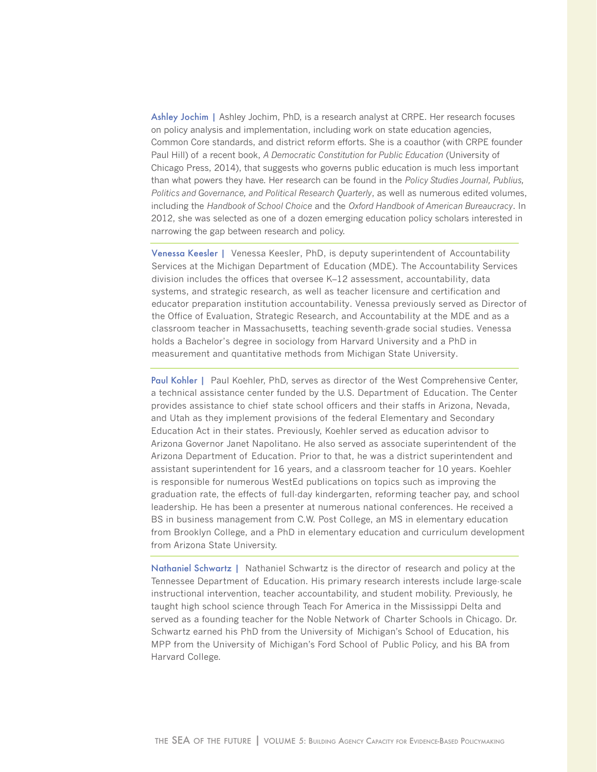**Ashley Jochim |** Ashley Jochim, PhD, is a research analyst at CRPE. Her research focuses on policy analysis and implementation, including work on state education agencies, Common Core standards, and district reform efforts. She is a coauthor (with CRPE founder Paul Hill) of a recent book, *A Democratic Constitution for Public Education* (University of Chicago Press, 2014), that suggests who governs public education is much less important than what powers they have. Her research can be found in the *Policy Studies Journal, Publius, Politics and Governance, and Political Research Quarterly*, as well as numerous edited volumes, including the *Handbook of School Choice* and the *Oxford Handbook of American Bureaucracy*. In 2012, she was selected as one of a dozen emerging education policy scholars interested in narrowing the gap between research and policy.

---

**Venessa Keesler |** Venessa Keesler, PhD, is deputy superintendent of Accountability Services at the Michigan Department of Education (MDE). The Accountability Services division includes the offices that oversee K–12 assessment, accountability, data systems, and strategic research, as well as teacher licensure and certification and educator preparation institution accountability. Venessa previously served as Director of the Office of Evaluation, Strategic Research, and Accountability at the MDE and as a classroom teacher in Massachusetts, teaching seventh-grade social studies. Venessa holds a Bachelor's degree in sociology from Harvard University and a PhD in measurement and quantitative methods from Michigan State University.

---

**Paul Kohler |** Paul Koehler, PhD, serves as director of the West Comprehensive Center, a technical assistance center funded by the U.S. Department of Education. The Center provides assistance to chief state school officers and their staffs in Arizona, Nevada, and Utah as they implement provisions of the federal Elementary and Secondary Education Act in their states. Previously, Koehler served as education advisor to Arizona Governor Janet Napolitano. He also served as associate superintendent of the Arizona Department of Education. Prior to that, he was a district superintendent and assistant superintendent for 16 years, and a classroom teacher for 10 years. Koehler is responsible for numerous WestEd publications on topics such as improving the graduation rate, the effects of full-day kindergarten, reforming teacher pay, and school leadership. He has been a presenter at numerous national conferences. He received a BS in business management from C.W. Post College, an MS in elementary education from Brooklyn College, and a PhD in elementary education and curriculum development from Arizona State University.

---

**Nathaniel Schwartz |** Nathaniel Schwartz is the director of research and policy at the Tennessee Department of Education. His primary research interests include large-scale instructional intervention, teacher accountability, and student mobility. Previously, he taught high school science through Teach For America in the Mississippi Delta and served as a founding teacher for the Noble Network of Charter Schools in Chicago. Dr. Schwartz earned his PhD from the University of Michigan's School of Education, his MPP from the University of Michigan's Ford School of Public Policy, and his BA from Harvard College.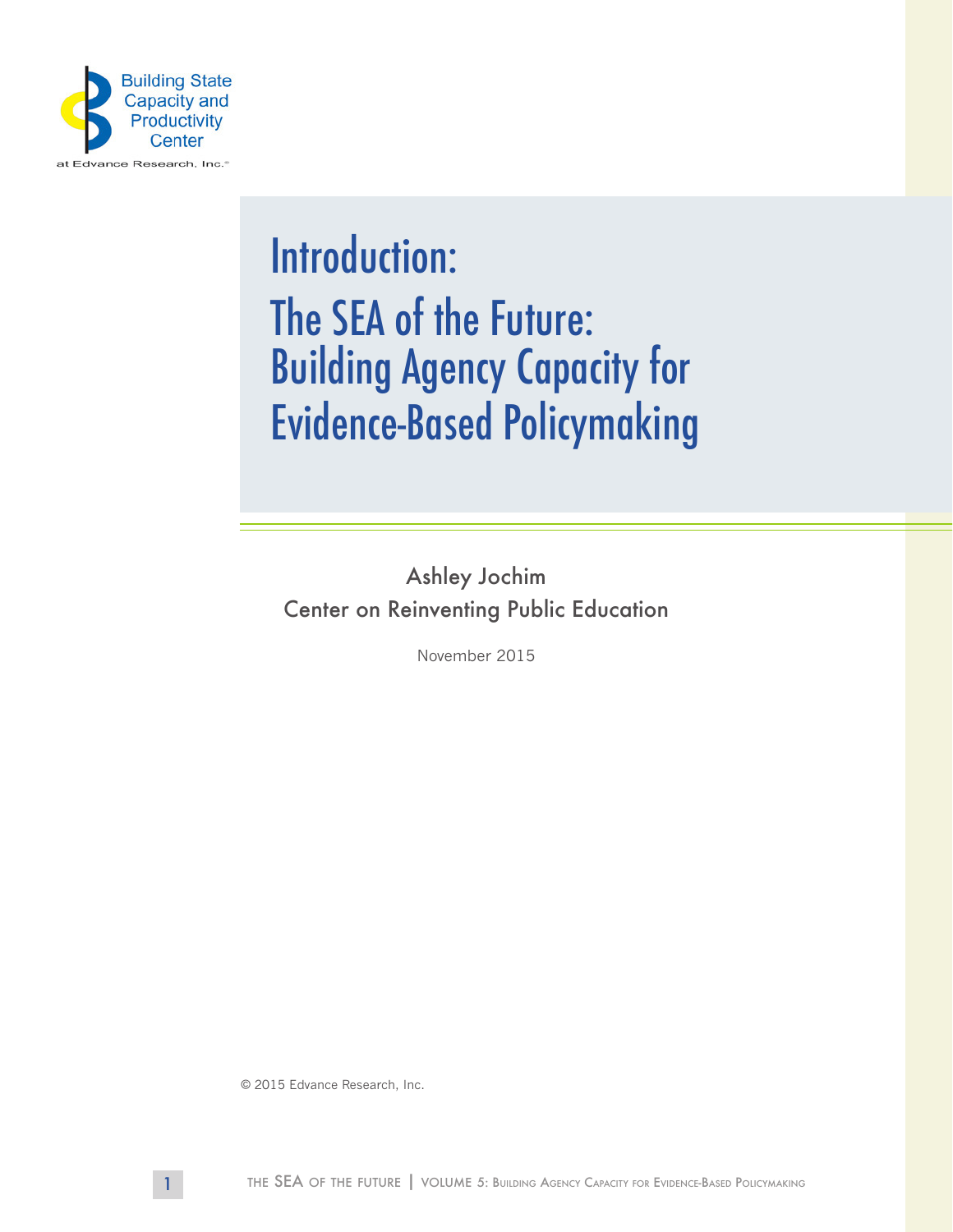Building State Capacity and Productivity Center

at Edvance Research, Inc.

# Introduction: The SEA of the Future: Building Agency Capacity for Evidence-Based Policymaking

Ashley Jochim

Center on Reinventing Public Education

November 2015

© 2015 Edvance Research, Inc.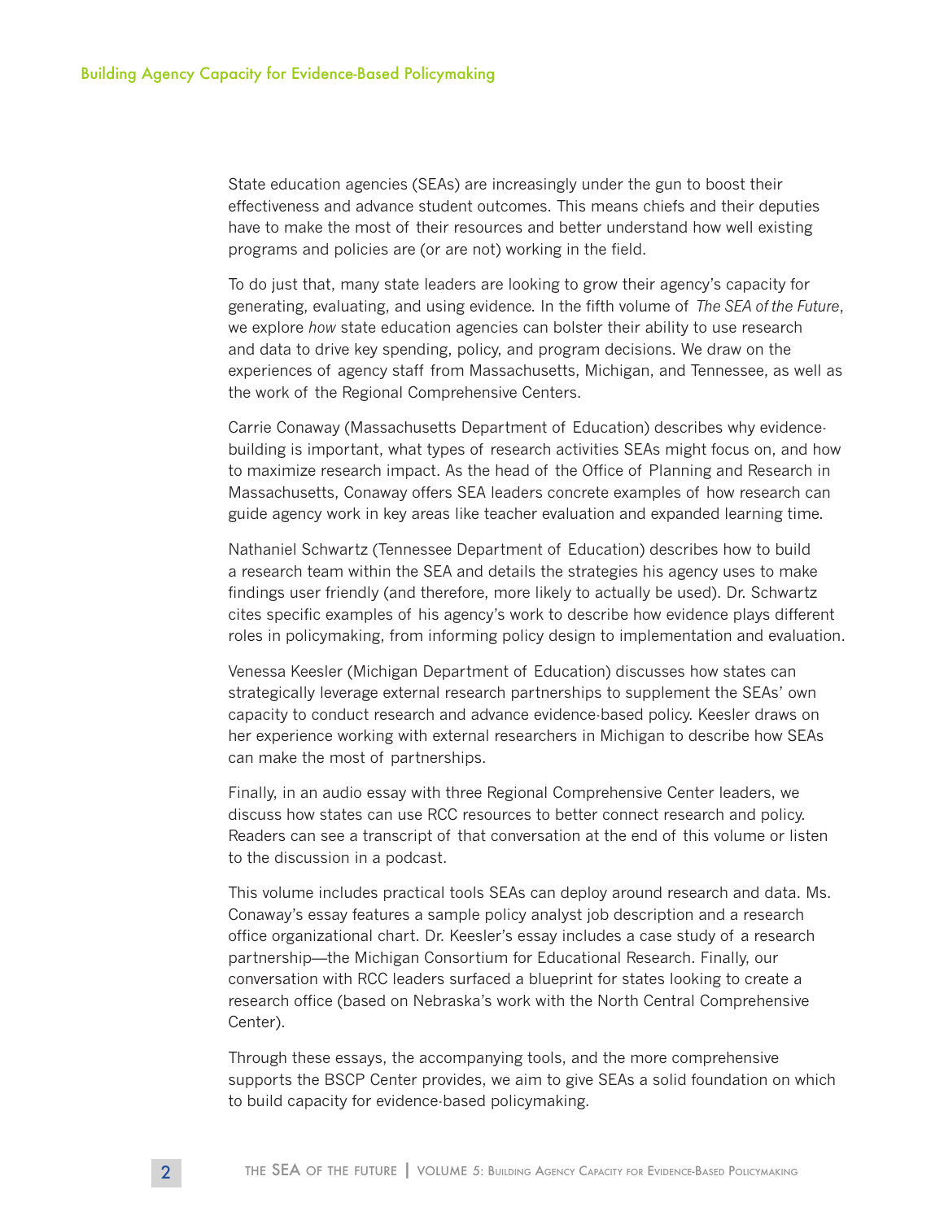State education agencies (SEAs) are increasingly under the gun to boost their effectiveness and advance student outcomes. This means chiefs and their deputies have to make the most of their resources and better understand how well existing programs and policies are (or are not) working in the field.

To do just that, many state leaders are looking to grow their agency's capacity for generating, evaluating, and using evidence. In the fifth volume of *The SEA of the Future*, we explore *how* state education agencies can bolster their ability to use research and data to drive key spending, policy, and program decisions. We draw on the experiences of agency staff from Massachusetts, Michigan, and Tennessee, as well as the work of the Regional Comprehensive Centers.

Carrie Conaway (Massachusetts Department of Education) describes why evidence-building is important, what types of research activities SEAs might focus on, and how to maximize research impact. As the head of the Office of Planning and Research in Massachusetts, Conaway offers SEA leaders concrete examples of how research can guide agency work in key areas like teacher evaluation and expanded learning time.

Nathaniel Schwartz (Tennessee Department of Education) describes how to build a research team within the SEA and details the strategies his agency uses to make findings user friendly (and therefore, more likely to actually be used). Dr. Schwartz cites specific examples of his agency's work to describe how evidence plays different roles in policymaking, from informing policy design to implementation and evaluation.

Venessa Keesler (Michigan Department of Education) discusses how states can strategically leverage external research partnerships to supplement the SEAs' own capacity to conduct research and advance evidence-based policy. Keesler draws on her experience working with external researchers in Michigan to describe how SEAs can make the most of partnerships.

Finally, in an audio essay with three Regional Comprehensive Center leaders, we discuss how states can use RCC resources to better connect research and policy. Readers can see a transcript of that conversation at the end of this volume or listen to the discussion in a podcast.

This volume includes practical tools SEAs can deploy around research and data. Ms. Conaway's essay features a sample policy analyst job description and a research office organizational chart. Dr. Keesler's essay includes a case study of a research partnership—the Michigan Consortium for Educational Research. Finally, our conversation with RCC leaders surfaced a blueprint for states looking to create a research office (based on Nebraska's work with the North Central Comprehensive Center).

Through these essays, the accompanying tools, and the more comprehensive supports the BSCP Center provides, we aim to give SEAs a solid foundation on which to build capacity for evidence-based policymaking.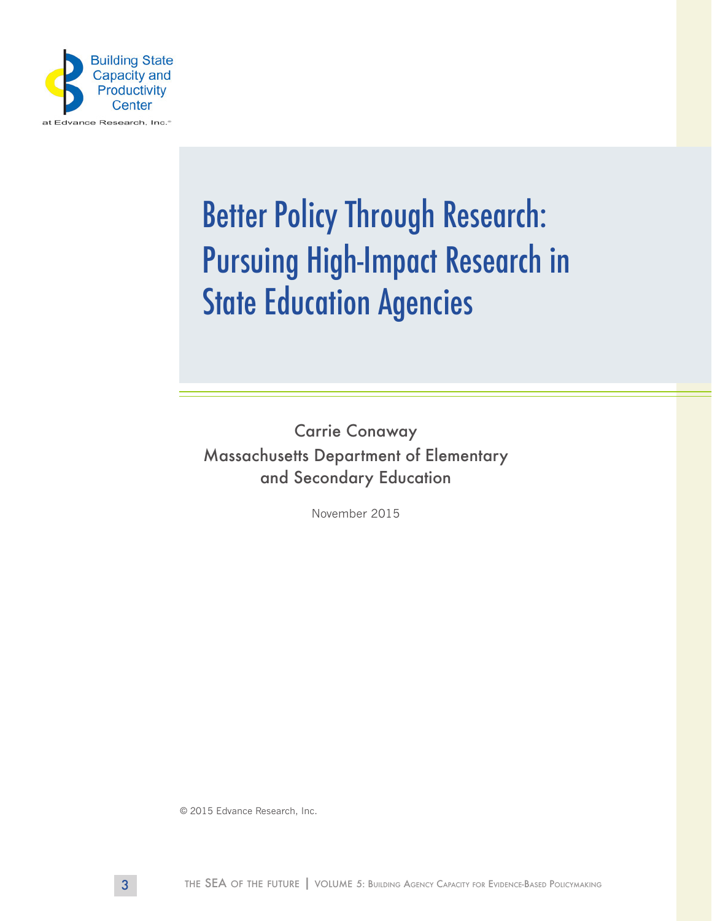Building State Capacity and Productivity Center

at Edvance Research, Inc.

# Better Policy Through Research: Pursuing High-Impact Research in State Education Agencies

Carrie Conaway
Massachusetts Department of Elementary and Secondary Education

November 2015

© 2015 Edvance Research, Inc.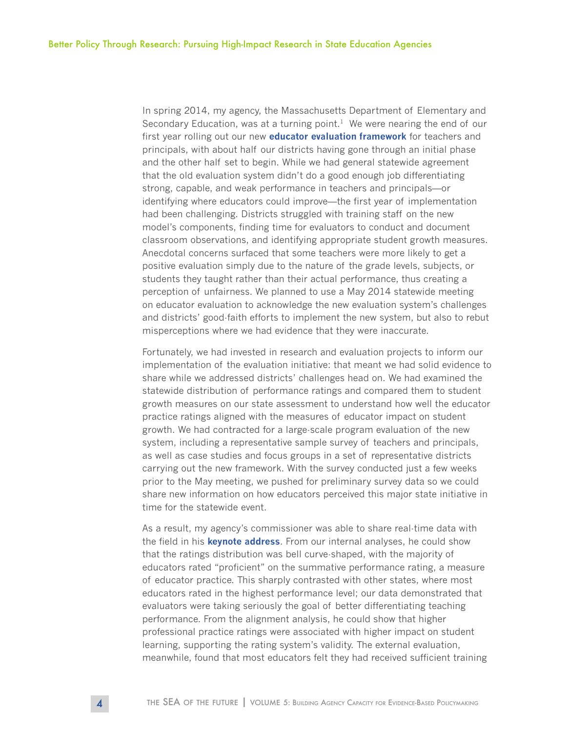In spring 2014, my agency, the Massachusetts Department of Elementary and Secondary Education, was at a turning point.[1] We were nearing the end of our first year rolling out our new **educator evaluation framework** for teachers and principals, with about half our districts having gone through an initial phase and the other half set to begin. While we had general statewide agreement that the old evaluation system didn't do a good enough job differentiating strong, capable, and weak performance in teachers and principals—or identifying where educators could improve—the first year of implementation had been challenging. Districts struggled with training staff on the new model's components, finding time for evaluators to conduct and document classroom observations, and identifying appropriate student growth measures. Anecdotal concerns surfaced that some teachers were more likely to get a positive evaluation simply due to the nature of the grade levels, subjects, or students they taught rather than their actual performance, thus creating a perception of unfairness. We planned to use a May 2014 statewide meeting on educator evaluation to acknowledge the new evaluation system's challenges and districts' good-faith efforts to implement the new system, but also to rebut misperceptions where we had evidence that they were inaccurate.

Fortunately, we had invested in research and evaluation projects to inform our implementation of the evaluation initiative: that meant we had solid evidence to share while we addressed districts' challenges head on. We had examined the statewide distribution of performance ratings and compared them to student growth measures on our state assessment to understand how well the educator practice ratings aligned with the measures of educator impact on student growth. We had contracted for a large-scale program evaluation of the new system, including a representative sample survey of teachers and principals, as well as case studies and focus groups in a set of representative districts carrying out the new framework. With the survey conducted just a few weeks prior to the May meeting, we pushed for preliminary survey data so we could share new information on how educators perceived this major state initiative in time for the statewide event.

As a result, my agency's commissioner was able to share real-time data with the field in his **keynote address**. From our internal analyses, he could show that the ratings distribution was bell curve-shaped, with the majority of educators rated "proficient" on the summative performance rating, a measure of educator practice. This sharply contrasted with other states, where most educators rated in the highest performance level; our data demonstrated that evaluators were taking seriously the goal of better differentiating teaching performance. From the alignment analysis, he could show that higher professional practice ratings were associated with higher impact on student learning, supporting the rating system's validity. The external evaluation, meanwhile, found that most educators felt they had received sufficient training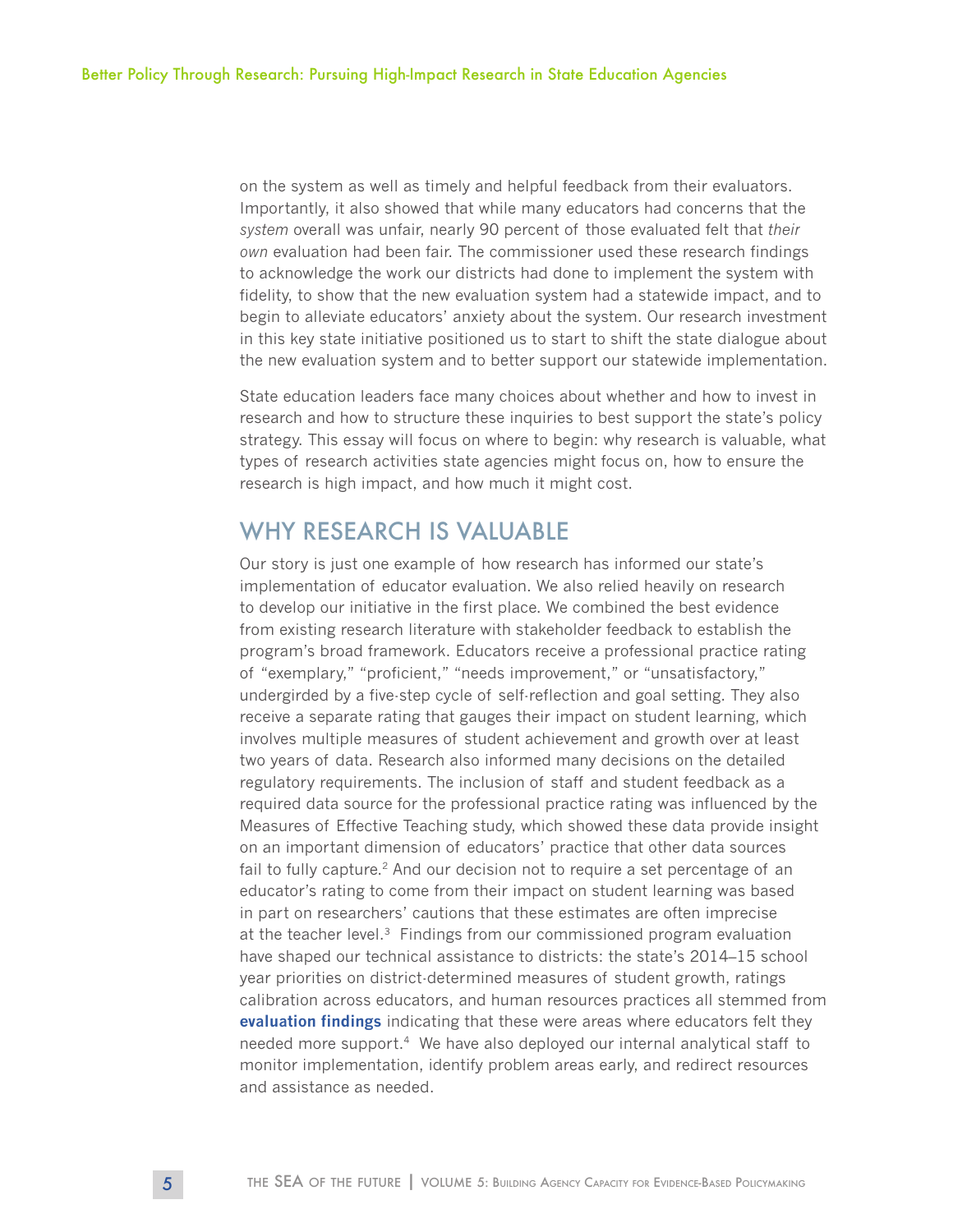on the system as well as timely and helpful feedback from their evaluators. Importantly, it also showed that while many educators had concerns that the *system* overall was unfair, nearly 90 percent of those evaluated felt that *their own* evaluation had been fair. The commissioner used these research findings to acknowledge the work our districts had done to implement the system with fidelity, to show that the new evaluation system had a statewide impact, and to begin to alleviate educators' anxiety about the system. Our research investment in this key state initiative positioned us to start to shift the state dialogue about the new evaluation system and to better support our statewide implementation.

State education leaders face many choices about whether and how to invest in research and how to structure these inquiries to best support the state's policy strategy. This essay will focus on where to begin: why research is valuable, what types of research activities state agencies might focus on, how to ensure the research is high impact, and how much it might cost.

## WHY RESEARCH IS VALUABLE

Our story is just one example of how research has informed our state's implementation of educator evaluation. We also relied heavily on research to develop our initiative in the first place. We combined the best evidence from existing research literature with stakeholder feedback to establish the program's broad framework. Educators receive a professional practice rating of "exemplary," "proficient," "needs improvement," or "unsatisfactory," undergirded by a five-step cycle of self-reflection and goal setting. They also receive a separate rating that gauges their impact on student learning, which involves multiple measures of student achievement and growth over at least two years of data. Research also informed many decisions on the detailed regulatory requirements. The inclusion of staff and student feedback as a required data source for the professional practice rating was influenced by the Measures of Effective Teaching study, which showed these data provide insight on an important dimension of educators' practice that other data sources fail to fully capture.[2] And our decision not to require a set percentage of an educator's rating to come from their impact on student learning was based in part on researchers' cautions that these estimates are often imprecise at the teacher level.[3] Findings from our commissioned program evaluation have shaped our technical assistance to districts: the state's 2014–15 school year priorities on district-determined measures of student growth, ratings calibration across educators, and human resources practices all stemmed from **evaluation findings** indicating that these were areas where educators felt they needed more support.[4] We have also deployed our internal analytical staff to monitor implementation, identify problem areas early, and redirect resources and assistance as needed.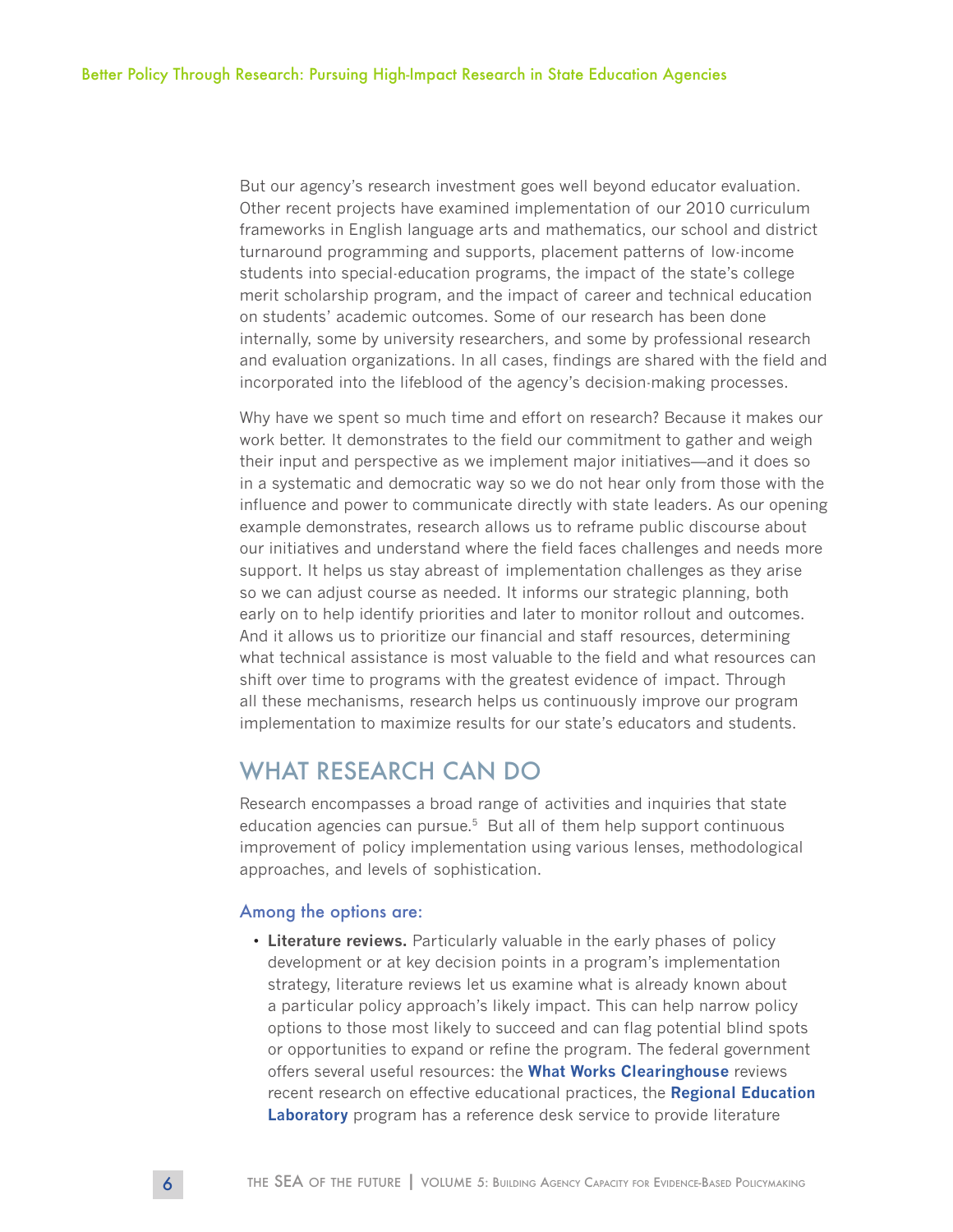But our agency's research investment goes well beyond educator evaluation. Other recent projects have examined implementation of our 2010 curriculum frameworks in English language arts and mathematics, our school and district turnaround programming and supports, placement patterns of low-income students into special-education programs, the impact of the state's college merit scholarship program, and the impact of career and technical education on students' academic outcomes. Some of our research has been done internally, some by university researchers, and some by professional research and evaluation organizations. In all cases, findings are shared with the field and incorporated into the lifeblood of the agency's decision-making processes.

Why have we spent so much time and effort on research? Because it makes our work better. It demonstrates to the field our commitment to gather and weigh their input and perspective as we implement major initiatives—and it does so in a systematic and democratic way so we do not hear only from those with the influence and power to communicate directly with state leaders. As our opening example demonstrates, research allows us to reframe public discourse about our initiatives and understand where the field faces challenges and needs more support. It helps us stay abreast of implementation challenges as they arise so we can adjust course as needed. It informs our strategic planning, both early on to help identify priorities and later to monitor rollout and outcomes. And it allows us to prioritize our financial and staff resources, determining what technical assistance is most valuable to the field and what resources can shift over time to programs with the greatest evidence of impact. Through all these mechanisms, research helps us continuously improve our program implementation to maximize results for our state's educators and students.

## WHAT RESEARCH CAN DO

Research encompasses a broad range of activities and inquiries that state education agencies can pursue.[5] But all of them help support continuous improvement of policy implementation using various lenses, methodological approaches, and levels of sophistication.

### Among the options are:

- **Literature reviews.** Particularly valuable in the early phases of policy development or at key decision points in a program's implementation strategy, literature reviews let us examine what is already known about a particular policy approach's likely impact. This can help narrow policy options to those most likely to succeed and can flag potential blind spots or opportunities to expand or refine the program. The federal government offers several useful resources: the **What Works Clearinghouse** reviews recent research on effective educational practices, the **Regional Education Laboratory** program has a reference desk service to provide literature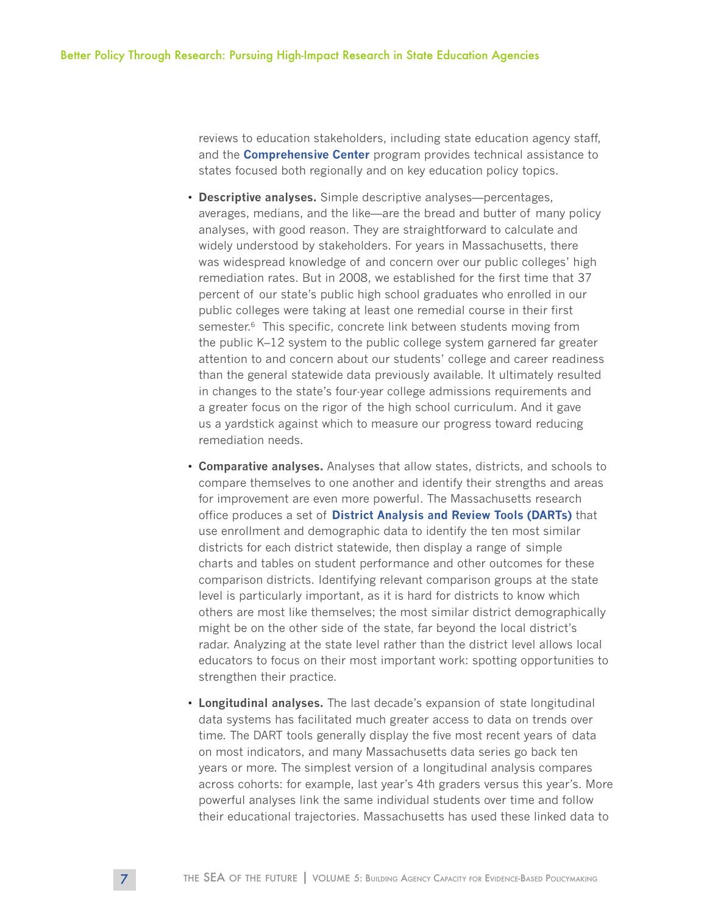reviews to education stakeholders, including state education agency staff, and the **Comprehensive Center** program provides technical assistance to states focused both regionally and on key education policy topics.

- **Descriptive analyses.** Simple descriptive analyses—percentages, averages, medians, and the like—are the bread and butter of many policy analyses, with good reason. They are straightforward to calculate and widely understood by stakeholders. For years in Massachusetts, there was widespread knowledge of and concern over our public colleges' high remediation rates. But in 2008, we established for the first time that 37 percent of our state's public high school graduates who enrolled in our public colleges were taking at least one remedial course in their first semester.[6] This specific, concrete link between students moving from the public K–12 system to the public college system garnered far greater attention to and concern about our students' college and career readiness than the general statewide data previously available. It ultimately resulted in changes to the state's four-year college admissions requirements and a greater focus on the rigor of the high school curriculum. And it gave us a yardstick against which to measure our progress toward reducing remediation needs.

- **Comparative analyses.** Analyses that allow states, districts, and schools to compare themselves to one another and identify their strengths and areas for improvement are even more powerful. The Massachusetts research office produces a set of **District Analysis and Review Tools (DARTs)** that use enrollment and demographic data to identify the ten most similar districts for each district statewide, then display a range of simple charts and tables on student performance and other outcomes for these comparison districts. Identifying relevant comparison groups at the state level is particularly important, as it is hard for districts to know which others are most like themselves; the most similar district demographically might be on the other side of the state, far beyond the local district's radar. Analyzing at the state level rather than the district level allows local educators to focus on their most important work: spotting opportunities to strengthen their practice.

- **Longitudinal analyses.** The last decade's expansion of state longitudinal data systems has facilitated much greater access to data on trends over time. The DART tools generally display the five most recent years of data on most indicators, and many Massachusetts data series go back ten years or more. The simplest version of a longitudinal analysis compares across cohorts: for example, last year's 4th graders versus this year's. More powerful analyses link the same individual students over time and follow their educational trajectories. Massachusetts has used these linked data to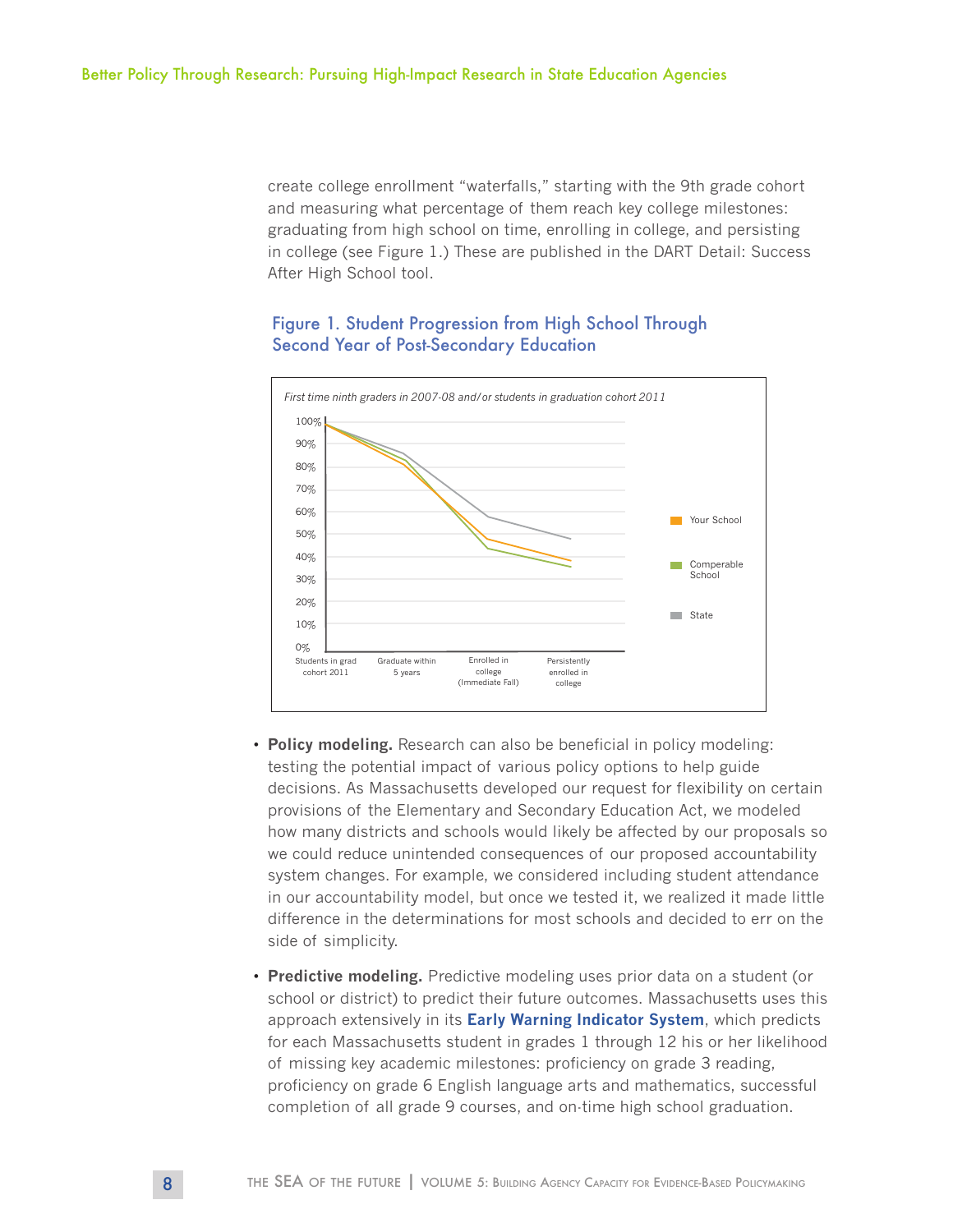create college enrollment "waterfalls," starting with the 9th grade cohort and measuring what percentage of them reach key college milestones: graduating from high school on time, enrolling in college, and persisting in college (see Figure 1.) These are published in the DART Detail: Success After High School tool.

### Figure 1. Student Progression from High School Through Second Year of Post-Secondary Education

*First time ninth graders in 2007-08 and/or students in graduation cohort 2011*

100%
90%
80%
70%
60%
50%
40%
30%
20%
10%
0%

Students in grad cohort 2011 | Graduate within 5 years | Enrolled in college (Immediate Fall) | Persistently enrolled in college

Your School
Comperable School
State

- **Policy modeling.** Research can also be beneficial in policy modeling: testing the potential impact of various policy options to help guide decisions. As Massachusetts developed our request for flexibility on certain provisions of the Elementary and Secondary Education Act, we modeled how many districts and schools would likely be affected by our proposals so we could reduce unintended consequences of our proposed accountability system changes. For example, we considered including student attendance in our accountability model, but once we tested it, we realized it made little difference in the determinations for most schools and decided to err on the side of simplicity.

- **Predictive modeling.** Predictive modeling uses prior data on a student (or school or district) to predict their future outcomes. Massachusetts uses this approach extensively in its **Early Warning Indicator System**, which predicts for each Massachusetts student in grades 1 through 12 his or her likelihood of missing key academic milestones: proficiency on grade 3 reading, proficiency on grade 6 English language arts and mathematics, successful completion of all grade 9 courses, and on-time high school graduation.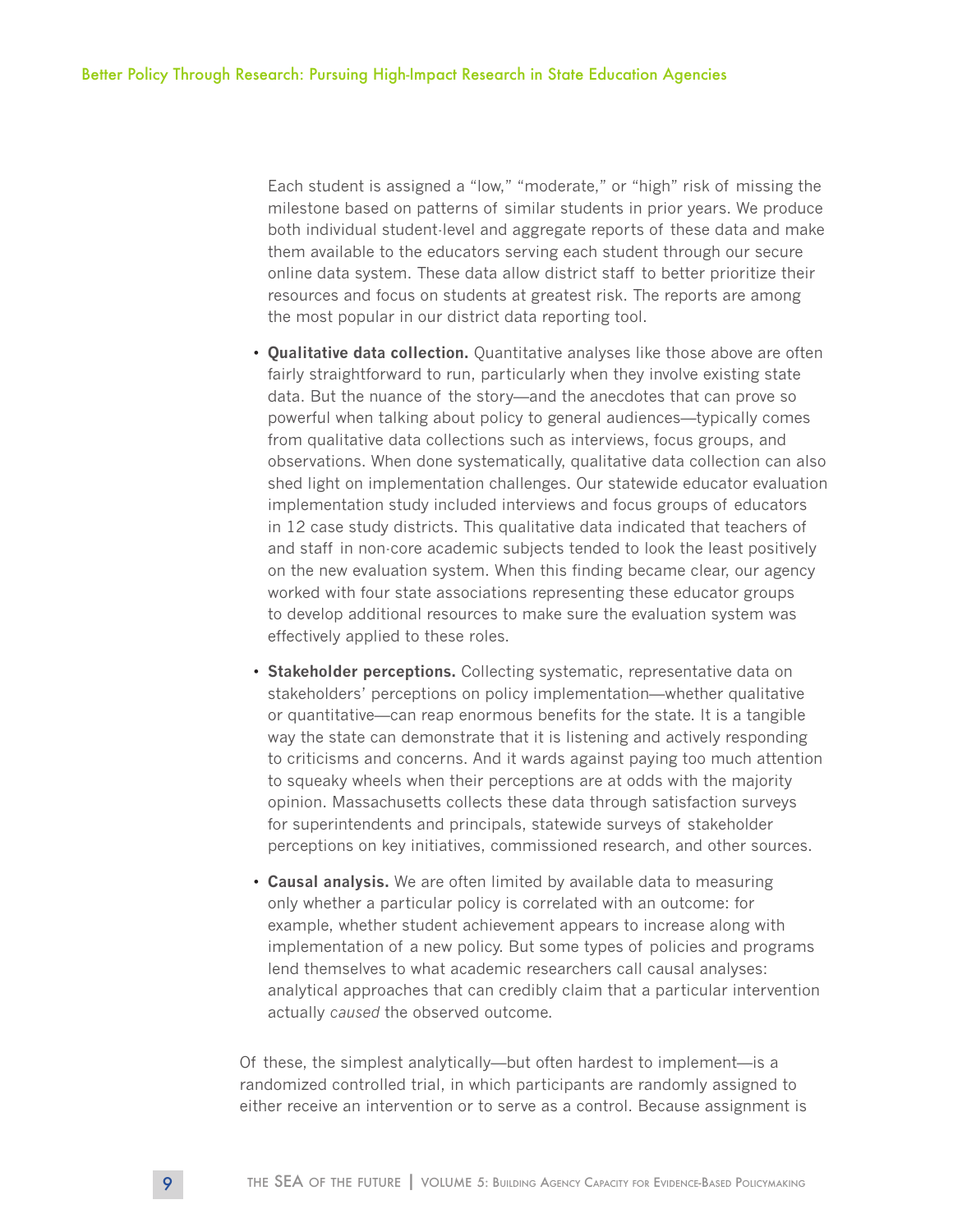Each student is assigned a "low," "moderate," or "high" risk of missing the milestone based on patterns of similar students in prior years. We produce both individual student-level and aggregate reports of these data and make them available to the educators serving each student through our secure online data system. These data allow district staff to better prioritize their resources and focus on students at greatest risk. The reports are among the most popular in our district data reporting tool.

- **Qualitative data collection.** Quantitative analyses like those above are often fairly straightforward to run, particularly when they involve existing state data. But the nuance of the story—and the anecdotes that can prove so powerful when talking about policy to general audiences—typically comes from qualitative data collections such as interviews, focus groups, and observations. When done systematically, qualitative data collection can also shed light on implementation challenges. Our statewide educator evaluation implementation study included interviews and focus groups of educators in 12 case study districts. This qualitative data indicated that teachers of and staff in non-core academic subjects tended to look the least positively on the new evaluation system. When this finding became clear, our agency worked with four state associations representing these educator groups to develop additional resources to make sure the evaluation system was effectively applied to these roles.

- **Stakeholder perceptions.** Collecting systematic, representative data on stakeholders' perceptions on policy implementation—whether qualitative or quantitative—can reap enormous benefits for the state. It is a tangible way the state can demonstrate that it is listening and actively responding to criticisms and concerns. And it wards against paying too much attention to squeaky wheels when their perceptions are at odds with the majority opinion. Massachusetts collects these data through satisfaction surveys for superintendents and principals, statewide surveys of stakeholder perceptions on key initiatives, commissioned research, and other sources.

- **Causal analysis.** We are often limited by available data to measuring only whether a particular policy is correlated with an outcome: for example, whether student achievement appears to increase along with implementation of a new policy. But some types of policies and programs lend themselves to what academic researchers call causal analyses: analytical approaches that can credibly claim that a particular intervention actually *caused* the observed outcome.

Of these, the simplest analytically—but often hardest to implement—is a randomized controlled trial, in which participants are randomly assigned to either receive an intervention or to serve as a control. Because assignment is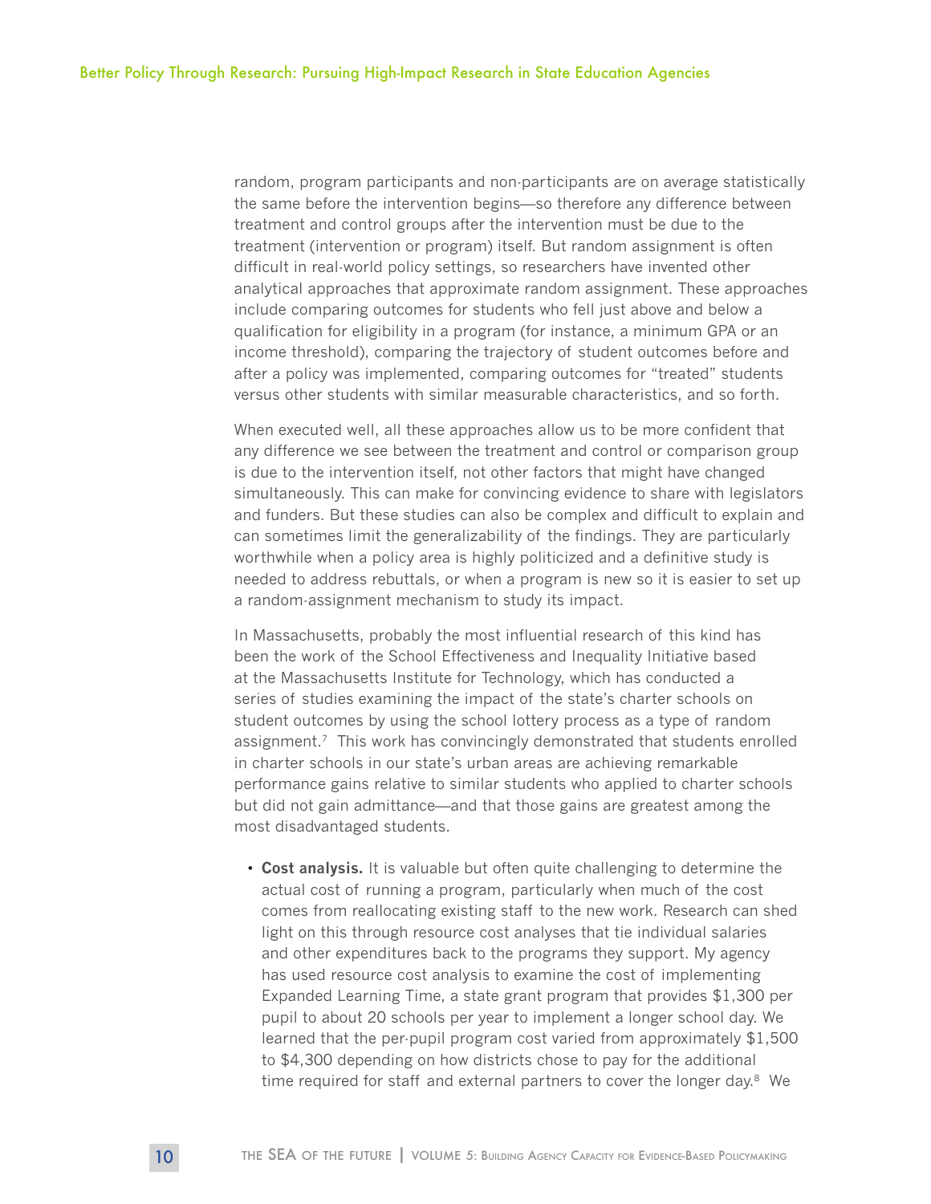random, program participants and non-participants are on average statistically the same before the intervention begins—so therefore any difference between treatment and control groups after the intervention must be due to the treatment (intervention or program) itself. But random assignment is often difficult in real-world policy settings, so researchers have invented other analytical approaches that approximate random assignment. These approaches include comparing outcomes for students who fell just above and below a qualification for eligibility in a program (for instance, a minimum GPA or an income threshold), comparing the trajectory of student outcomes before and after a policy was implemented, comparing outcomes for "treated" students versus other students with similar measurable characteristics, and so forth.

When executed well, all these approaches allow us to be more confident that any difference we see between the treatment and control or comparison group is due to the intervention itself, not other factors that might have changed simultaneously. This can make for convincing evidence to share with legislators and funders. But these studies can also be complex and difficult to explain and can sometimes limit the generalizability of the findings. They are particularly worthwhile when a policy area is highly politicized and a definitive study is needed to address rebuttals, or when a program is new so it is easier to set up a random-assignment mechanism to study its impact.

In Massachusetts, probably the most influential research of this kind has been the work of the School Effectiveness and Inequality Initiative based at the Massachusetts Institute for Technology, which has conducted a series of studies examining the impact of the state's charter schools on student outcomes by using the school lottery process as a type of random assignment.[7] This work has convincingly demonstrated that students enrolled in charter schools in our state's urban areas are achieving remarkable performance gains relative to similar students who applied to charter schools but did not gain admittance—and that those gains are greatest among the most disadvantaged students.

- **Cost analysis.** It is valuable but often quite challenging to determine the actual cost of running a program, particularly when much of the cost comes from reallocating existing staff to the new work. Research can shed light on this through resource cost analyses that tie individual salaries and other expenditures back to the programs they support. My agency has used resource cost analysis to examine the cost of implementing Expanded Learning Time, a state grant program that provides $1,300 per pupil to about 20 schools per year to implement a longer school day. We learned that the per-pupil program cost varied from approximately $1,500 to $4,300 depending on how districts chose to pay for the additional time required for staff and external partners to cover the longer day.[8] We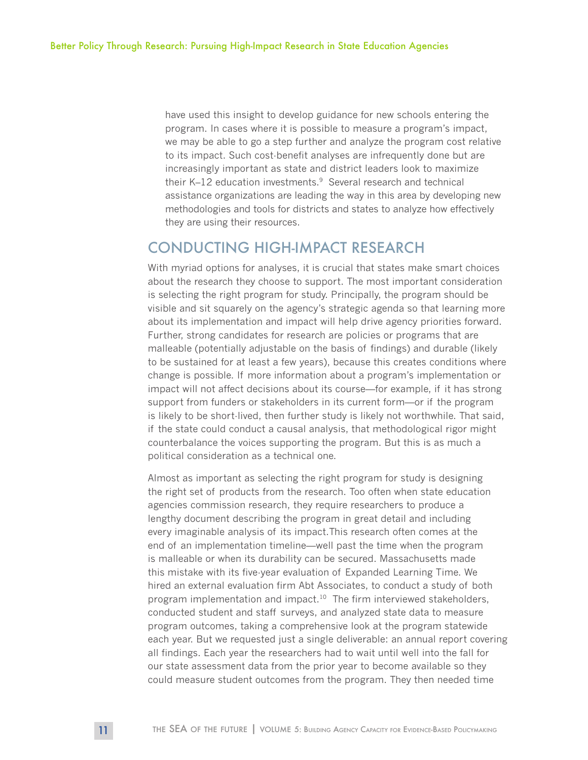have used this insight to develop guidance for new schools entering the program. In cases where it is possible to measure a program's impact, we may be able to go a step further and analyze the program cost relative to its impact. Such cost-benefit analyses are infrequently done but are increasingly important as state and district leaders look to maximize their K–12 education investments.[9] Several research and technical assistance organizations are leading the way in this area by developing new methodologies and tools for districts and states to analyze how effectively they are using their resources.

## CONDUCTING HIGH-IMPACT RESEARCH

With myriad options for analyses, it is crucial that states make smart choices about the research they choose to support. The most important consideration is selecting the right program for study. Principally, the program should be visible and sit squarely on the agency's strategic agenda so that learning more about its implementation and impact will help drive agency priorities forward. Further, strong candidates for research are policies or programs that are malleable (potentially adjustable on the basis of findings) and durable (likely to be sustained for at least a few years), because this creates conditions where change is possible. If more information about a program's implementation or impact will not affect decisions about its course—for example, if it has strong support from funders or stakeholders in its current form—or if the program is likely to be short-lived, then further study is likely not worthwhile. That said, if the state could conduct a causal analysis, that methodological rigor might counterbalance the voices supporting the program. But this is as much a political consideration as a technical one.

Almost as important as selecting the right program for study is designing the right set of products from the research. Too often when state education agencies commission research, they require researchers to produce a lengthy document describing the program in great detail and including every imaginable analysis of its impact.This research often comes at the end of an implementation timeline—well past the time when the program is malleable or when its durability can be secured. Massachusetts made this mistake with its five-year evaluation of Expanded Learning Time. We hired an external evaluation firm Abt Associates, to conduct a study of both program implementation and impact.[10] The firm interviewed stakeholders, conducted student and staff surveys, and analyzed state data to measure program outcomes, taking a comprehensive look at the program statewide each year. But we requested just a single deliverable: an annual report covering all findings. Each year the researchers had to wait until well into the fall for our state assessment data from the prior year to become available so they could measure student outcomes from the program. They then needed time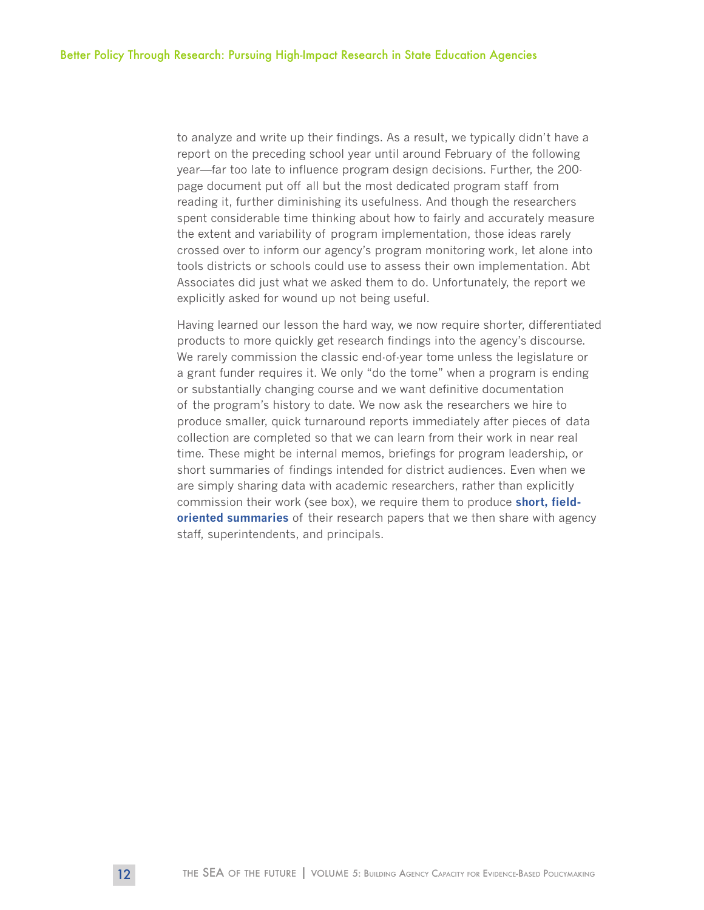to analyze and write up their findings. As a result, we typically didn't have a report on the preceding school year until around February of the following year—far too late to influence program design decisions. Further, the 200-page document put off all but the most dedicated program staff from reading it, further diminishing its usefulness. And though the researchers spent considerable time thinking about how to fairly and accurately measure the extent and variability of program implementation, those ideas rarely crossed over to inform our agency's program monitoring work, let alone into tools districts or schools could use to assess their own implementation. Abt Associates did just what we asked them to do. Unfortunately, the report we explicitly asked for wound up not being useful.

Having learned our lesson the hard way, we now require shorter, differentiated products to more quickly get research findings into the agency's discourse. We rarely commission the classic end-of-year tome unless the legislature or a grant funder requires it. We only "do the tome" when a program is ending or substantially changing course and we want definitive documentation of the program's history to date. We now ask the researchers we hire to produce smaller, quick turnaround reports immediately after pieces of data collection are completed so that we can learn from their work in near real time. These might be internal memos, briefings for program leadership, or short summaries of findings intended for district audiences. Even when we are simply sharing data with academic researchers, rather than explicitly commission their work (see box), we require them to produce **short, field-oriented summaries** of their research papers that we then share with agency staff, superintendents, and principals.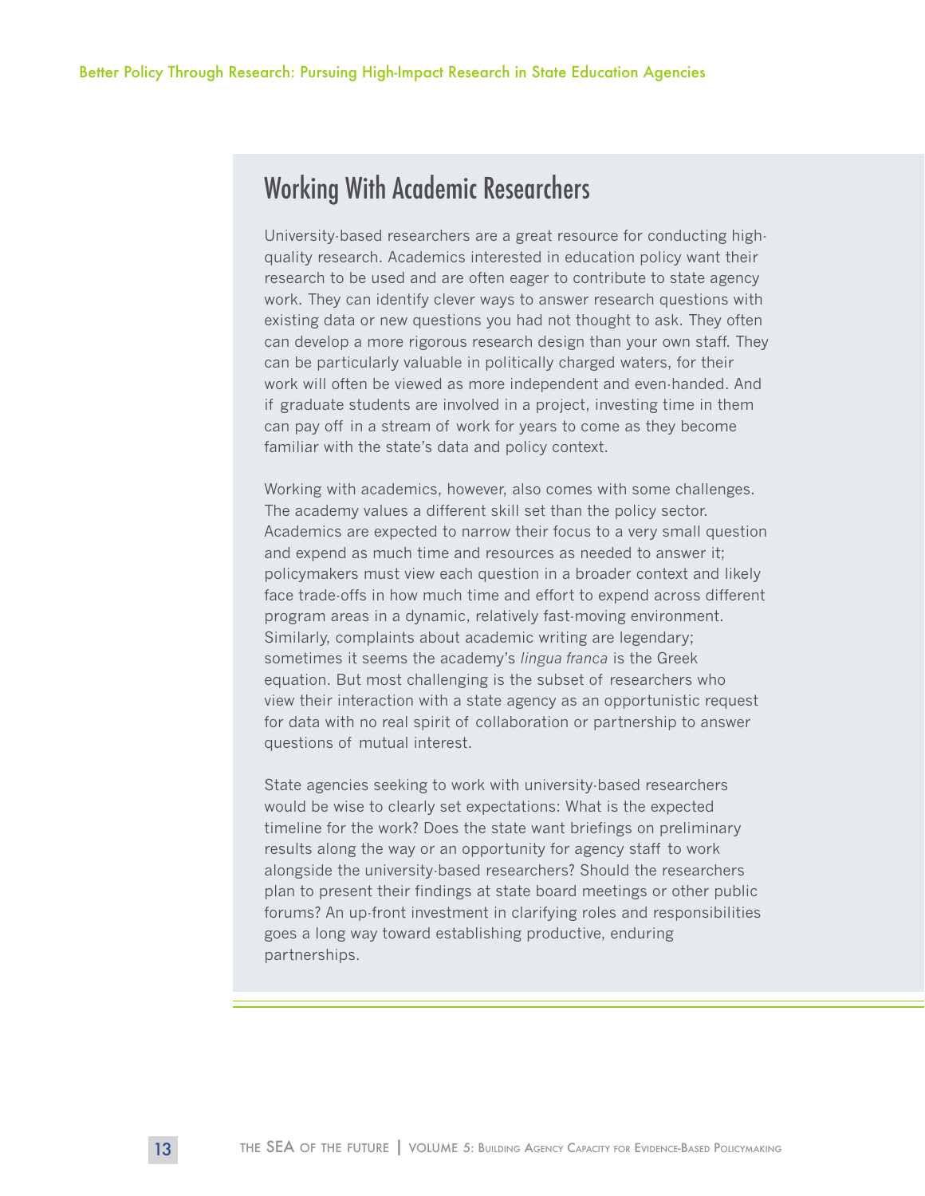## Working With Academic Researchers

University-based researchers are a great resource for conducting high-quality research. Academics interested in education policy want their research to be used and are often eager to contribute to state agency work. They can identify clever ways to answer research questions with existing data or new questions you had not thought to ask. They often can develop a more rigorous research design than your own staff. They can be particularly valuable in politically charged waters, for their work will often be viewed as more independent and even-handed. And if graduate students are involved in a project, investing time in them can pay off in a stream of work for years to come as they become familiar with the state's data and policy context.

Working with academics, however, also comes with some challenges. The academy values a different skill set than the policy sector. Academics are expected to narrow their focus to a very small question and expend as much time and resources as needed to answer it; policymakers must view each question in a broader context and likely face trade-offs in how much time and effort to expend across different program areas in a dynamic, relatively fast-moving environment. Similarly, complaints about academic writing are legendary; sometimes it seems the academy's *lingua franca* is the Greek equation. But most challenging is the subset of researchers who view their interaction with a state agency as an opportunistic request for data with no real spirit of collaboration or partnership to answer questions of mutual interest.

State agencies seeking to work with university-based researchers would be wise to clearly set expectations: What is the expected timeline for the work? Does the state want briefings on preliminary results along the way or an opportunity for agency staff to work alongside the university-based researchers? Should the researchers plan to present their findings at state board meetings or other public forums? An up-front investment in clarifying roles and responsibilities goes a long way toward establishing productive, enduring partnerships.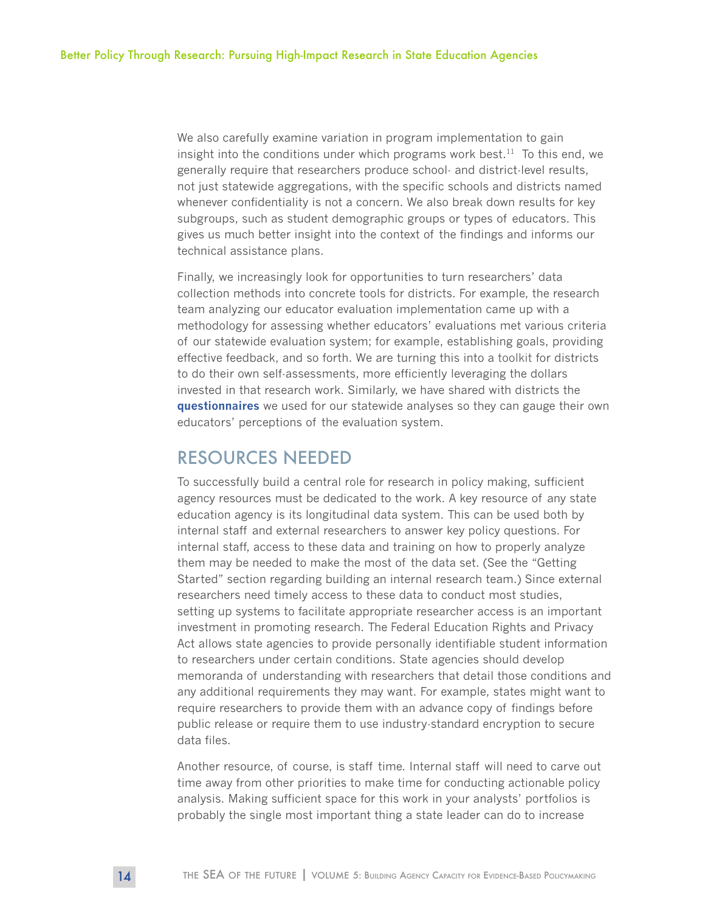We also carefully examine variation in program implementation to gain insight into the conditions under which programs work best.[11] To this end, we generally require that researchers produce school- and district-level results, not just statewide aggregations, with the specific schools and districts named whenever confidentiality is not a concern. We also break down results for key subgroups, such as student demographic groups or types of educators. This gives us much better insight into the context of the findings and informs our technical assistance plans.

Finally, we increasingly look for opportunities to turn researchers' data collection methods into concrete tools for districts. For example, the research team analyzing our educator evaluation implementation came up with a methodology for assessing whether educators' evaluations met various criteria of our statewide evaluation system; for example, establishing goals, providing effective feedback, and so forth. We are turning this into a toolkit for districts to do their own self-assessments, more efficiently leveraging the dollars invested in that research work. Similarly, we have shared with districts the **questionnaires** we used for our statewide analyses so they can gauge their own educators' perceptions of the evaluation system.

## RESOURCES NEEDED

To successfully build a central role for research in policy making, sufficient agency resources must be dedicated to the work. A key resource of any state education agency is its longitudinal data system. This can be used both by internal staff and external researchers to answer key policy questions. For internal staff, access to these data and training on how to properly analyze them may be needed to make the most of the data set. (See the "Getting Started" section regarding building an internal research team.) Since external researchers need timely access to these data to conduct most studies, setting up systems to facilitate appropriate researcher access is an important investment in promoting research. The Federal Education Rights and Privacy Act allows state agencies to provide personally identifiable student information to researchers under certain conditions. State agencies should develop memoranda of understanding with researchers that detail those conditions and any additional requirements they may want. For example, states might want to require researchers to provide them with an advance copy of findings before public release or require them to use industry-standard encryption to secure data files.

Another resource, of course, is staff time. Internal staff will need to carve out time away from other priorities to make time for conducting actionable policy analysis. Making sufficient space for this work in your analysts' portfolios is probably the single most important thing a state leader can do to increase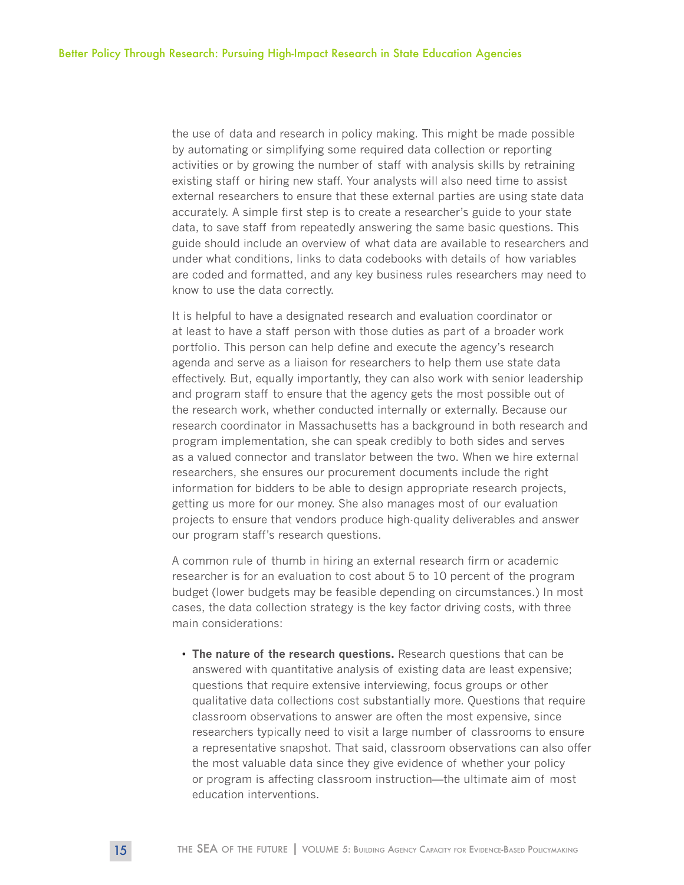the use of data and research in policy making. This might be made possible by automating or simplifying some required data collection or reporting activities or by growing the number of staff with analysis skills by retraining existing staff or hiring new staff. Your analysts will also need time to assist external researchers to ensure that these external parties are using state data accurately. A simple first step is to create a researcher's guide to your state data, to save staff from repeatedly answering the same basic questions. This guide should include an overview of what data are available to researchers and under what conditions, links to data codebooks with details of how variables are coded and formatted, and any key business rules researchers may need to know to use the data correctly.

It is helpful to have a designated research and evaluation coordinator or at least to have a staff person with those duties as part of a broader work portfolio. This person can help define and execute the agency's research agenda and serve as a liaison for researchers to help them use state data effectively. But, equally importantly, they can also work with senior leadership and program staff to ensure that the agency gets the most possible out of the research work, whether conducted internally or externally. Because our research coordinator in Massachusetts has a background in both research and program implementation, she can speak credibly to both sides and serves as a valued connector and translator between the two. When we hire external researchers, she ensures our procurement documents include the right information for bidders to be able to design appropriate research projects, getting us more for our money. She also manages most of our evaluation projects to ensure that vendors produce high-quality deliverables and answer our program staff's research questions.

A common rule of thumb in hiring an external research firm or academic researcher is for an evaluation to cost about 5 to 10 percent of the program budget (lower budgets may be feasible depending on circumstances.) In most cases, the data collection strategy is the key factor driving costs, with three main considerations:

- **The nature of the research questions.** Research questions that can be answered with quantitative analysis of existing data are least expensive; questions that require extensive interviewing, focus groups or other qualitative data collections cost substantially more. Questions that require classroom observations to answer are often the most expensive, since researchers typically need to visit a large number of classrooms to ensure a representative snapshot. That said, classroom observations can also offer the most valuable data since they give evidence of whether your policy or program is affecting classroom instruction—the ultimate aim of most education interventions.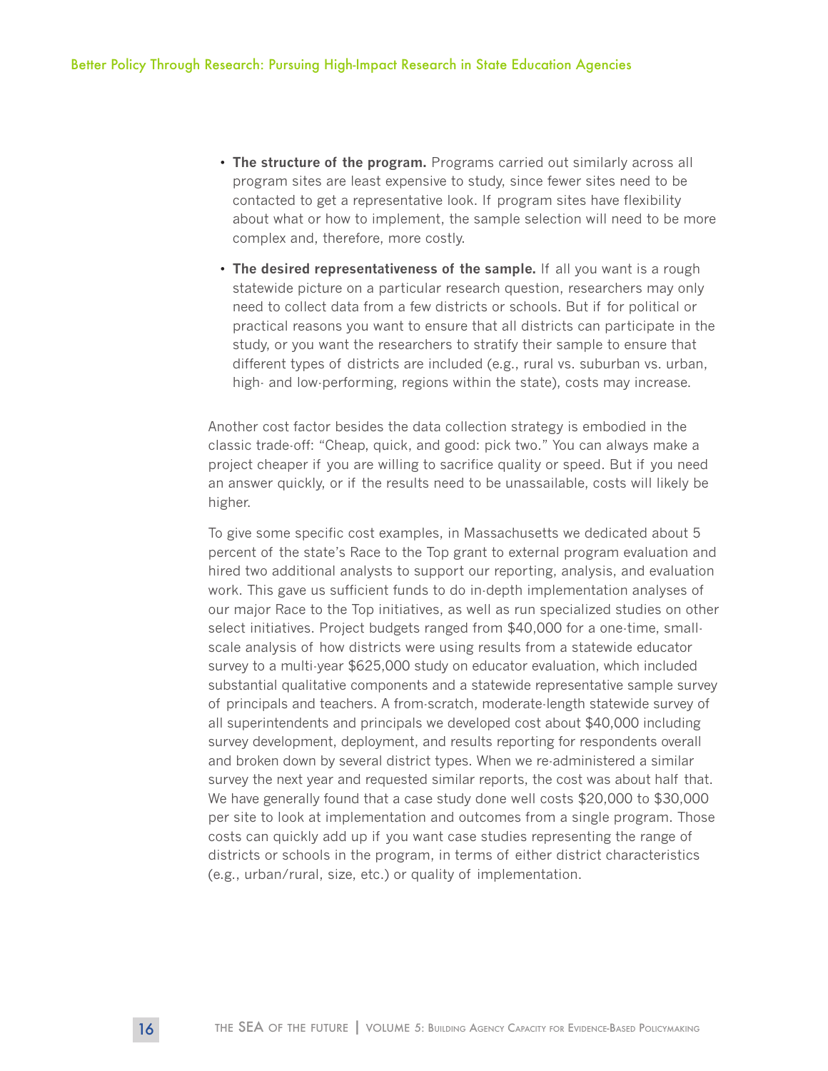- **The structure of the program.** Programs carried out similarly across all program sites are least expensive to study, since fewer sites need to be contacted to get a representative look. If program sites have flexibility about what or how to implement, the sample selection will need to be more complex and, therefore, more costly.

- **The desired representativeness of the sample.** If all you want is a rough statewide picture on a particular research question, researchers may only need to collect data from a few districts or schools. But if for political or practical reasons you want to ensure that all districts can participate in the study, or you want the researchers to stratify their sample to ensure that different types of districts are included (e.g., rural vs. suburban vs. urban, high- and low-performing, regions within the state), costs may increase.

Another cost factor besides the data collection strategy is embodied in the classic trade-off: "Cheap, quick, and good: pick two." You can always make a project cheaper if you are willing to sacrifice quality or speed. But if you need an answer quickly, or if the results need to be unassailable, costs will likely be higher.

To give some specific cost examples, in Massachusetts we dedicated about 5 percent of the state's Race to the Top grant to external program evaluation and hired two additional analysts to support our reporting, analysis, and evaluation work. This gave us sufficient funds to do in-depth implementation analyses of our major Race to the Top initiatives, as well as run specialized studies on other select initiatives. Project budgets ranged from $40,000 for a one-time, small-scale analysis of how districts were using results from a statewide educator survey to a multi-year $625,000 study on educator evaluation, which included substantial qualitative components and a statewide representative sample survey of principals and teachers. A from-scratch, moderate-length statewide survey of all superintendents and principals we developed cost about $40,000 including survey development, deployment, and results reporting for respondents overall and broken down by several district types. When we re-administered a similar survey the next year and requested similar reports, the cost was about half that. We have generally found that a case study done well costs $20,000 to $30,000 per site to look at implementation and outcomes from a single program. Those costs can quickly add up if you want case studies representing the range of districts or schools in the program, in terms of either district characteristics (e.g., urban/rural, size, etc.) or quality of implementation.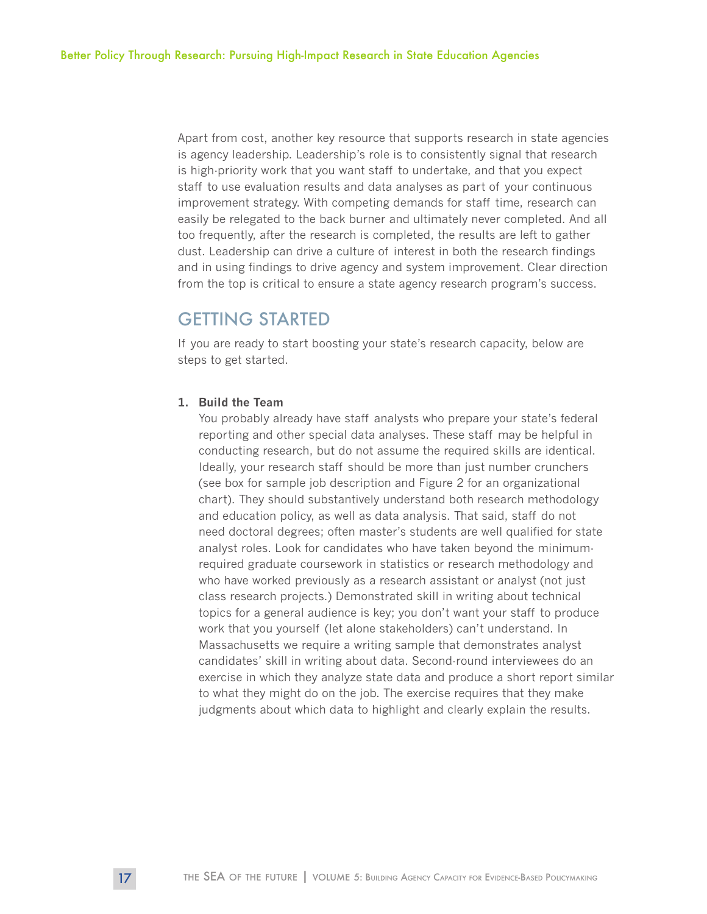Apart from cost, another key resource that supports research in state agencies is agency leadership. Leadership's role is to consistently signal that research is high-priority work that you want staff to undertake, and that you expect staff to use evaluation results and data analyses as part of your continuous improvement strategy. With competing demands for staff time, research can easily be relegated to the back burner and ultimately never completed. And all too frequently, after the research is completed, the results are left to gather dust. Leadership can drive a culture of interest in both the research findings and in using findings to drive agency and system improvement. Clear direction from the top is critical to ensure a state agency research program's success.

## GETTING STARTED

If you are ready to start boosting your state's research capacity, below are steps to get started.

1. **Build the Team**
   You probably already have staff analysts who prepare your state's federal reporting and other special data analyses. These staff may be helpful in conducting research, but do not assume the required skills are identical. Ideally, your research staff should be more than just number crunchers (see box for sample job description and Figure 2 for an organizational chart). They should substantively understand both research methodology and education policy, as well as data analysis. That said, staff do not need doctoral degrees; often master's students are well qualified for state analyst roles. Look for candidates who have taken beyond the minimum-required graduate coursework in statistics or research methodology and who have worked previously as a research assistant or analyst (not just class research projects.) Demonstrated skill in writing about technical topics for a general audience is key; you don't want your staff to produce work that you yourself (let alone stakeholders) can't understand. In Massachusetts we require a writing sample that demonstrates analyst candidates' skill in writing about data. Second-round interviewees do an exercise in which they analyze state data and produce a short report similar to what they might do on the job. The exercise requires that they make judgments about which data to highlight and clearly explain the results.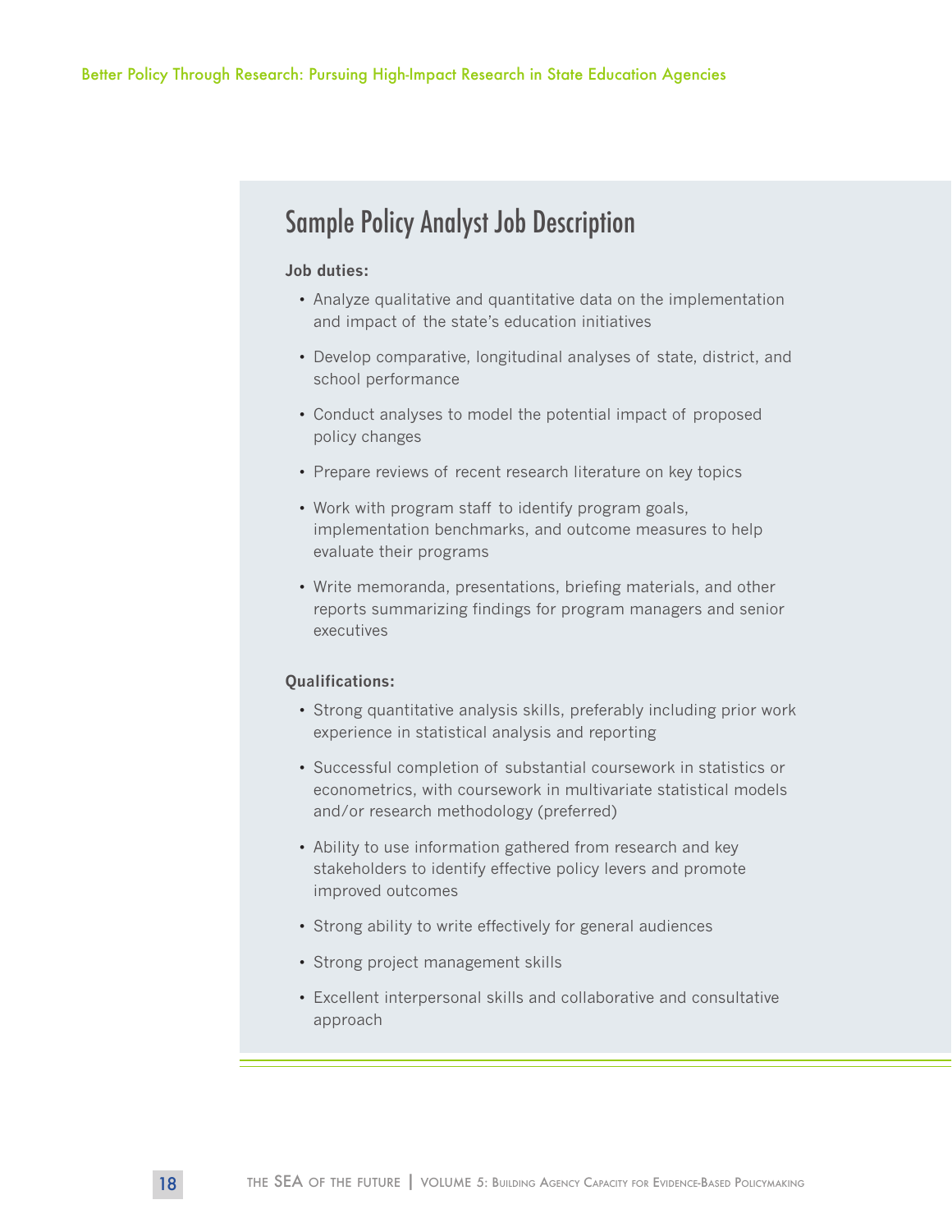## Sample Policy Analyst Job Description

**Job duties:**

- Analyze qualitative and quantitative data on the implementation and impact of the state's education initiatives
- Develop comparative, longitudinal analyses of state, district, and school performance
- Conduct analyses to model the potential impact of proposed policy changes
- Prepare reviews of recent research literature on key topics
- Work with program staff to identify program goals, implementation benchmarks, and outcome measures to help evaluate their programs
- Write memoranda, presentations, briefing materials, and other reports summarizing findings for program managers and senior executives

**Qualifications:**

- Strong quantitative analysis skills, preferably including prior work experience in statistical analysis and reporting
- Successful completion of substantial coursework in statistics or econometrics, with coursework in multivariate statistical models and/or research methodology (preferred)
- Ability to use information gathered from research and key stakeholders to identify effective policy levers and promote improved outcomes
- Strong ability to write effectively for general audiences
- Strong project management skills
- Excellent interpersonal skills and collaborative and consultative approach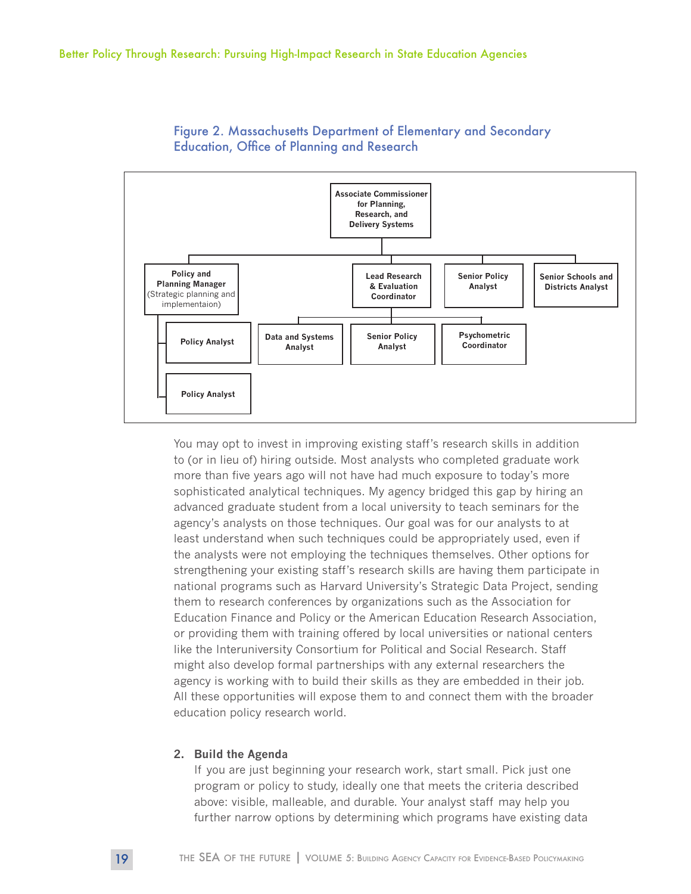Figure 2. Massachusetts Department of Elementary and Secondary Education, Office of Planning and Research

- Associate Commissioner for Planning, Research, and Delivery Systems
  - Policy and Planning Manager (Strategic planning and implementaion)
    - Policy Analyst
    - Policy Analyst
  - Lead Research & Evaluation Coordinator
    - Data and Systems Analyst
    - Senior Policy Analyst
    - Psychometric Coordinator
  - Senior Policy Analyst
  - Senior Schools and Districts Analyst

You may opt to invest in improving existing staff's research skills in addition to (or in lieu of) hiring outside. Most analysts who completed graduate work more than five years ago will not have had much exposure to today's more sophisticated analytical techniques. My agency bridged this gap by hiring an advanced graduate student from a local university to teach seminars for the agency's analysts on those techniques. Our goal was for our analysts to at least understand when such techniques could be appropriately used, even if the analysts were not employing the techniques themselves. Other options for strengthening your existing staff's research skills are having them participate in national programs such as Harvard University's Strategic Data Project, sending them to research conferences by organizations such as the Association for Education Finance and Policy or the American Education Research Association, or providing them with training offered by local universities or national centers like the Interuniversity Consortium for Political and Social Research. Staff might also develop formal partnerships with any external researchers the agency is working with to build their skills as they are embedded in their job. All these opportunities will expose them to and connect them with the broader education policy research world.

2. **Build the Agenda**
   If you are just beginning your research work, start small. Pick just one program or policy to study, ideally one that meets the criteria described above: visible, malleable, and durable. Your analyst staff may help you further narrow options by determining which programs have existing data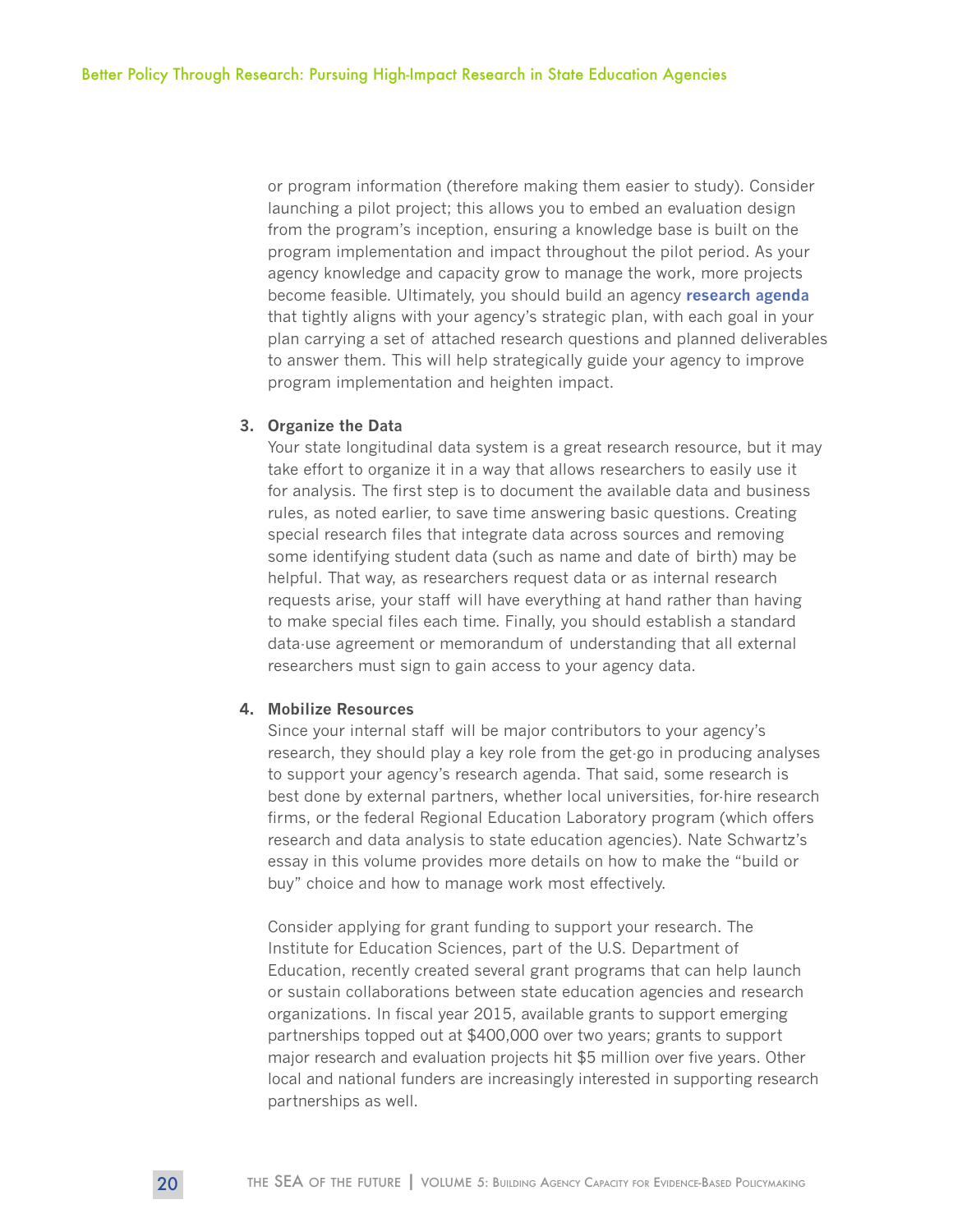or program information (therefore making them easier to study). Consider launching a pilot project; this allows you to embed an evaluation design from the program's inception, ensuring a knowledge base is built on the program implementation and impact throughout the pilot period. As your agency knowledge and capacity grow to manage the work, more projects become feasible. Ultimately, you should build an agency **research agenda** that tightly aligns with your agency's strategic plan, with each goal in your plan carrying a set of attached research questions and planned deliverables to answer them. This will help strategically guide your agency to improve program implementation and heighten impact.

3. **Organize the Data**
   Your state longitudinal data system is a great research resource, but it may take effort to organize it in a way that allows researchers to easily use it for analysis. The first step is to document the available data and business rules, as noted earlier, to save time answering basic questions. Creating special research files that integrate data across sources and removing some identifying student data (such as name and date of birth) may be helpful. That way, as researchers request data or as internal research requests arise, your staff will have everything at hand rather than having to make special files each time. Finally, you should establish a standard data-use agreement or memorandum of understanding that all external researchers must sign to gain access to your agency data.

4. **Mobilize Resources**
   Since your internal staff will be major contributors to your agency's research, they should play a key role from the get-go in producing analyses to support your agency's research agenda. That said, some research is best done by external partners, whether local universities, for-hire research firms, or the federal Regional Education Laboratory program (which offers research and data analysis to state education agencies). Nate Schwartz's essay in this volume provides more details on how to make the "build or buy" choice and how to manage work most effectively.

   Consider applying for grant funding to support your research. The Institute for Education Sciences, part of the U.S. Department of Education, recently created several grant programs that can help launch or sustain collaborations between state education agencies and research organizations. In fiscal year 2015, available grants to support emerging partnerships topped out at $400,000 over two years; grants to support major research and evaluation projects hit $5 million over five years. Other local and national funders are increasingly interested in supporting research partnerships as well.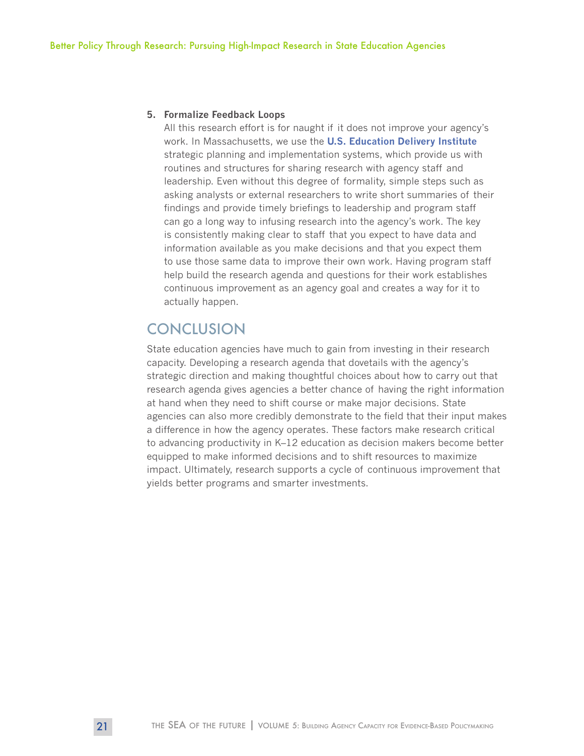5. **Formalize Feedback Loops**
   All this research effort is for naught if it does not improve your agency's work. In Massachusetts, we use the **U.S. Education Delivery Institute** strategic planning and implementation systems, which provide us with routines and structures for sharing research with agency staff and leadership. Even without this degree of formality, simple steps such as asking analysts or external researchers to write short summaries of their findings and provide timely briefings to leadership and program staff can go a long way to infusing research into the agency's work. The key is consistently making clear to staff that you expect to have data and information available as you make decisions and that you expect them to use those same data to improve their own work. Having program staff help build the research agenda and questions for their work establishes continuous improvement as an agency goal and creates a way for it to actually happen.

## CONCLUSION

State education agencies have much to gain from investing in their research capacity. Developing a research agenda that dovetails with the agency's strategic direction and making thoughtful choices about how to carry out that research agenda gives agencies a better chance of having the right information at hand when they need to shift course or make major decisions. State agencies can also more credibly demonstrate to the field that their input makes a difference in how the agency operates. These factors make research critical to advancing productivity in K–12 education as decision makers become better equipped to make informed decisions and to shift resources to maximize impact. Ultimately, research supports a cycle of continuous improvement that yields better programs and smarter investments.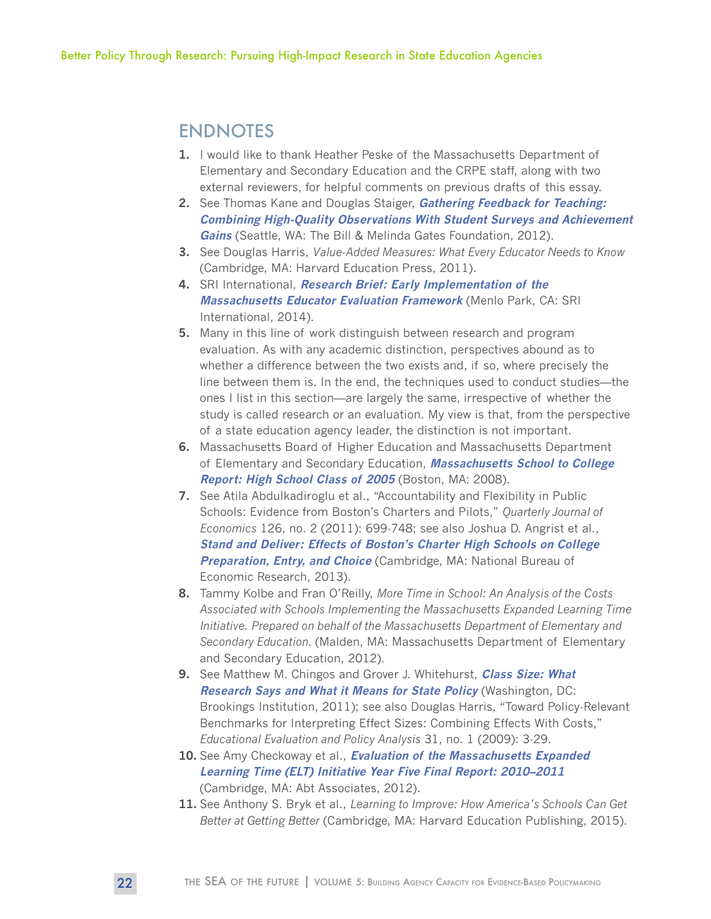## ENDNOTES

1. I would like to thank Heather Peske of the Massachusetts Department of Elementary and Secondary Education and the CRPE staff, along with two external reviewers, for helpful comments on previous drafts of this essay.
2. See Thomas Kane and Douglas Staiger, ***Gathering Feedback for Teaching: Combining High-Quality Observations With Student Surveys and Achievement Gains*** (Seattle, WA: The Bill & Melinda Gates Foundation, 2012).
3. See Douglas Harris, *Value-Added Measures: What Every Educator Needs to Know* (Cambridge, MA: Harvard Education Press, 2011).
4. SRI International, ***Research Brief: Early Implementation of the Massachusetts Educator Evaluation Framework*** (Menlo Park, CA: SRI International, 2014).
5. Many in this line of work distinguish between research and program evaluation. As with any academic distinction, perspectives abound as to whether a difference between the two exists and, if so, where precisely the line between them is. In the end, the techniques used to conduct studies—the ones I list in this section—are largely the same, irrespective of whether the study is called research or an evaluation. My view is that, from the perspective of a state education agency leader, the distinction is not important.
6. Massachusetts Board of Higher Education and Massachusetts Department of Elementary and Secondary Education, ***Massachusetts School to College Report: High School Class of 2005*** (Boston, MA: 2008).
7. See Atila Abdulkadiroglu et al., "Accountability and Flexibility in Public Schools: Evidence from Boston's Charters and Pilots," *Quarterly Journal of Economics* 126, no. 2 (2011): 699-748; see also Joshua D. Angrist et al., ***Stand and Deliver: Effects of Boston's Charter High Schools on College Preparation, Entry, and Choice*** (Cambridge, MA: National Bureau of Economic Research, 2013).
8. Tammy Kolbe and Fran O'Reilly, *More Time in School: An Analysis of the Costs Associated with Schools Implementing the Massachusetts Expanded Learning Time Initiative. Prepared on behalf of the Massachusetts Department of Elementary and Secondary Education.* (Malden, MA: Massachusetts Department of Elementary and Secondary Education, 2012).
9. See Matthew M. Chingos and Grover J. Whitehurst, ***Class Size: What Research Says and What it Means for State Policy*** (Washington, DC: Brookings Institution, 2011); see also Douglas Harris, "Toward Policy-Relevant Benchmarks for Interpreting Effect Sizes: Combining Effects With Costs," *Educational Evaluation and Policy Analysis* 31, no. 1 (2009): 3-29.
10. See Amy Checkoway et al., ***Evaluation of the Massachusetts Expanded Learning Time (ELT) Initiative Year Five Final Report: 2010–2011*** (Cambridge, MA: Abt Associates, 2012).
11. See Anthony S. Bryk et al., *Learning to Improve: How America's Schools Can Get Better at Getting Better* (Cambridge, MA: Harvard Education Publishing, 2015).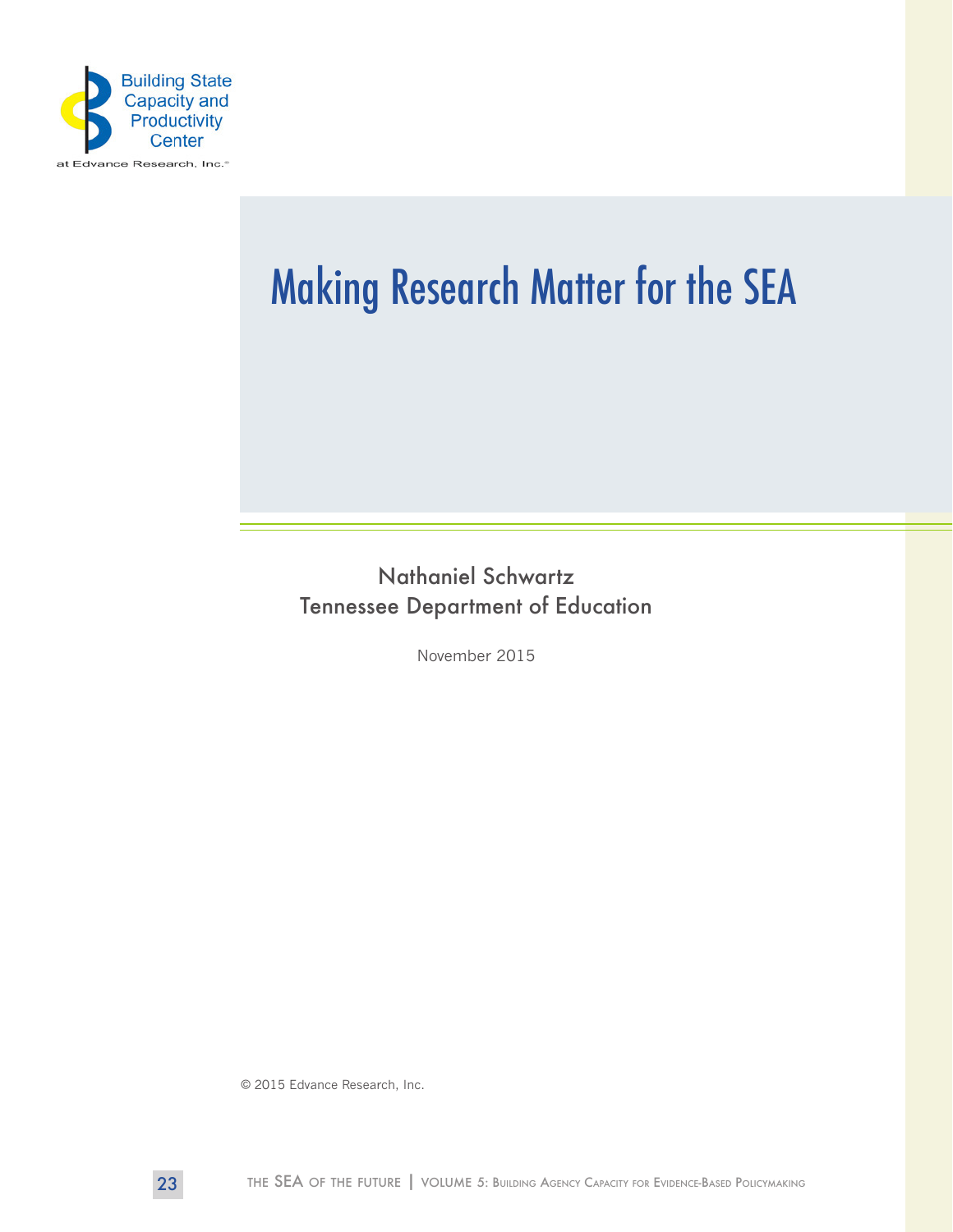Building State Capacity and Productivity Center

at Edvance Research, Inc.

# Making Research Matter for the SEA

Nathaniel Schwartz
Tennessee Department of Education

November 2015

© 2015 Edvance Research, Inc.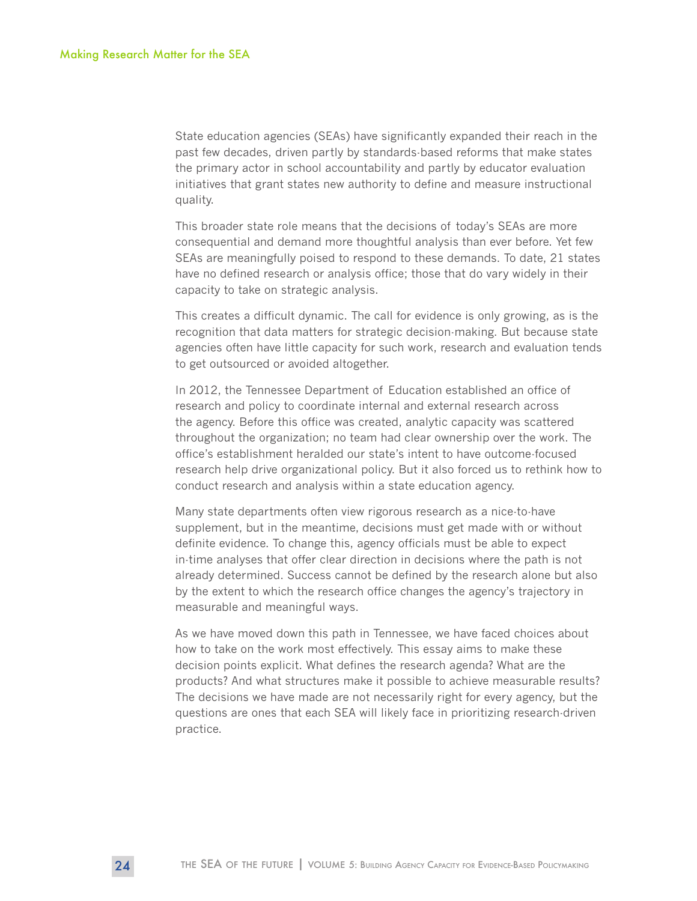State education agencies (SEAs) have significantly expanded their reach in the past few decades, driven partly by standards-based reforms that make states the primary actor in school accountability and partly by educator evaluation initiatives that grant states new authority to define and measure instructional quality.

This broader state role means that the decisions of today's SEAs are more consequential and demand more thoughtful analysis than ever before. Yet few SEAs are meaningfully poised to respond to these demands. To date, 21 states have no defined research or analysis office; those that do vary widely in their capacity to take on strategic analysis.

This creates a difficult dynamic. The call for evidence is only growing, as is the recognition that data matters for strategic decision-making. But because state agencies often have little capacity for such work, research and evaluation tends to get outsourced or avoided altogether.

In 2012, the Tennessee Department of Education established an office of research and policy to coordinate internal and external research across the agency. Before this office was created, analytic capacity was scattered throughout the organization; no team had clear ownership over the work. The office's establishment heralded our state's intent to have outcome-focused research help drive organizational policy. But it also forced us to rethink how to conduct research and analysis within a state education agency.

Many state departments often view rigorous research as a nice-to-have supplement, but in the meantime, decisions must get made with or without definite evidence. To change this, agency officials must be able to expect in-time analyses that offer clear direction in decisions where the path is not already determined. Success cannot be defined by the research alone but also by the extent to which the research office changes the agency's trajectory in measurable and meaningful ways.

As we have moved down this path in Tennessee, we have faced choices about how to take on the work most effectively. This essay aims to make these decision points explicit. What defines the research agenda? What are the products? And what structures make it possible to achieve measurable results? The decisions we have made are not necessarily right for every agency, but the questions are ones that each SEA will likely face in prioritizing research-driven practice.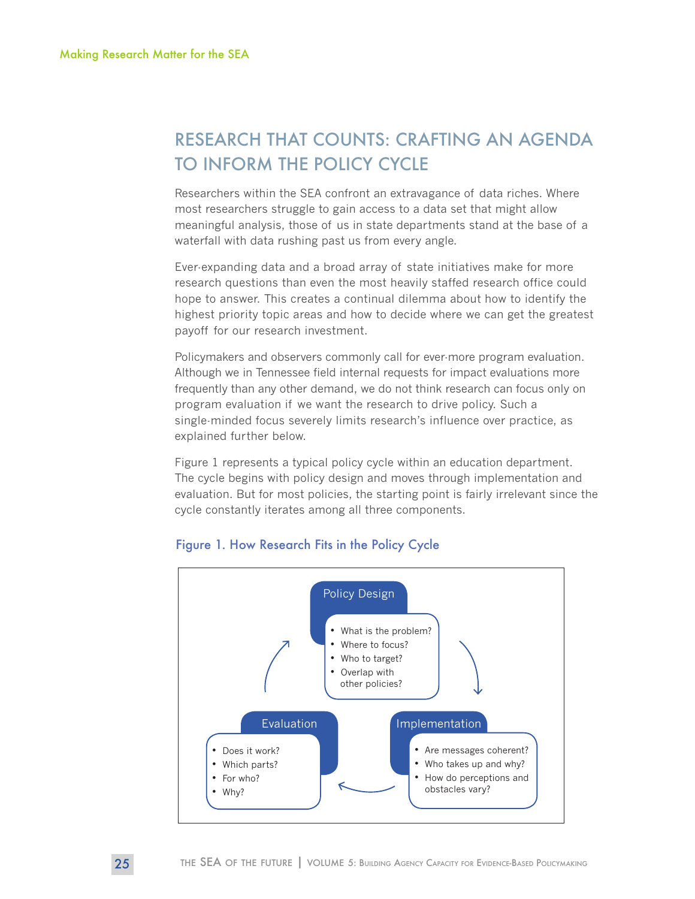## RESEARCH THAT COUNTS: CRAFTING AN AGENDA TO INFORM THE POLICY CYCLE

Researchers within the SEA confront an extravagance of data riches. Where most researchers struggle to gain access to a data set that might allow meaningful analysis, those of us in state departments stand at the base of a waterfall with data rushing past us from every angle.

Ever-expanding data and a broad array of state initiatives make for more research questions than even the most heavily staffed research office could hope to answer. This creates a continual dilemma about how to identify the highest priority topic areas and how to decide where we can get the greatest payoff for our research investment.

Policymakers and observers commonly call for ever-more program evaluation. Although we in Tennessee field internal requests for impact evaluations more frequently than any other demand, we do not think research can focus only on program evaluation if we want the research to drive policy. Such a single-minded focus severely limits research's influence over practice, as explained further below.

Figure 1 represents a typical policy cycle within an education department. The cycle begins with policy design and moves through implementation and evaluation. But for most policies, the starting point is fairly irrelevant since the cycle constantly iterates among all three components.

### Figure 1. How Research Fits in the Policy Cycle

**Policy Design**
- What is the problem?
- Where to focus?
- Who to target?
- Overlap with other policies?

**Implementation**
- Are messages coherent?
- Who takes up and why?
- How do perceptions and obstacles vary?

**Evaluation**
- Does it work?
- Which parts?
- For who?
- Why?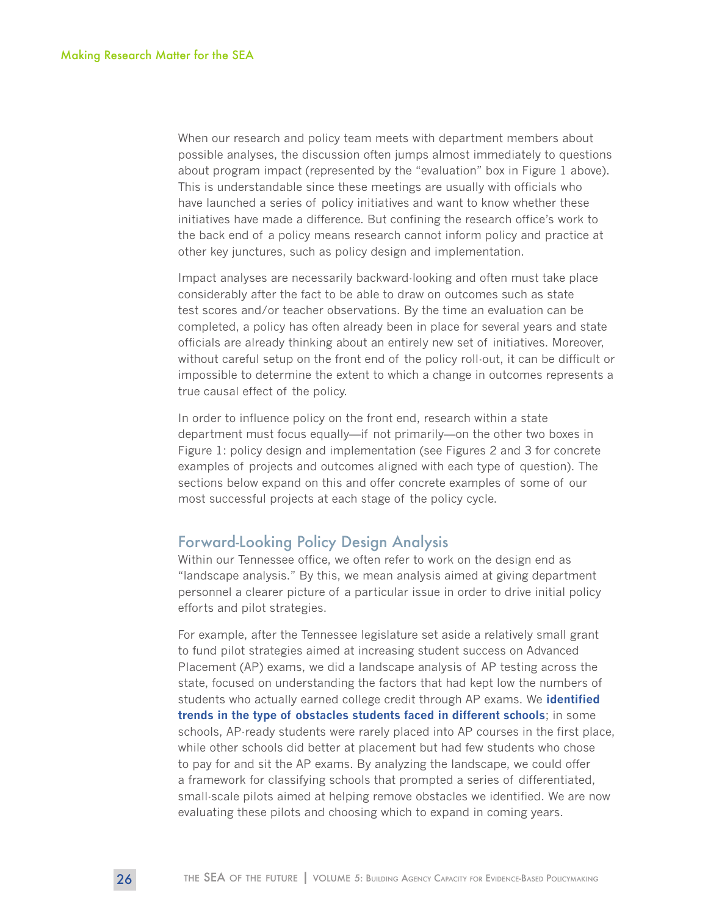When our research and policy team meets with department members about possible analyses, the discussion often jumps almost immediately to questions about program impact (represented by the "evaluation" box in Figure 1 above). This is understandable since these meetings are usually with officials who have launched a series of policy initiatives and want to know whether these initiatives have made a difference. But confining the research office's work to the back end of a policy means research cannot inform policy and practice at other key junctures, such as policy design and implementation.

Impact analyses are necessarily backward-looking and often must take place considerably after the fact to be able to draw on outcomes such as state test scores and/or teacher observations. By the time an evaluation can be completed, a policy has often already been in place for several years and state officials are already thinking about an entirely new set of initiatives. Moreover, without careful setup on the front end of the policy roll-out, it can be difficult or impossible to determine the extent to which a change in outcomes represents a true causal effect of the policy.

In order to influence policy on the front end, research within a state department must focus equally—if not primarily—on the other two boxes in Figure 1: policy design and implementation (see Figures 2 and 3 for concrete examples of projects and outcomes aligned with each type of question). The sections below expand on this and offer concrete examples of some of our most successful projects at each stage of the policy cycle.

## Forward-Looking Policy Design Analysis

Within our Tennessee office, we often refer to work on the design end as "landscape analysis." By this, we mean analysis aimed at giving department personnel a clearer picture of a particular issue in order to drive initial policy efforts and pilot strategies.

For example, after the Tennessee legislature set aside a relatively small grant to fund pilot strategies aimed at increasing student success on Advanced Placement (AP) exams, we did a landscape analysis of AP testing across the state, focused on understanding the factors that had kept low the numbers of students who actually earned college credit through AP exams. We **identified trends in the type of obstacles students faced in different schools**; in some schools, AP-ready students were rarely placed into AP courses in the first place, while other schools did better at placement but had few students who chose to pay for and sit the AP exams. By analyzing the landscape, we could offer a framework for classifying schools that prompted a series of differentiated, small-scale pilots aimed at helping remove obstacles we identified. We are now evaluating these pilots and choosing which to expand in coming years.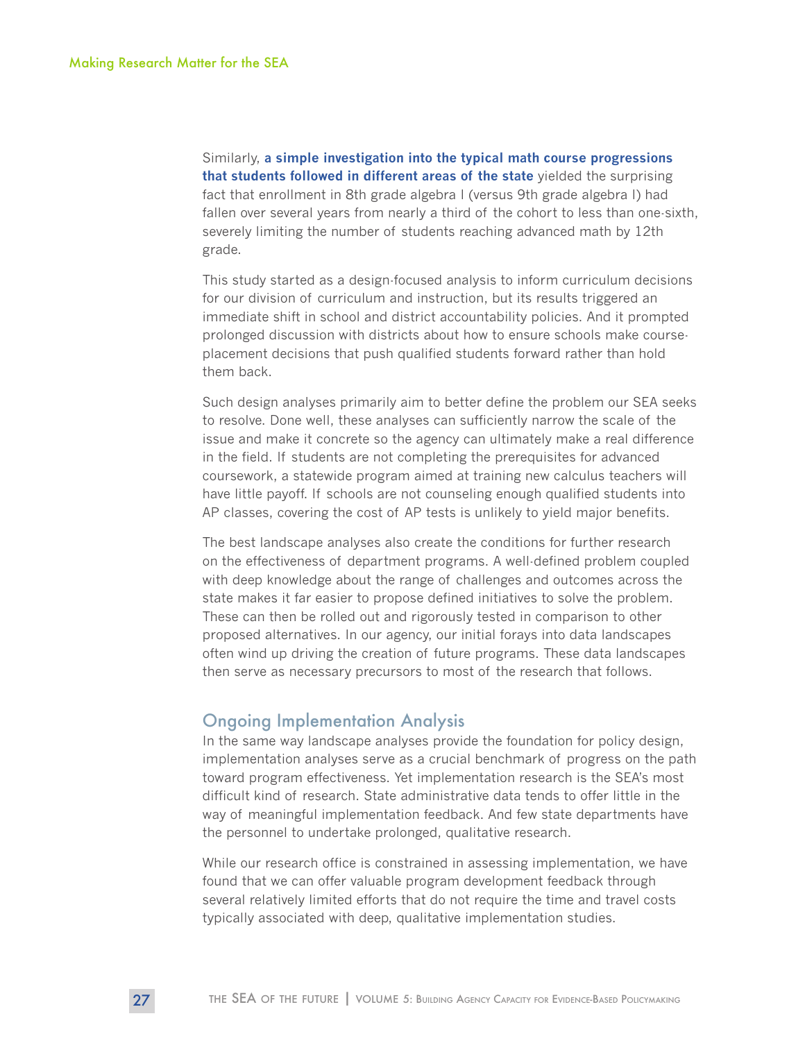Similarly, **a simple investigation into the typical math course progressions that students followed in different areas of the state** yielded the surprising fact that enrollment in 8th grade algebra I (versus 9th grade algebra I) had fallen over several years from nearly a third of the cohort to less than one-sixth, severely limiting the number of students reaching advanced math by 12th grade.

This study started as a design-focused analysis to inform curriculum decisions for our division of curriculum and instruction, but its results triggered an immediate shift in school and district accountability policies. And it prompted prolonged discussion with districts about how to ensure schools make course-placement decisions that push qualified students forward rather than hold them back.

Such design analyses primarily aim to better define the problem our SEA seeks to resolve. Done well, these analyses can sufficiently narrow the scale of the issue and make it concrete so the agency can ultimately make a real difference in the field. If students are not completing the prerequisites for advanced coursework, a statewide program aimed at training new calculus teachers will have little payoff. If schools are not counseling enough qualified students into AP classes, covering the cost of AP tests is unlikely to yield major benefits.

The best landscape analyses also create the conditions for further research on the effectiveness of department programs. A well-defined problem coupled with deep knowledge about the range of challenges and outcomes across the state makes it far easier to propose defined initiatives to solve the problem. These can then be rolled out and rigorously tested in comparison to other proposed alternatives. In our agency, our initial forays into data landscapes often wind up driving the creation of future programs. These data landscapes then serve as necessary precursors to most of the research that follows.

## Ongoing Implementation Analysis

In the same way landscape analyses provide the foundation for policy design, implementation analyses serve as a crucial benchmark of progress on the path toward program effectiveness. Yet implementation research is the SEA's most difficult kind of research. State administrative data tends to offer little in the way of meaningful implementation feedback. And few state departments have the personnel to undertake prolonged, qualitative research.

While our research office is constrained in assessing implementation, we have found that we can offer valuable program development feedback through several relatively limited efforts that do not require the time and travel costs typically associated with deep, qualitative implementation studies.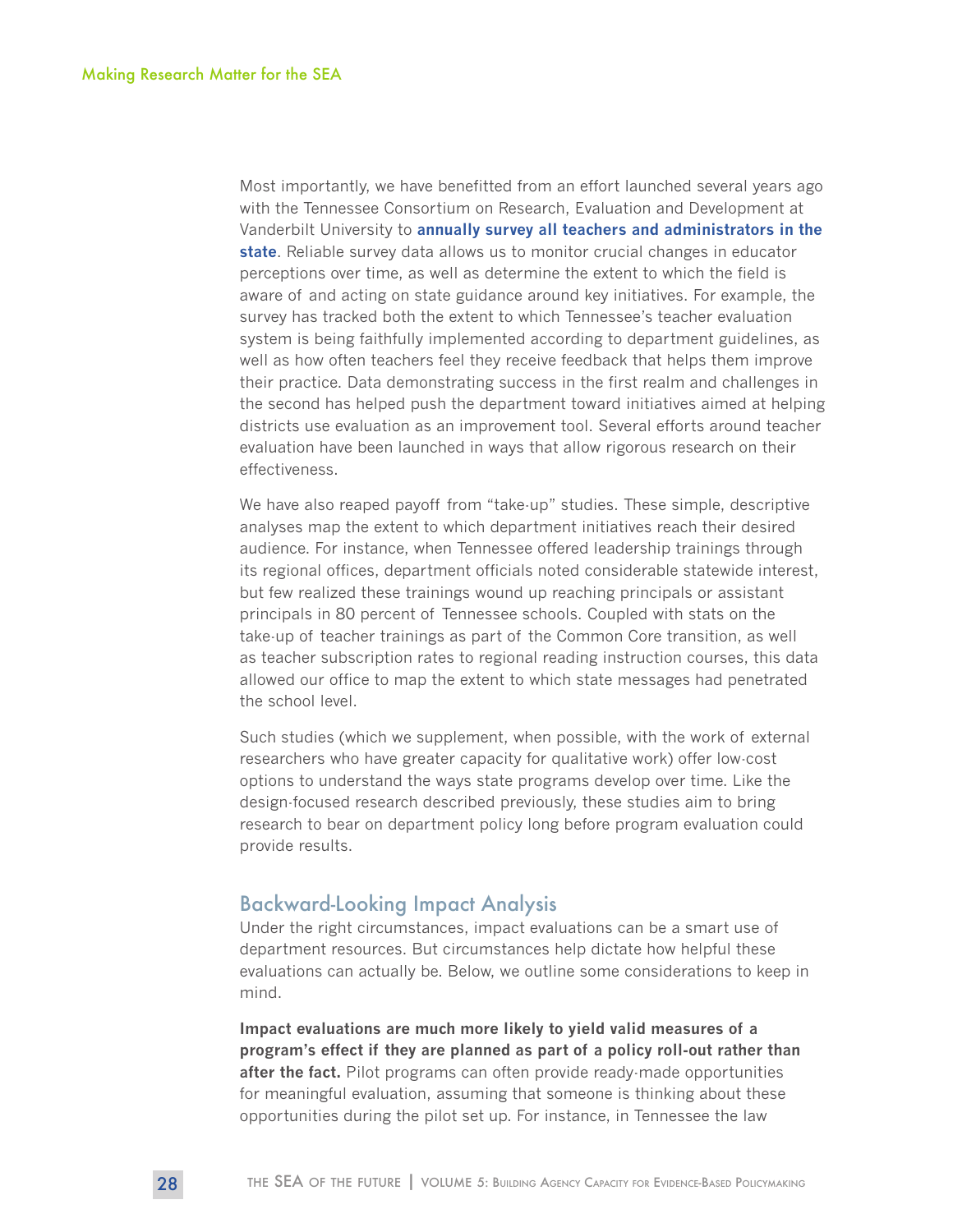Most importantly, we have benefitted from an effort launched several years ago with the Tennessee Consortium on Research, Evaluation and Development at Vanderbilt University to **annually survey all teachers and administrators in the state**. Reliable survey data allows us to monitor crucial changes in educator perceptions over time, as well as determine the extent to which the field is aware of and acting on state guidance around key initiatives. For example, the survey has tracked both the extent to which Tennessee's teacher evaluation system is being faithfully implemented according to department guidelines, as well as how often teachers feel they receive feedback that helps them improve their practice. Data demonstrating success in the first realm and challenges in the second has helped push the department toward initiatives aimed at helping districts use evaluation as an improvement tool. Several efforts around teacher evaluation have been launched in ways that allow rigorous research on their effectiveness.

We have also reaped payoff from "take-up" studies. These simple, descriptive analyses map the extent to which department initiatives reach their desired audience. For instance, when Tennessee offered leadership trainings through its regional offices, department officials noted considerable statewide interest, but few realized these trainings wound up reaching principals or assistant principals in 80 percent of Tennessee schools. Coupled with stats on the take-up of teacher trainings as part of the Common Core transition, as well as teacher subscription rates to regional reading instruction courses, this data allowed our office to map the extent to which state messages had penetrated the school level.

Such studies (which we supplement, when possible, with the work of external researchers who have greater capacity for qualitative work) offer low-cost options to understand the ways state programs develop over time. Like the design-focused research described previously, these studies aim to bring research to bear on department policy long before program evaluation could provide results.

## Backward-Looking Impact Analysis

Under the right circumstances, impact evaluations can be a smart use of department resources. But circumstances help dictate how helpful these evaluations can actually be. Below, we outline some considerations to keep in mind.

**Impact evaluations are much more likely to yield valid measures of a program's effect if they are planned as part of a policy roll-out rather than after the fact.** Pilot programs can often provide ready-made opportunities for meaningful evaluation, assuming that someone is thinking about these opportunities during the pilot set up. For instance, in Tennessee the law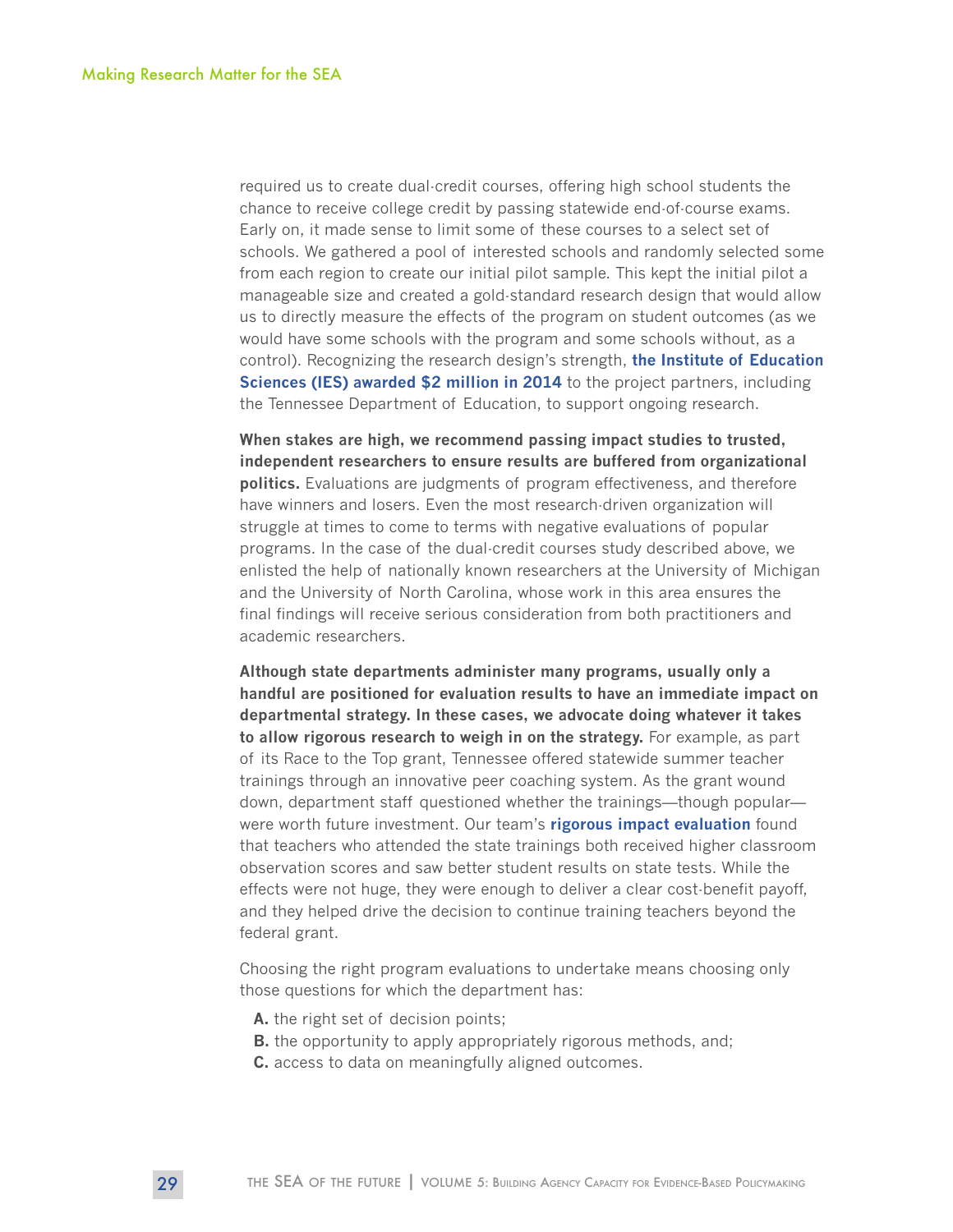required us to create dual-credit courses, offering high school students the chance to receive college credit by passing statewide end-of-course exams. Early on, it made sense to limit some of these courses to a select set of schools. We gathered a pool of interested schools and randomly selected some from each region to create our initial pilot sample. This kept the initial pilot a manageable size and created a gold-standard research design that would allow us to directly measure the effects of the program on student outcomes (as we would have some schools with the program and some schools without, as a control). Recognizing the research design's strength, **the Institute of Education Sciences (IES) awarded $2 million in 2014** to the project partners, including the Tennessee Department of Education, to support ongoing research.

**When stakes are high, we recommend passing impact studies to trusted, independent researchers to ensure results are buffered from organizational politics.** Evaluations are judgments of program effectiveness, and therefore have winners and losers. Even the most research-driven organization will struggle at times to come to terms with negative evaluations of popular programs. In the case of the dual-credit courses study described above, we enlisted the help of nationally known researchers at the University of Michigan and the University of North Carolina, whose work in this area ensures the final findings will receive serious consideration from both practitioners and academic researchers.

**Although state departments administer many programs, usually only a handful are positioned for evaluation results to have an immediate impact on departmental strategy. In these cases, we advocate doing whatever it takes to allow rigorous research to weigh in on the strategy.** For example, as part of its Race to the Top grant, Tennessee offered statewide summer teacher trainings through an innovative peer coaching system. As the grant wound down, department staff questioned whether the trainings—though popular—were worth future investment. Our team's **rigorous impact evaluation** found that teachers who attended the state trainings both received higher classroom observation scores and saw better student results on state tests. While the effects were not huge, they were enough to deliver a clear cost-benefit payoff, and they helped drive the decision to continue training teachers beyond the federal grant.

Choosing the right program evaluations to undertake means choosing only those questions for which the department has:

**A.** the right set of decision points;
**B.** the opportunity to apply appropriately rigorous methods, and;
**C.** access to data on meaningfully aligned outcomes.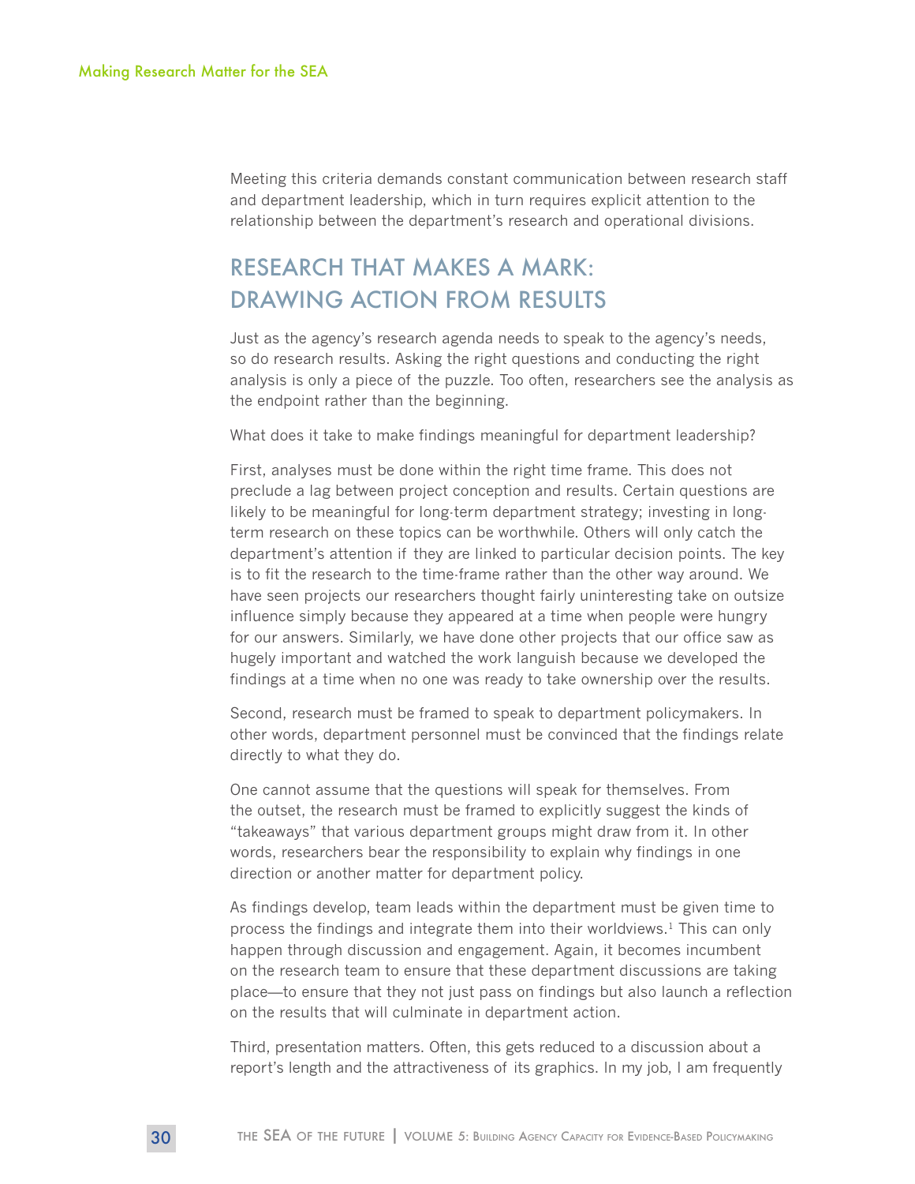Meeting this criteria demands constant communication between research staff and department leadership, which in turn requires explicit attention to the relationship between the department's research and operational divisions.

## RESEARCH THAT MAKES A MARK: DRAWING ACTION FROM RESULTS

Just as the agency's research agenda needs to speak to the agency's needs, so do research results. Asking the right questions and conducting the right analysis is only a piece of the puzzle. Too often, researchers see the analysis as the endpoint rather than the beginning.

What does it take to make findings meaningful for department leadership?

First, analyses must be done within the right time frame. This does not preclude a lag between project conception and results. Certain questions are likely to be meaningful for long-term department strategy; investing in long-term research on these topics can be worthwhile. Others will only catch the department's attention if they are linked to particular decision points. The key is to fit the research to the time-frame rather than the other way around. We have seen projects our researchers thought fairly uninteresting take on outsize influence simply because they appeared at a time when people were hungry for our answers. Similarly, we have done other projects that our office saw as hugely important and watched the work languish because we developed the findings at a time when no one was ready to take ownership over the results.

Second, research must be framed to speak to department policymakers. In other words, department personnel must be convinced that the findings relate directly to what they do.

One cannot assume that the questions will speak for themselves. From the outset, the research must be framed to explicitly suggest the kinds of "takeaways" that various department groups might draw from it. In other words, researchers bear the responsibility to explain why findings in one direction or another matter for department policy.

As findings develop, team leads within the department must be given time to process the findings and integrate them into their worldviews.[1] This can only happen through discussion and engagement. Again, it becomes incumbent on the research team to ensure that these department discussions are taking place—to ensure that they not just pass on findings but also launch a reflection on the results that will culminate in department action.

Third, presentation matters. Often, this gets reduced to a discussion about a report's length and the attractiveness of its graphics. In my job, I am frequently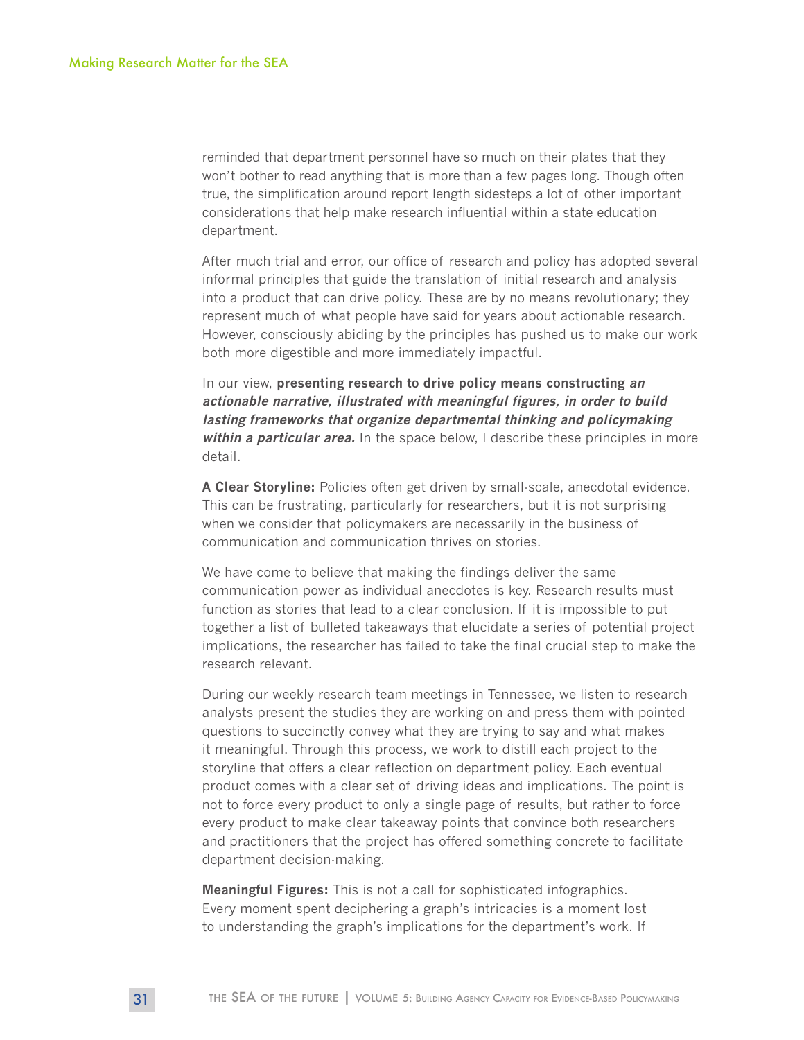reminded that department personnel have so much on their plates that they won't bother to read anything that is more than a few pages long. Though often true, the simplification around report length sidesteps a lot of other important considerations that help make research influential within a state education department.

After much trial and error, our office of research and policy has adopted several informal principles that guide the translation of initial research and analysis into a product that can drive policy. These are by no means revolutionary; they represent much of what people have said for years about actionable research. However, consciously abiding by the principles has pushed us to make our work both more digestible and more immediately impactful.

In our view, **presenting research to drive policy means constructing *an actionable narrative, illustrated with meaningful figures, in order to build lasting frameworks that organize departmental thinking and policymaking within a particular area.*** In the space below, I describe these principles in more detail.

**A Clear Storyline:** Policies often get driven by small-scale, anecdotal evidence. This can be frustrating, particularly for researchers, but it is not surprising when we consider that policymakers are necessarily in the business of communication and communication thrives on stories.

We have come to believe that making the findings deliver the same communication power as individual anecdotes is key. Research results must function as stories that lead to a clear conclusion. If it is impossible to put together a list of bulleted takeaways that elucidate a series of potential project implications, the researcher has failed to take the final crucial step to make the research relevant.

During our weekly research team meetings in Tennessee, we listen to research analysts present the studies they are working on and press them with pointed questions to succinctly convey what they are trying to say and what makes it meaningful. Through this process, we work to distill each project to the storyline that offers a clear reflection on department policy. Each eventual product comes with a clear set of driving ideas and implications. The point is not to force every product to only a single page of results, but rather to force every product to make clear takeaway points that convince both researchers and practitioners that the project has offered something concrete to facilitate department decision-making.

**Meaningful Figures:** This is not a call for sophisticated infographics. Every moment spent deciphering a graph's intricacies is a moment lost to understanding the graph's implications for the department's work. If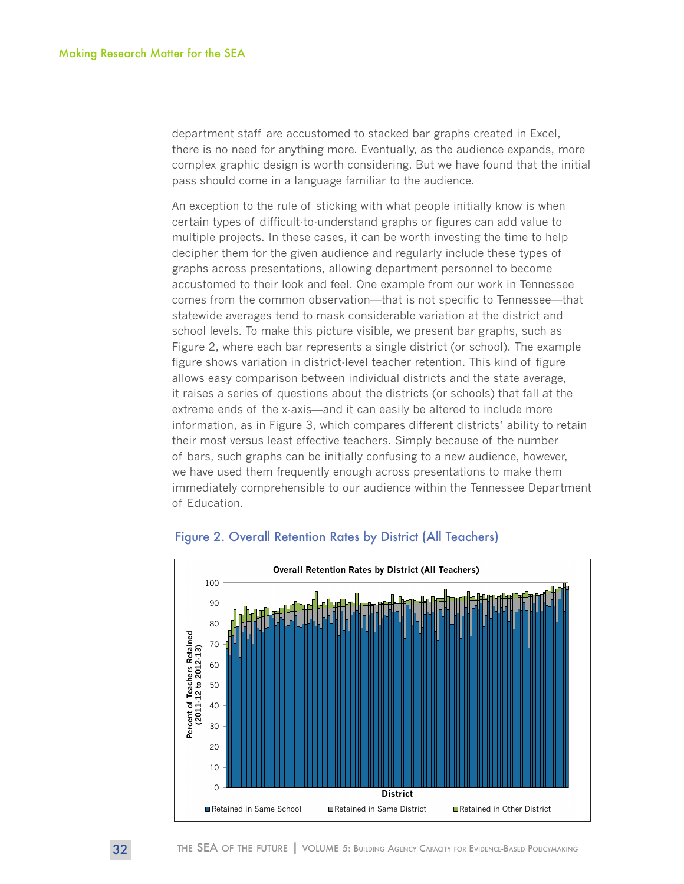department staff are accustomed to stacked bar graphs created in Excel, there is no need for anything more. Eventually, as the audience expands, more complex graphic design is worth considering. But we have found that the initial pass should come in a language familiar to the audience.

An exception to the rule of sticking with what people initially know is when certain types of difficult-to-understand graphs or figures can add value to multiple projects. In these cases, it can be worth investing the time to help decipher them for the given audience and regularly include these types of graphs across presentations, allowing department personnel to become accustomed to their look and feel. One example from our work in Tennessee comes from the common observation—that is not specific to Tennessee—that statewide averages tend to mask considerable variation at the district and school levels. To make this picture visible, we present bar graphs, such as Figure 2, where each bar represents a single district (or school). The example figure shows variation in district-level teacher retention. This kind of figure allows easy comparison between individual districts and the state average, it raises a series of questions about the districts (or schools) that fall at the extreme ends of the x-axis—and it can easily be altered to include more information, as in Figure 3, which compares different districts' ability to retain their most versus least effective teachers. Simply because of the number of bars, such graphs can be initially confusing to a new audience, however, we have used them frequently enough across presentations to make them immediately comprehensible to our audience within the Tennessee Department of Education.

## Figure 2. Overall Retention Rates by District (All Teachers)

**Overall Retention Rates by District (All Teachers)**

Percent of Teachers Retained (2011-12 to 2012-13)

District

Retained in Same School | Retained in Same District | Retained in Other District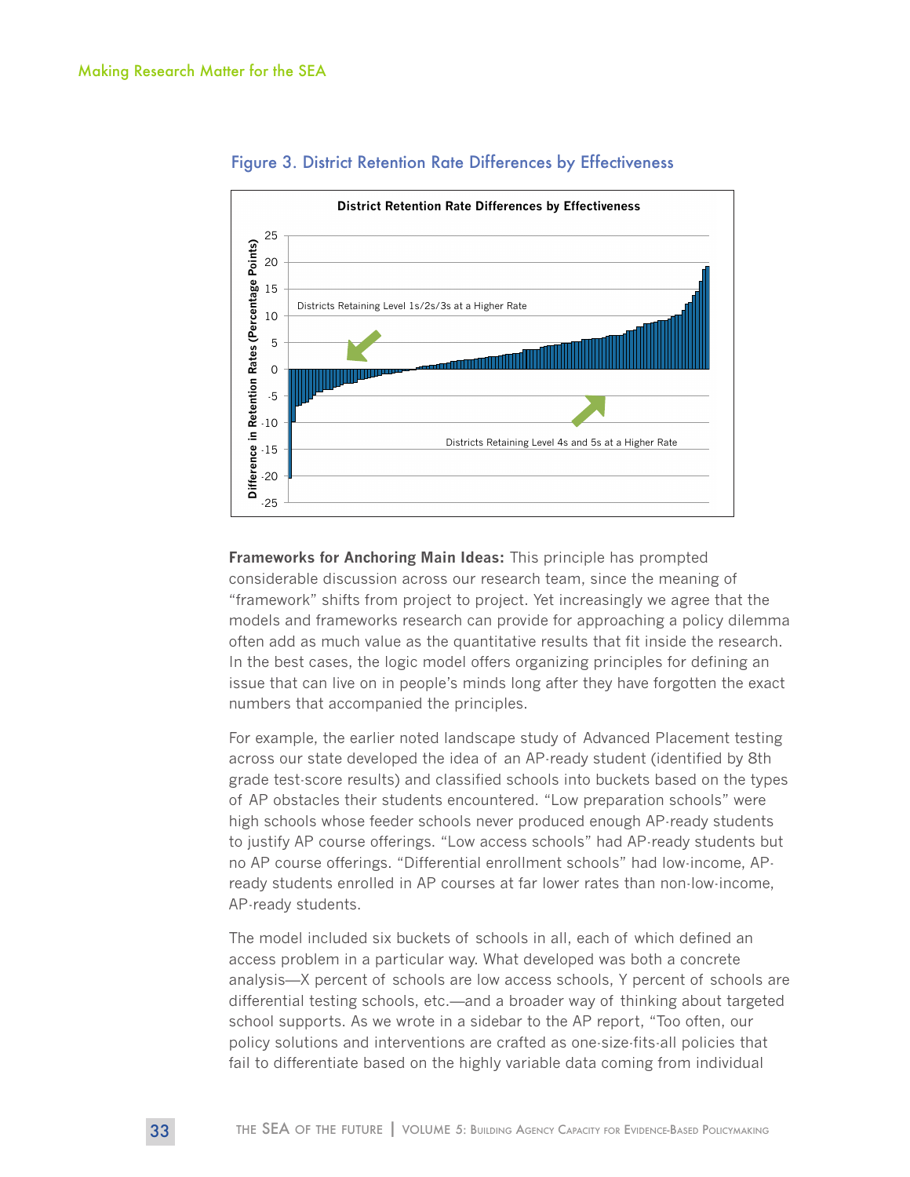Figure 3. District Retention Rate Differences by Effectiveness

**Frameworks for Anchoring Main Ideas:** This principle has prompted considerable discussion across our research team, since the meaning of "framework" shifts from project to project. Yet increasingly we agree that the models and frameworks research can provide for approaching a policy dilemma often add as much value as the quantitative results that fit inside the research. In the best cases, the logic model offers organizing principles for defining an issue that can live on in people's minds long after they have forgotten the exact numbers that accompanied the principles.

For example, the earlier noted landscape study of Advanced Placement testing across our state developed the idea of an AP-ready student (identified by 8th grade test-score results) and classified schools into buckets based on the types of AP obstacles their students encountered. "Low preparation schools" were high schools whose feeder schools never produced enough AP-ready students to justify AP course offerings. "Low access schools" had AP-ready students but no AP course offerings. "Differential enrollment schools" had low-income, AP-ready students enrolled in AP courses at far lower rates than non-low-income, AP-ready students.

The model included six buckets of schools in all, each of which defined an access problem in a particular way. What developed was both a concrete analysis—X percent of schools are low access schools, Y percent of schools are differential testing schools, etc.—and a broader way of thinking about targeted school supports. As we wrote in a sidebar to the AP report, "Too often, our policy solutions and interventions are crafted as one-size-fits-all policies that fail to differentiate based on the highly variable data coming from individual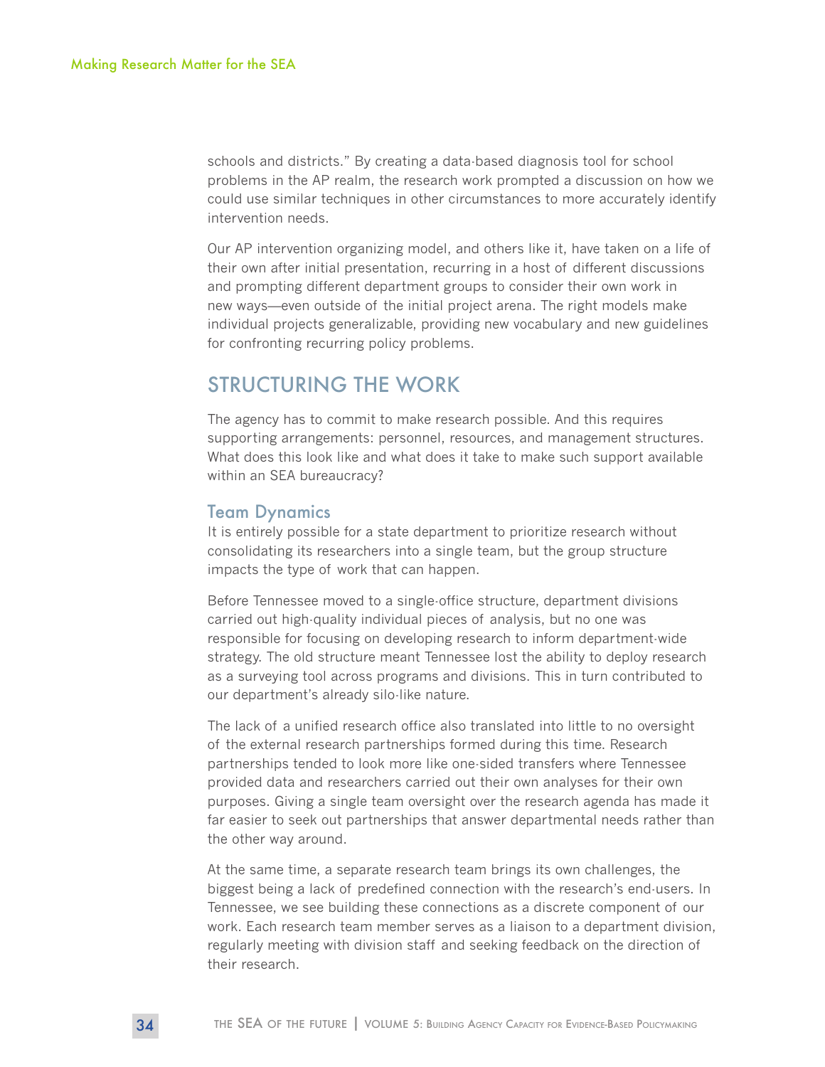schools and districts." By creating a data-based diagnosis tool for school problems in the AP realm, the research work prompted a discussion on how we could use similar techniques in other circumstances to more accurately identify intervention needs.

Our AP intervention organizing model, and others like it, have taken on a life of their own after initial presentation, recurring in a host of different discussions and prompting different department groups to consider their own work in new ways—even outside of the initial project arena. The right models make individual projects generalizable, providing new vocabulary and new guidelines for confronting recurring policy problems.

## STRUCTURING THE WORK

The agency has to commit to make research possible. And this requires supporting arrangements: personnel, resources, and management structures. What does this look like and what does it take to make such support available within an SEA bureaucracy?

### Team Dynamics

It is entirely possible for a state department to prioritize research without consolidating its researchers into a single team, but the group structure impacts the type of work that can happen.

Before Tennessee moved to a single-office structure, department divisions carried out high-quality individual pieces of analysis, but no one was responsible for focusing on developing research to inform department-wide strategy. The old structure meant Tennessee lost the ability to deploy research as a surveying tool across programs and divisions. This in turn contributed to our department's already silo-like nature.

The lack of a unified research office also translated into little to no oversight of the external research partnerships formed during this time. Research partnerships tended to look more like one-sided transfers where Tennessee provided data and researchers carried out their own analyses for their own purposes. Giving a single team oversight over the research agenda has made it far easier to seek out partnerships that answer departmental needs rather than the other way around.

At the same time, a separate research team brings its own challenges, the biggest being a lack of predefined connection with the research's end-users. In Tennessee, we see building these connections as a discrete component of our work. Each research team member serves as a liaison to a department division, regularly meeting with division staff and seeking feedback on the direction of their research.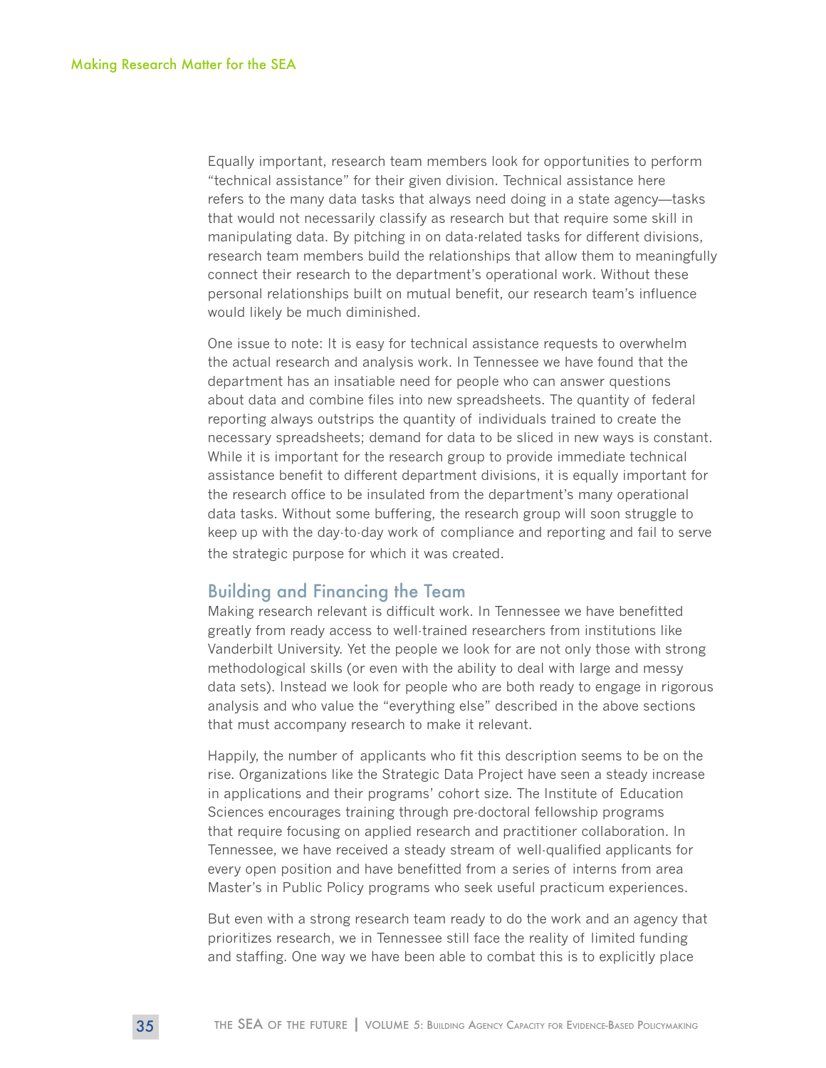Equally important, research team members look for opportunities to perform "technical assistance" for their given division. Technical assistance here refers to the many data tasks that always need doing in a state agency—tasks that would not necessarily classify as research but that require some skill in manipulating data. By pitching in on data-related tasks for different divisions, research team members build the relationships that allow them to meaningfully connect their research to the department's operational work. Without these personal relationships built on mutual benefit, our research team's influence would likely be much diminished.

One issue to note: It is easy for technical assistance requests to overwhelm the actual research and analysis work. In Tennessee we have found that the department has an insatiable need for people who can answer questions about data and combine files into new spreadsheets. The quantity of federal reporting always outstrips the quantity of individuals trained to create the necessary spreadsheets; demand for data to be sliced in new ways is constant. While it is important for the research group to provide immediate technical assistance benefit to different department divisions, it is equally important for the research office to be insulated from the department's many operational data tasks. Without some buffering, the research group will soon struggle to keep up with the day-to-day work of compliance and reporting and fail to serve the strategic purpose for which it was created.

## Building and Financing the Team

Making research relevant is difficult work. In Tennessee we have benefitted greatly from ready access to well-trained researchers from institutions like Vanderbilt University. Yet the people we look for are not only those with strong methodological skills (or even with the ability to deal with large and messy data sets). Instead we look for people who are both ready to engage in rigorous analysis and who value the "everything else" described in the above sections that must accompany research to make it relevant.

Happily, the number of applicants who fit this description seems to be on the rise. Organizations like the Strategic Data Project have seen a steady increase in applications and their programs' cohort size. The Institute of Education Sciences encourages training through pre-doctoral fellowship programs that require focusing on applied research and practitioner collaboration. In Tennessee, we have received a steady stream of well-qualified applicants for every open position and have benefitted from a series of interns from area Master's in Public Policy programs who seek useful practicum experiences.

But even with a strong research team ready to do the work and an agency that prioritizes research, we in Tennessee still face the reality of limited funding and staffing. One way we have been able to combat this is to explicitly place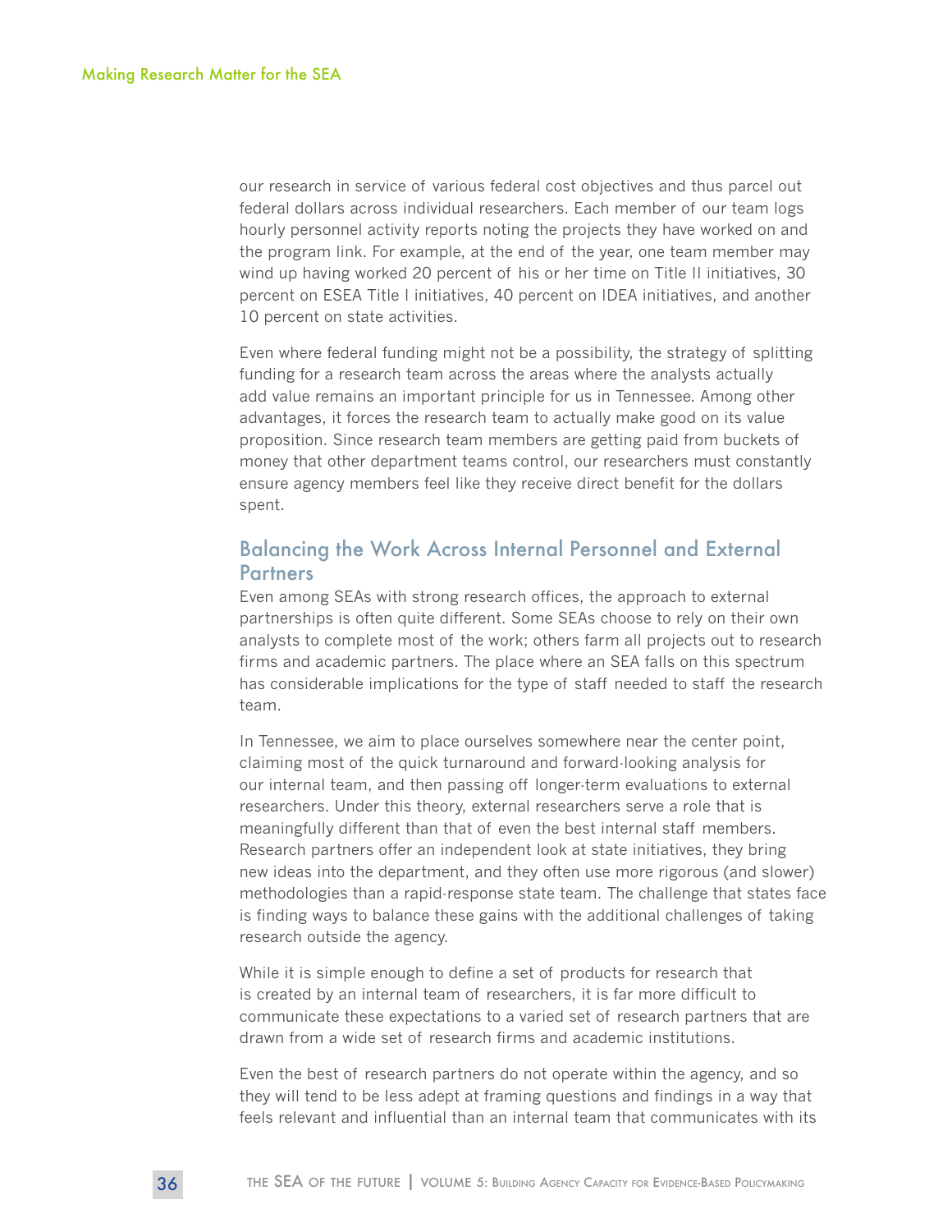our research in service of various federal cost objectives and thus parcel out federal dollars across individual researchers. Each member of our team logs hourly personnel activity reports noting the projects they have worked on and the program link. For example, at the end of the year, one team member may wind up having worked 20 percent of his or her time on Title II initiatives, 30 percent on ESEA Title I initiatives, 40 percent on IDEA initiatives, and another 10 percent on state activities.

Even where federal funding might not be a possibility, the strategy of splitting funding for a research team across the areas where the analysts actually add value remains an important principle for us in Tennessee. Among other advantages, it forces the research team to actually make good on its value proposition. Since research team members are getting paid from buckets of money that other department teams control, our researchers must constantly ensure agency members feel like they receive direct benefit for the dollars spent.

## Balancing the Work Across Internal Personnel and External Partners

Even among SEAs with strong research offices, the approach to external partnerships is often quite different. Some SEAs choose to rely on their own analysts to complete most of the work; others farm all projects out to research firms and academic partners. The place where an SEA falls on this spectrum has considerable implications for the type of staff needed to staff the research team.

In Tennessee, we aim to place ourselves somewhere near the center point, claiming most of the quick turnaround and forward-looking analysis for our internal team, and then passing off longer-term evaluations to external researchers. Under this theory, external researchers serve a role that is meaningfully different than that of even the best internal staff members. Research partners offer an independent look at state initiatives, they bring new ideas into the department, and they often use more rigorous (and slower) methodologies than a rapid-response state team. The challenge that states face is finding ways to balance these gains with the additional challenges of taking research outside the agency.

While it is simple enough to define a set of products for research that is created by an internal team of researchers, it is far more difficult to communicate these expectations to a varied set of research partners that are drawn from a wide set of research firms and academic institutions.

Even the best of research partners do not operate within the agency, and so they will tend to be less adept at framing questions and findings in a way that feels relevant and influential than an internal team that communicates with its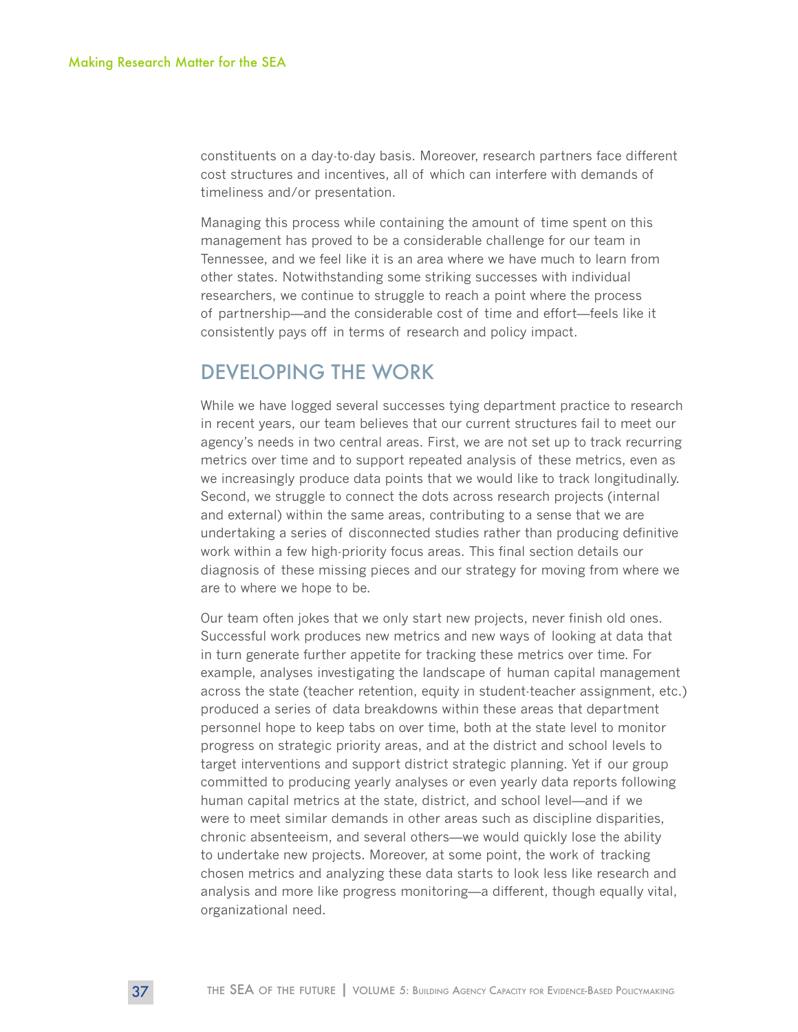constituents on a day-to-day basis. Moreover, research partners face different cost structures and incentives, all of which can interfere with demands of timeliness and/or presentation.

Managing this process while containing the amount of time spent on this management has proved to be a considerable challenge for our team in Tennessee, and we feel like it is an area where we have much to learn from other states. Notwithstanding some striking successes with individual researchers, we continue to struggle to reach a point where the process of partnership—and the considerable cost of time and effort—feels like it consistently pays off in terms of research and policy impact.

## DEVELOPING THE WORK

While we have logged several successes tying department practice to research in recent years, our team believes that our current structures fail to meet our agency's needs in two central areas. First, we are not set up to track recurring metrics over time and to support repeated analysis of these metrics, even as we increasingly produce data points that we would like to track longitudinally. Second, we struggle to connect the dots across research projects (internal and external) within the same areas, contributing to a sense that we are undertaking a series of disconnected studies rather than producing definitive work within a few high-priority focus areas. This final section details our diagnosis of these missing pieces and our strategy for moving from where we are to where we hope to be.

Our team often jokes that we only start new projects, never finish old ones. Successful work produces new metrics and new ways of looking at data that in turn generate further appetite for tracking these metrics over time. For example, analyses investigating the landscape of human capital management across the state (teacher retention, equity in student-teacher assignment, etc.) produced a series of data breakdowns within these areas that department personnel hope to keep tabs on over time, both at the state level to monitor progress on strategic priority areas, and at the district and school levels to target interventions and support district strategic planning. Yet if our group committed to producing yearly analyses or even yearly data reports following human capital metrics at the state, district, and school level—and if we were to meet similar demands in other areas such as discipline disparities, chronic absenteeism, and several others—we would quickly lose the ability to undertake new projects. Moreover, at some point, the work of tracking chosen metrics and analyzing these data starts to look less like research and analysis and more like progress monitoring—a different, though equally vital, organizational need.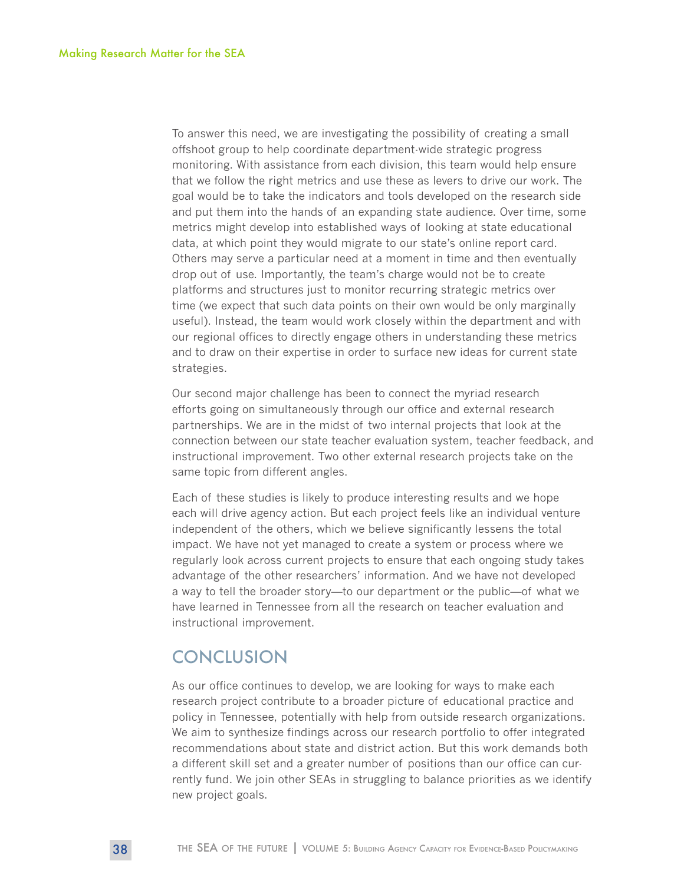To answer this need, we are investigating the possibility of creating a small offshoot group to help coordinate department-wide strategic progress monitoring. With assistance from each division, this team would help ensure that we follow the right metrics and use these as levers to drive our work. The goal would be to take the indicators and tools developed on the research side and put them into the hands of an expanding state audience. Over time, some metrics might develop into established ways of looking at state educational data, at which point they would migrate to our state's online report card. Others may serve a particular need at a moment in time and then eventually drop out of use. Importantly, the team's charge would not be to create platforms and structures just to monitor recurring strategic metrics over time (we expect that such data points on their own would be only marginally useful). Instead, the team would work closely within the department and with our regional offices to directly engage others in understanding these metrics and to draw on their expertise in order to surface new ideas for current state strategies.

Our second major challenge has been to connect the myriad research efforts going on simultaneously through our office and external research partnerships. We are in the midst of two internal projects that look at the connection between our state teacher evaluation system, teacher feedback, and instructional improvement. Two other external research projects take on the same topic from different angles.

Each of these studies is likely to produce interesting results and we hope each will drive agency action. But each project feels like an individual venture independent of the others, which we believe significantly lessens the total impact. We have not yet managed to create a system or process where we regularly look across current projects to ensure that each ongoing study takes advantage of the other researchers' information. And we have not developed a way to tell the broader story—to our department or the public—of what we have learned in Tennessee from all the research on teacher evaluation and instructional improvement.

## CONCLUSION

As our office continues to develop, we are looking for ways to make each research project contribute to a broader picture of educational practice and policy in Tennessee, potentially with help from outside research organizations. We aim to synthesize findings across our research portfolio to offer integrated recommendations about state and district action. But this work demands both a different skill set and a greater number of positions than our office can currently fund. We join other SEAs in struggling to balance priorities as we identify new project goals.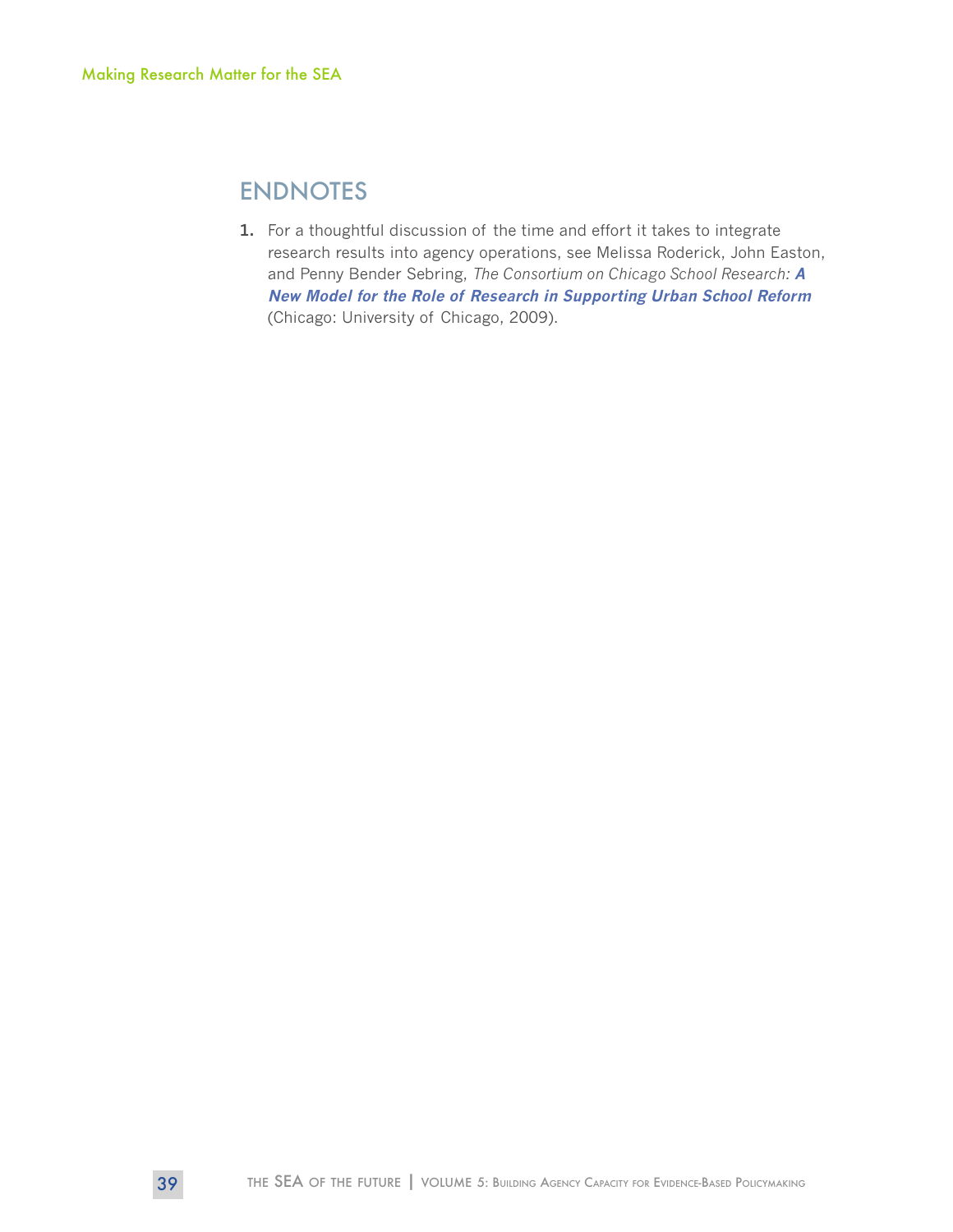## ENDNOTES

1. For a thoughtful discussion of the time and effort it takes to integrate research results into agency operations, see Melissa Roderick, John Easton, and Penny Bender Sebring, *The Consortium on Chicago School Research:* ***A New Model for the Role of Research in Supporting Urban School Reform*** (Chicago: University of Chicago, 2009).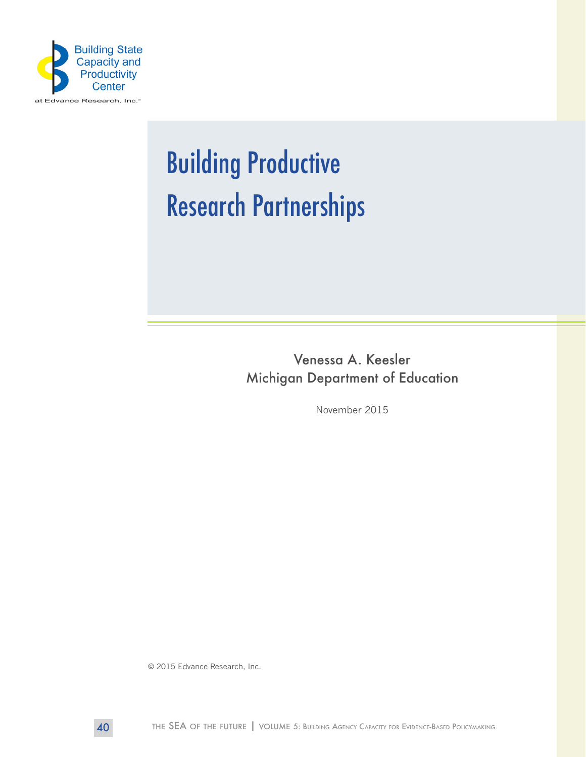Building State Capacity and Productivity Center

at Edvance Research, Inc.

# Building Productive Research Partnerships

Venessa A. Keesler
Michigan Department of Education

November 2015

© 2015 Edvance Research, Inc.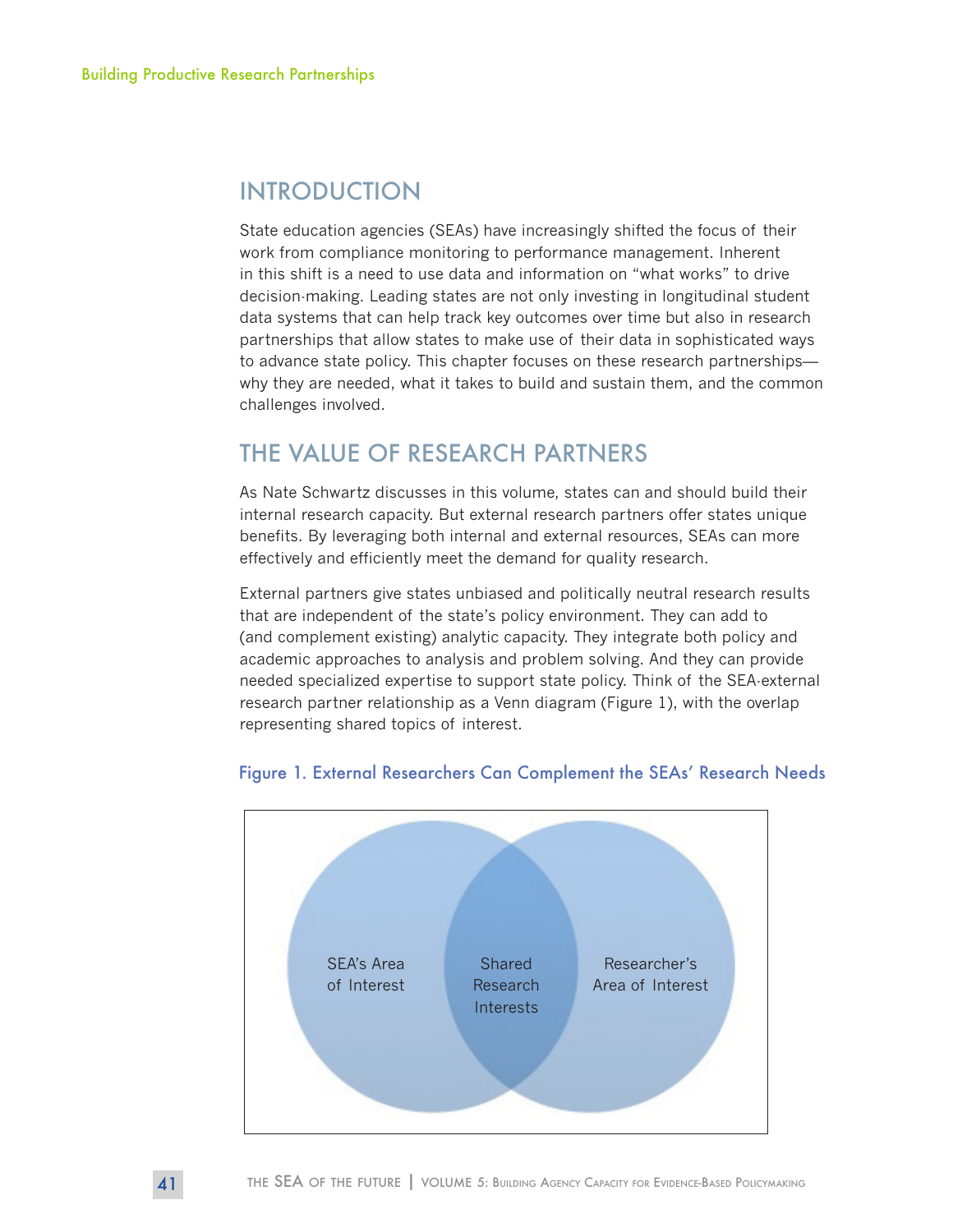## INTRODUCTION

State education agencies (SEAs) have increasingly shifted the focus of their work from compliance monitoring to performance management. Inherent in this shift is a need to use data and information on "what works" to drive decision-making. Leading states are not only investing in longitudinal student data systems that can help track key outcomes over time but also in research partnerships that allow states to make use of their data in sophisticated ways to advance state policy. This chapter focuses on these research partnerships—why they are needed, what it takes to build and sustain them, and the common challenges involved.

## THE VALUE OF RESEARCH PARTNERS

As Nate Schwartz discusses in this volume, states can and should build their internal research capacity. But external research partners offer states unique benefits. By leveraging both internal and external resources, SEAs can more effectively and efficiently meet the demand for quality research.

External partners give states unbiased and politically neutral research results that are independent of the state's policy environment. They can add to (and complement existing) analytic capacity. They integrate both policy and academic approaches to analysis and problem solving. And they can provide needed specialized expertise to support state policy. Think of the SEA-external research partner relationship as a Venn diagram (Figure 1), with the overlap representing shared topics of interest.

**Figure 1. External Researchers Can Complement the SEAs' Research Needs**

SEA's Area of Interest | Shared Research Interests | Researcher's Area of Interest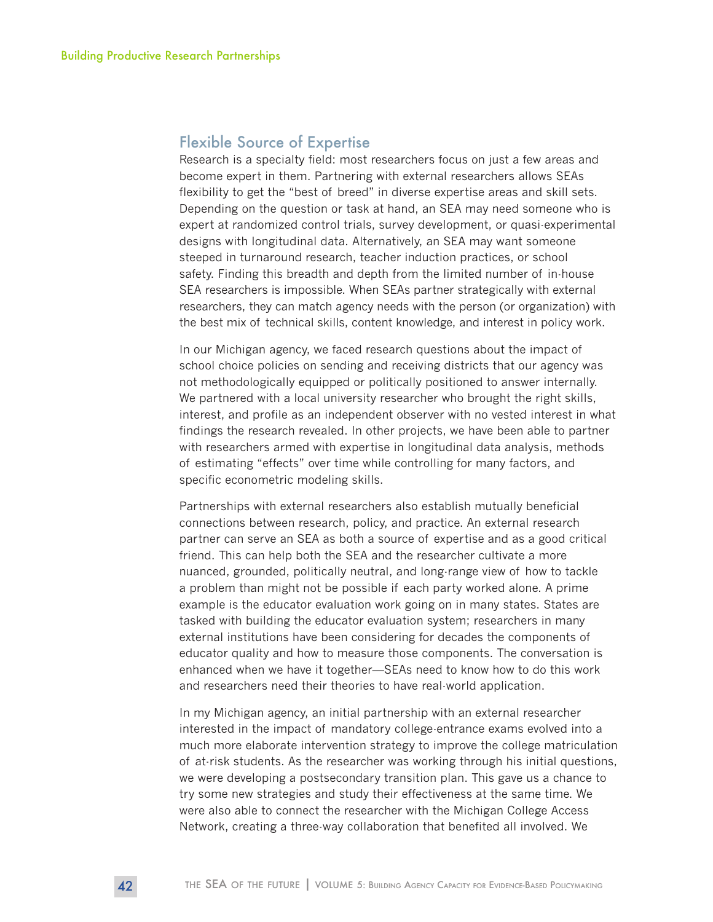## Flexible Source of Expertise

Research is a specialty field: most researchers focus on just a few areas and become expert in them. Partnering with external researchers allows SEAs flexibility to get the "best of breed" in diverse expertise areas and skill sets. Depending on the question or task at hand, an SEA may need someone who is expert at randomized control trials, survey development, or quasi-experimental designs with longitudinal data. Alternatively, an SEA may want someone steeped in turnaround research, teacher induction practices, or school safety. Finding this breadth and depth from the limited number of in-house SEA researchers is impossible. When SEAs partner strategically with external researchers, they can match agency needs with the person (or organization) with the best mix of technical skills, content knowledge, and interest in policy work.

In our Michigan agency, we faced research questions about the impact of school choice policies on sending and receiving districts that our agency was not methodologically equipped or politically positioned to answer internally. We partnered with a local university researcher who brought the right skills, interest, and profile as an independent observer with no vested interest in what findings the research revealed. In other projects, we have been able to partner with researchers armed with expertise in longitudinal data analysis, methods of estimating "effects" over time while controlling for many factors, and specific econometric modeling skills.

Partnerships with external researchers also establish mutually beneficial connections between research, policy, and practice. An external research partner can serve an SEA as both a source of expertise and as a good critical friend. This can help both the SEA and the researcher cultivate a more nuanced, grounded, politically neutral, and long-range view of how to tackle a problem than might not be possible if each party worked alone. A prime example is the educator evaluation work going on in many states. States are tasked with building the educator evaluation system; researchers in many external institutions have been considering for decades the components of educator quality and how to measure those components. The conversation is enhanced when we have it together—SEAs need to know how to do this work and researchers need their theories to have real-world application.

In my Michigan agency, an initial partnership with an external researcher interested in the impact of mandatory college-entrance exams evolved into a much more elaborate intervention strategy to improve the college matriculation of at-risk students. As the researcher was working through his initial questions, we were developing a postsecondary transition plan. This gave us a chance to try some new strategies and study their effectiveness at the same time. We were also able to connect the researcher with the Michigan College Access Network, creating a three-way collaboration that benefited all involved. We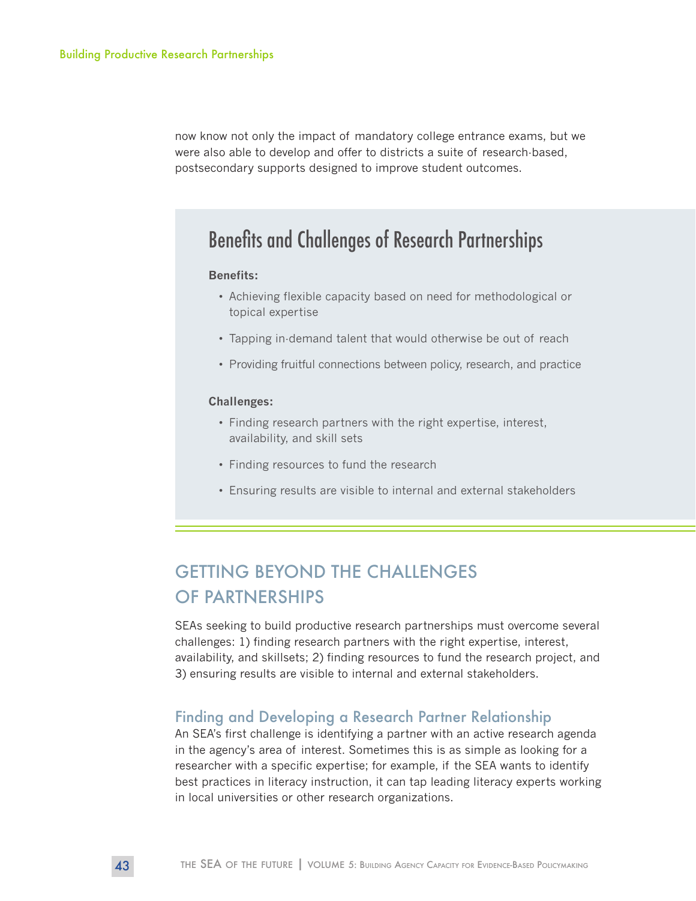now know not only the impact of mandatory college entrance exams, but we were also able to develop and offer to districts a suite of research-based, postsecondary supports designed to improve student outcomes.

## Benefits and Challenges of Research Partnerships

**Benefits:**

- Achieving flexible capacity based on need for methodological or topical expertise
- Tapping in-demand talent that would otherwise be out of reach
- Providing fruitful connections between policy, research, and practice

**Challenges:**

- Finding research partners with the right expertise, interest, availability, and skill sets
- Finding resources to fund the research
- Ensuring results are visible to internal and external stakeholders

## GETTING BEYOND THE CHALLENGES OF PARTNERSHIPS

SEAs seeking to build productive research partnerships must overcome several challenges: 1) finding research partners with the right expertise, interest, availability, and skillsets; 2) finding resources to fund the research project, and 3) ensuring results are visible to internal and external stakeholders.

### Finding and Developing a Research Partner Relationship

An SEA's first challenge is identifying a partner with an active research agenda in the agency's area of interest. Sometimes this is as simple as looking for a researcher with a specific expertise; for example, if the SEA wants to identify best practices in literacy instruction, it can tap leading literacy experts working in local universities or other research organizations.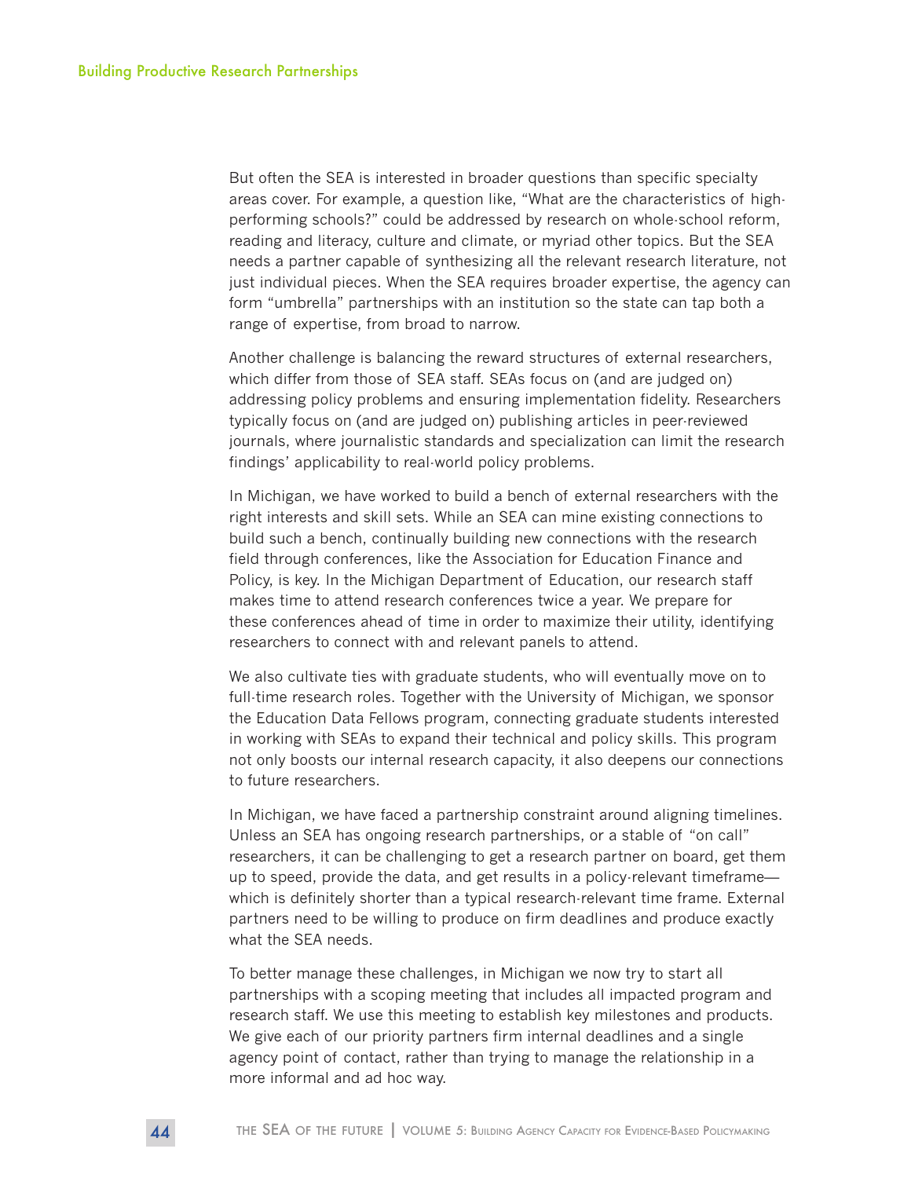But often the SEA is interested in broader questions than specific specialty areas cover. For example, a question like, "What are the characteristics of high-performing schools?" could be addressed by research on whole-school reform, reading and literacy, culture and climate, or myriad other topics. But the SEA needs a partner capable of synthesizing all the relevant research literature, not just individual pieces. When the SEA requires broader expertise, the agency can form "umbrella" partnerships with an institution so the state can tap both a range of expertise, from broad to narrow.

Another challenge is balancing the reward structures of external researchers, which differ from those of SEA staff. SEAs focus on (and are judged on) addressing policy problems and ensuring implementation fidelity. Researchers typically focus on (and are judged on) publishing articles in peer-reviewed journals, where journalistic standards and specialization can limit the research findings' applicability to real-world policy problems.

In Michigan, we have worked to build a bench of external researchers with the right interests and skill sets. While an SEA can mine existing connections to build such a bench, continually building new connections with the research field through conferences, like the Association for Education Finance and Policy, is key. In the Michigan Department of Education, our research staff makes time to attend research conferences twice a year. We prepare for these conferences ahead of time in order to maximize their utility, identifying researchers to connect with and relevant panels to attend.

We also cultivate ties with graduate students, who will eventually move on to full-time research roles. Together with the University of Michigan, we sponsor the Education Data Fellows program, connecting graduate students interested in working with SEAs to expand their technical and policy skills. This program not only boosts our internal research capacity, it also deepens our connections to future researchers.

In Michigan, we have faced a partnership constraint around aligning timelines. Unless an SEA has ongoing research partnerships, or a stable of "on call" researchers, it can be challenging to get a research partner on board, get them up to speed, provide the data, and get results in a policy-relevant timeframe—which is definitely shorter than a typical research-relevant time frame. External partners need to be willing to produce on firm deadlines and produce exactly what the SEA needs.

To better manage these challenges, in Michigan we now try to start all partnerships with a scoping meeting that includes all impacted program and research staff. We use this meeting to establish key milestones and products. We give each of our priority partners firm internal deadlines and a single agency point of contact, rather than trying to manage the relationship in a more informal and ad hoc way.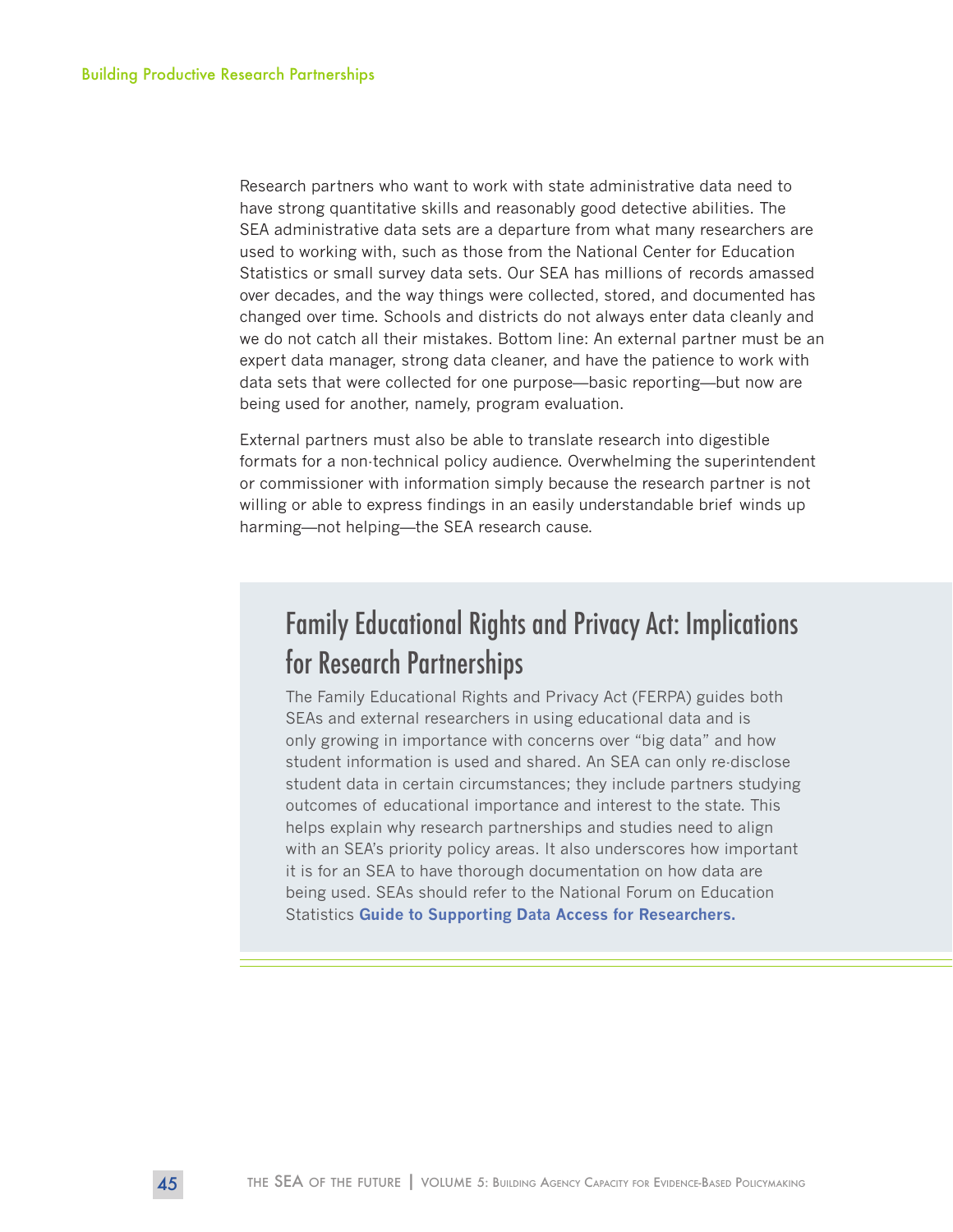Research partners who want to work with state administrative data need to have strong quantitative skills and reasonably good detective abilities. The SEA administrative data sets are a departure from what many researchers are used to working with, such as those from the National Center for Education Statistics or small survey data sets. Our SEA has millions of records amassed over decades, and the way things were collected, stored, and documented has changed over time. Schools and districts do not always enter data cleanly and we do not catch all their mistakes. Bottom line: An external partner must be an expert data manager, strong data cleaner, and have the patience to work with data sets that were collected for one purpose—basic reporting—but now are being used for another, namely, program evaluation.

External partners must also be able to translate research into digestible formats for a non-technical policy audience. Overwhelming the superintendent or commissioner with information simply because the research partner is not willing or able to express findings in an easily understandable brief winds up harming—not helping—the SEA research cause.

## Family Educational Rights and Privacy Act: Implications for Research Partnerships

The Family Educational Rights and Privacy Act (FERPA) guides both SEAs and external researchers in using educational data and is only growing in importance with concerns over "big data" and how student information is used and shared. An SEA can only re-disclose student data in certain circumstances; they include partners studying outcomes of educational importance and interest to the state. This helps explain why research partnerships and studies need to align with an SEA's priority policy areas. It also underscores how important it is for an SEA to have thorough documentation on how data are being used. SEAs should refer to the National Forum on Education Statistics **Guide to Supporting Data Access for Researchers.**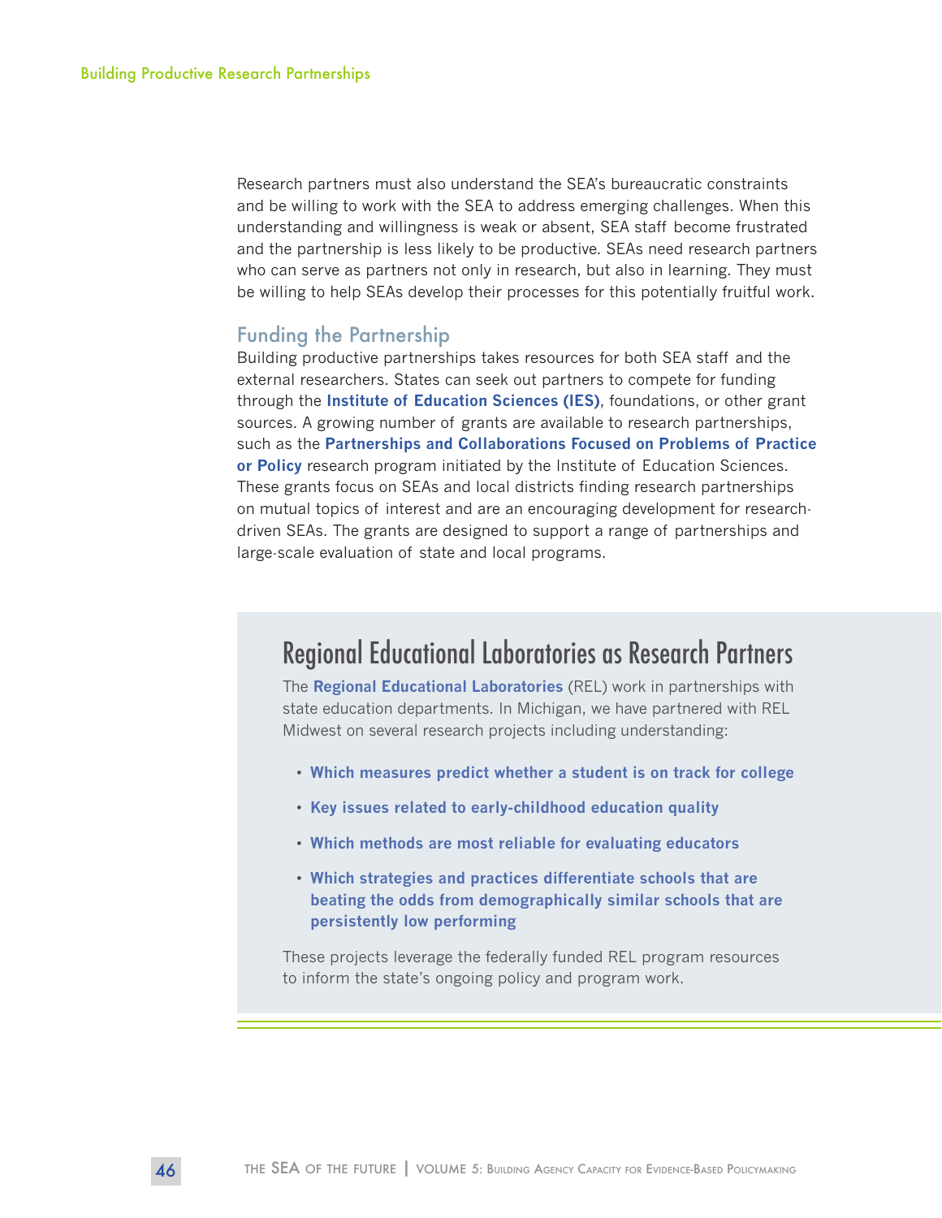Research partners must also understand the SEA's bureaucratic constraints and be willing to work with the SEA to address emerging challenges. When this understanding and willingness is weak or absent, SEA staff become frustrated and the partnership is less likely to be productive. SEAs need research partners who can serve as partners not only in research, but also in learning. They must be willing to help SEAs develop their processes for this potentially fruitful work.

## Funding the Partnership

Building productive partnerships takes resources for both SEA staff and the external researchers. States can seek out partners to compete for funding through the **Institute of Education Sciences (IES)**, foundations, or other grant sources. A growing number of grants are available to research partnerships, such as the **Partnerships and Collaborations Focused on Problems of Practice or Policy** research program initiated by the Institute of Education Sciences. These grants focus on SEAs and local districts finding research partnerships on mutual topics of interest and are an encouraging development for research-driven SEAs. The grants are designed to support a range of partnerships and large-scale evaluation of state and local programs.

## Regional Educational Laboratories as Research Partners

The **Regional Educational Laboratories** (REL) work in partnerships with state education departments. In Michigan, we have partnered with REL Midwest on several research projects including understanding:

- **Which measures predict whether a student is on track for college**
- **Key issues related to early-childhood education quality**
- **Which methods are most reliable for evaluating educators**
- **Which strategies and practices differentiate schools that are beating the odds from demographically similar schools that are persistently low performing**

These projects leverage the federally funded REL program resources to inform the state's ongoing policy and program work.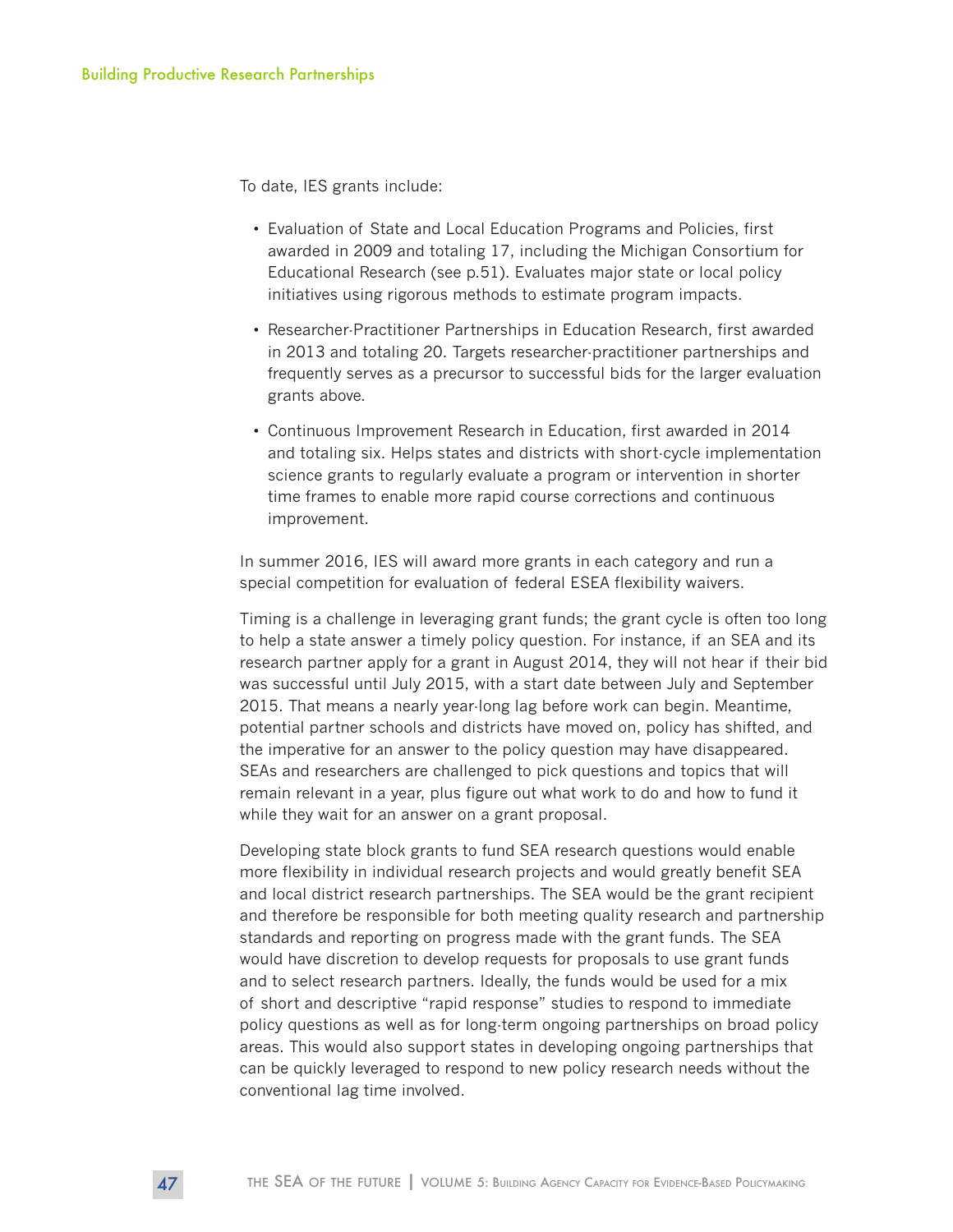To date, IES grants include:

- Evaluation of State and Local Education Programs and Policies, first awarded in 2009 and totaling 17, including the Michigan Consortium for Educational Research (see p.51). Evaluates major state or local policy initiatives using rigorous methods to estimate program impacts.

- Researcher-Practitioner Partnerships in Education Research, first awarded in 2013 and totaling 20. Targets researcher-practitioner partnerships and frequently serves as a precursor to successful bids for the larger evaluation grants above.

- Continuous Improvement Research in Education, first awarded in 2014 and totaling six. Helps states and districts with short-cycle implementation science grants to regularly evaluate a program or intervention in shorter time frames to enable more rapid course corrections and continuous improvement.

In summer 2016, IES will award more grants in each category and run a special competition for evaluation of federal ESEA flexibility waivers.

Timing is a challenge in leveraging grant funds; the grant cycle is often too long to help a state answer a timely policy question. For instance, if an SEA and its research partner apply for a grant in August 2014, they will not hear if their bid was successful until July 2015, with a start date between July and September 2015. That means a nearly year-long lag before work can begin. Meantime, potential partner schools and districts have moved on, policy has shifted, and the imperative for an answer to the policy question may have disappeared. SEAs and researchers are challenged to pick questions and topics that will remain relevant in a year, plus figure out what work to do and how to fund it while they wait for an answer on a grant proposal.

Developing state block grants to fund SEA research questions would enable more flexibility in individual research projects and would greatly benefit SEA and local district research partnerships. The SEA would be the grant recipient and therefore be responsible for both meeting quality research and partnership standards and reporting on progress made with the grant funds. The SEA would have discretion to develop requests for proposals to use grant funds and to select research partners. Ideally, the funds would be used for a mix of short and descriptive "rapid response" studies to respond to immediate policy questions as well as for long-term ongoing partnerships on broad policy areas. This would also support states in developing ongoing partnerships that can be quickly leveraged to respond to new policy research needs without the conventional lag time involved.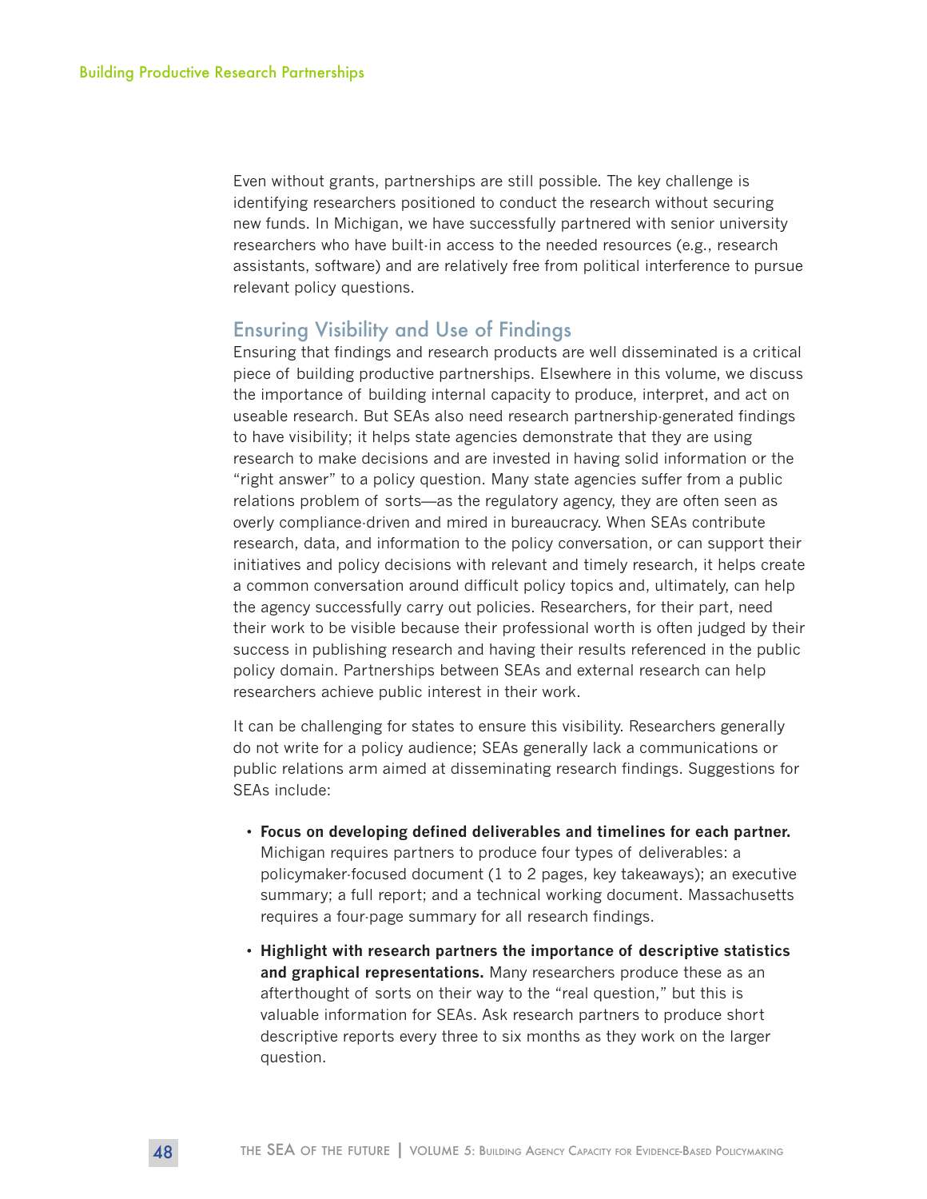Even without grants, partnerships are still possible. The key challenge is identifying researchers positioned to conduct the research without securing new funds. In Michigan, we have successfully partnered with senior university researchers who have built-in access to the needed resources (e.g., research assistants, software) and are relatively free from political interference to pursue relevant policy questions.

## Ensuring Visibility and Use of Findings

Ensuring that findings and research products are well disseminated is a critical piece of building productive partnerships. Elsewhere in this volume, we discuss the importance of building internal capacity to produce, interpret, and act on useable research. But SEAs also need research partnership-generated findings to have visibility; it helps state agencies demonstrate that they are using research to make decisions and are invested in having solid information or the "right answer" to a policy question. Many state agencies suffer from a public relations problem of sorts—as the regulatory agency, they are often seen as overly compliance-driven and mired in bureaucracy. When SEAs contribute research, data, and information to the policy conversation, or can support their initiatives and policy decisions with relevant and timely research, it helps create a common conversation around difficult policy topics and, ultimately, can help the agency successfully carry out policies. Researchers, for their part, need their work to be visible because their professional worth is often judged by their success in publishing research and having their results referenced in the public policy domain. Partnerships between SEAs and external research can help researchers achieve public interest in their work.

It can be challenging for states to ensure this visibility. Researchers generally do not write for a policy audience; SEAs generally lack a communications or public relations arm aimed at disseminating research findings. Suggestions for SEAs include:

- **Focus on developing defined deliverables and timelines for each partner.** Michigan requires partners to produce four types of deliverables: a policymaker-focused document (1 to 2 pages, key takeaways); an executive summary; a full report; and a technical working document. Massachusetts requires a four-page summary for all research findings.
- **Highlight with research partners the importance of descriptive statistics and graphical representations.** Many researchers produce these as an afterthought of sorts on their way to the "real question," but this is valuable information for SEAs. Ask research partners to produce short descriptive reports every three to six months as they work on the larger question.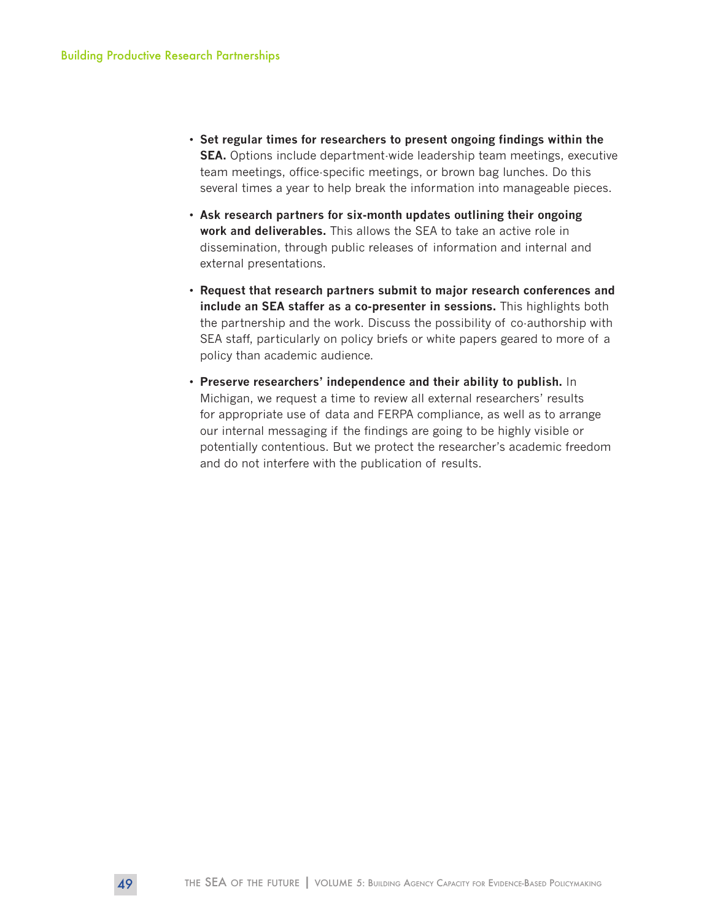- **Set regular times for researchers to present ongoing findings within the SEA.** Options include department-wide leadership team meetings, executive team meetings, office-specific meetings, or brown bag lunches. Do this several times a year to help break the information into manageable pieces.

- **Ask research partners for six-month updates outlining their ongoing work and deliverables.** This allows the SEA to take an active role in dissemination, through public releases of information and internal and external presentations.

- **Request that research partners submit to major research conferences and include an SEA staffer as a co-presenter in sessions.** This highlights both the partnership and the work. Discuss the possibility of co-authorship with SEA staff, particularly on policy briefs or white papers geared to more of a policy than academic audience.

- **Preserve researchers' independence and their ability to publish.** In Michigan, we request a time to review all external researchers' results for appropriate use of data and FERPA compliance, as well as to arrange our internal messaging if the findings are going to be highly visible or potentially contentious. But we protect the researcher's academic freedom and do not interfere with the publication of results.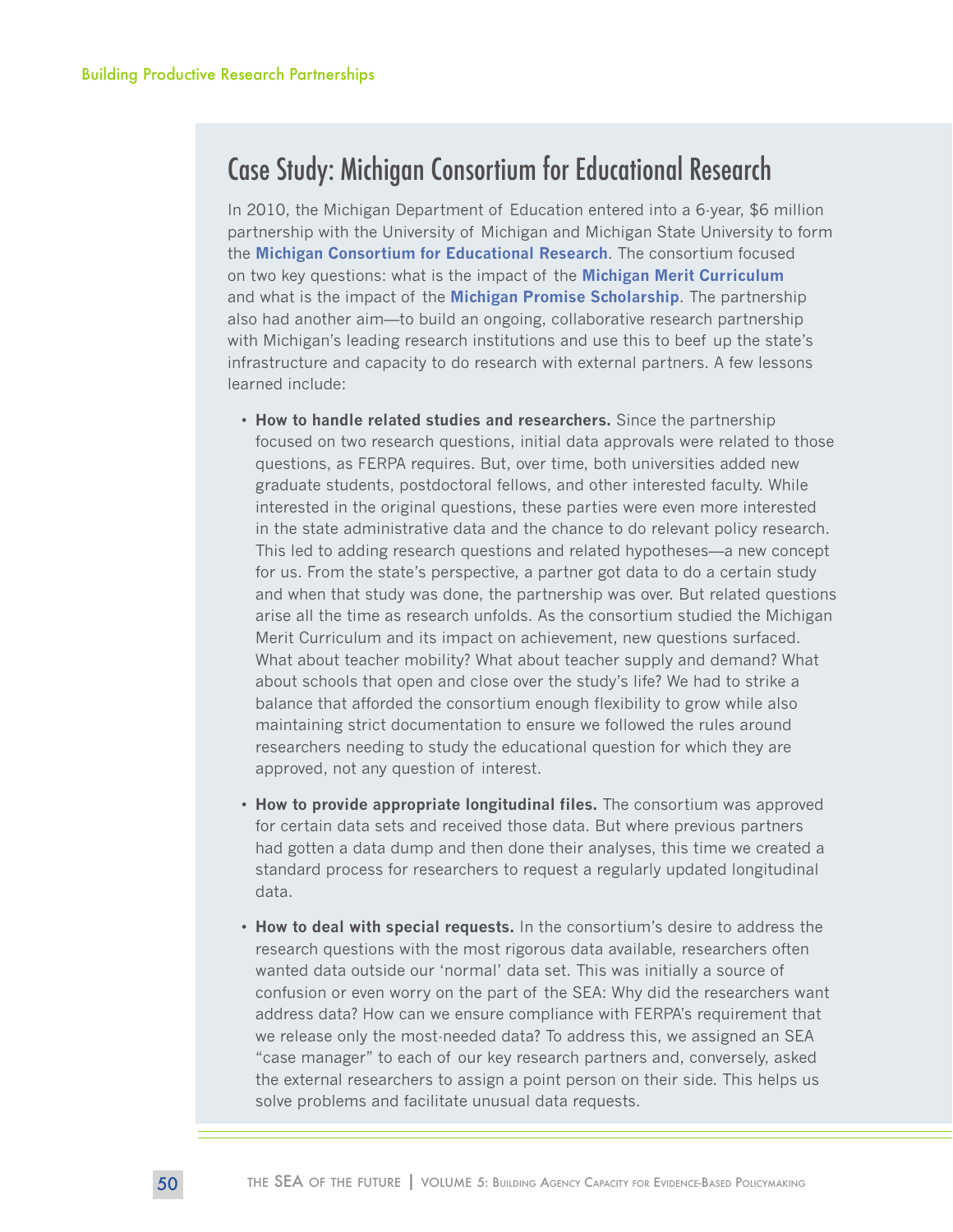## Case Study: Michigan Consortium for Educational Research

In 2010, the Michigan Department of Education entered into a 6-year, $6 million partnership with the University of Michigan and Michigan State University to form the **Michigan Consortium for Educational Research**. The consortium focused on two key questions: what is the impact of the **Michigan Merit Curriculum** and what is the impact of the **Michigan Promise Scholarship**. The partnership also had another aim—to build an ongoing, collaborative research partnership with Michigan's leading research institutions and use this to beef up the state's infrastructure and capacity to do research with external partners. A few lessons learned include:

- **How to handle related studies and researchers.** Since the partnership focused on two research questions, initial data approvals were related to those questions, as FERPA requires. But, over time, both universities added new graduate students, postdoctoral fellows, and other interested faculty. While interested in the original questions, these parties were even more interested in the state administrative data and the chance to do relevant policy research. This led to adding research questions and related hypotheses—a new concept for us. From the state's perspective, a partner got data to do a certain study and when that study was done, the partnership was over. But related questions arise all the time as research unfolds. As the consortium studied the Michigan Merit Curriculum and its impact on achievement, new questions surfaced. What about teacher mobility? What about teacher supply and demand? What about schools that open and close over the study's life? We had to strike a balance that afforded the consortium enough flexibility to grow while also maintaining strict documentation to ensure we followed the rules around researchers needing to study the educational question for which they are approved, not any question of interest.

- **How to provide appropriate longitudinal files.** The consortium was approved for certain data sets and received those data. But where previous partners had gotten a data dump and then done their analyses, this time we created a standard process for researchers to request a regularly updated longitudinal data.

- **How to deal with special requests.** In the consortium's desire to address the research questions with the most rigorous data available, researchers often wanted data outside our 'normal' data set. This was initially a source of confusion or even worry on the part of the SEA: Why did the researchers want address data? How can we ensure compliance with FERPA's requirement that we release only the most-needed data? To address this, we assigned an SEA "case manager" to each of our key research partners and, conversely, asked the external researchers to assign a point person on their side. This helps us solve problems and facilitate unusual data requests.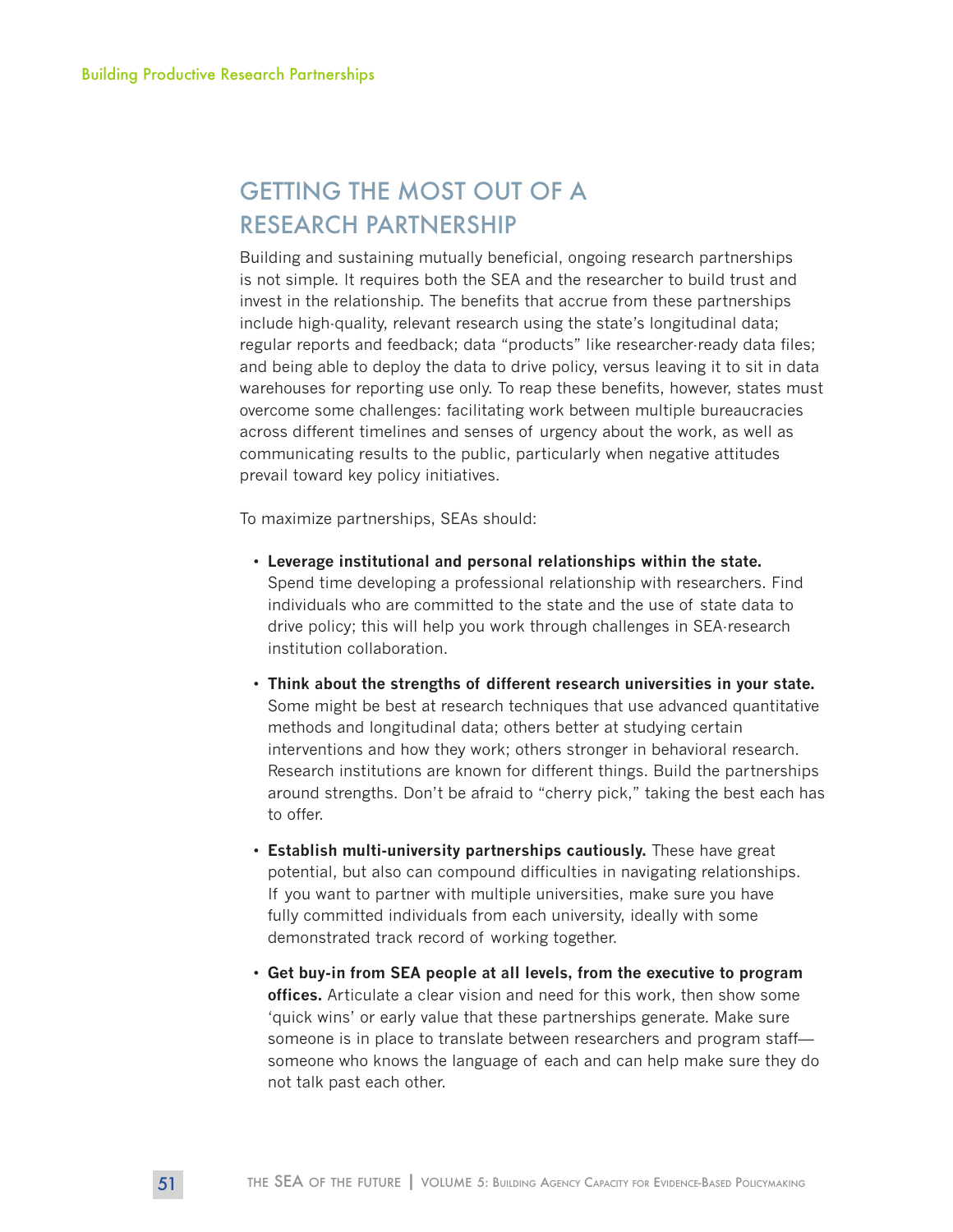## GETTING THE MOST OUT OF A RESEARCH PARTNERSHIP

Building and sustaining mutually beneficial, ongoing research partnerships is not simple. It requires both the SEA and the researcher to build trust and invest in the relationship. The benefits that accrue from these partnerships include high-quality, relevant research using the state's longitudinal data; regular reports and feedback; data "products" like researcher-ready data files; and being able to deploy the data to drive policy, versus leaving it to sit in data warehouses for reporting use only. To reap these benefits, however, states must overcome some challenges: facilitating work between multiple bureaucracies across different timelines and senses of urgency about the work, as well as communicating results to the public, particularly when negative attitudes prevail toward key policy initiatives.

To maximize partnerships, SEAs should:

- **Leverage institutional and personal relationships within the state.** Spend time developing a professional relationship with researchers. Find individuals who are committed to the state and the use of state data to drive policy; this will help you work through challenges in SEA-research institution collaboration.
- **Think about the strengths of different research universities in your state.** Some might be best at research techniques that use advanced quantitative methods and longitudinal data; others better at studying certain interventions and how they work; others stronger in behavioral research. Research institutions are known for different things. Build the partnerships around strengths. Don't be afraid to "cherry pick," taking the best each has to offer.
- **Establish multi-university partnerships cautiously.** These have great potential, but also can compound difficulties in navigating relationships. If you want to partner with multiple universities, make sure you have fully committed individuals from each university, ideally with some demonstrated track record of working together.
- **Get buy-in from SEA people at all levels, from the executive to program offices.** Articulate a clear vision and need for this work, then show some 'quick wins' or early value that these partnerships generate. Make sure someone is in place to translate between researchers and program staff—someone who knows the language of each and can help make sure they do not talk past each other.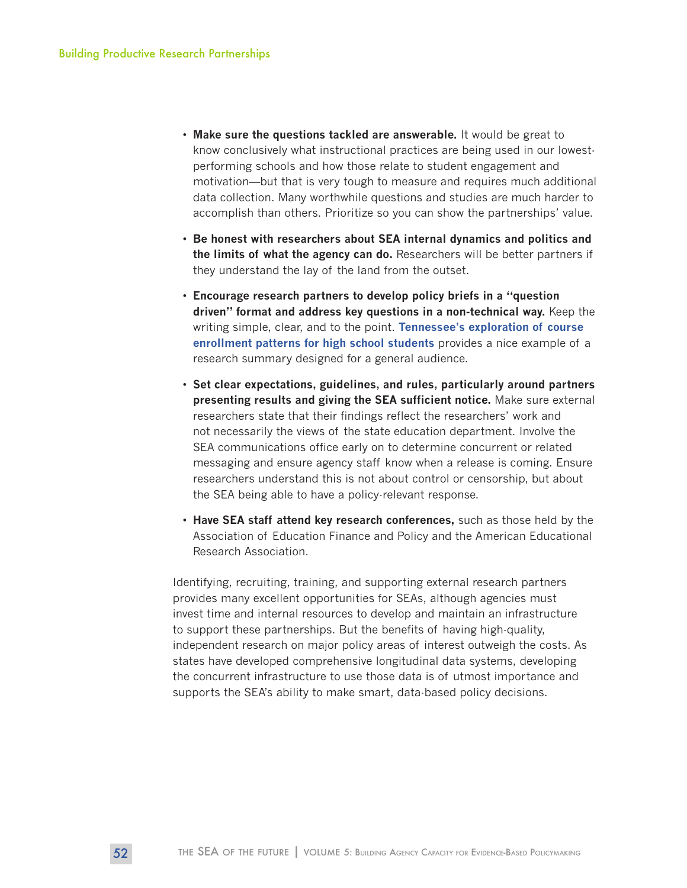- **Make sure the questions tackled are answerable.** It would be great to know conclusively what instructional practices are being used in our lowest-performing schools and how those relate to student engagement and motivation—but that is very tough to measure and requires much additional data collection. Many worthwhile questions and studies are much harder to accomplish than others. Prioritize so you can show the partnerships' value.

- **Be honest with researchers about SEA internal dynamics and politics and the limits of what the agency can do.** Researchers will be better partners if they understand the lay of the land from the outset.

- **Encourage research partners to develop policy briefs in a "question driven" format and address key questions in a non-technical way.** Keep the writing simple, clear, and to the point. **Tennessee's exploration of course enrollment patterns for high school students** provides a nice example of a research summary designed for a general audience.

- **Set clear expectations, guidelines, and rules, particularly around partners presenting results and giving the SEA sufficient notice.** Make sure external researchers state that their findings reflect the researchers' work and not necessarily the views of the state education department. Involve the SEA communications office early on to determine concurrent or related messaging and ensure agency staff know when a release is coming. Ensure researchers understand this is not about control or censorship, but about the SEA being able to have a policy-relevant response.

- **Have SEA staff attend key research conferences,** such as those held by the Association of Education Finance and Policy and the American Educational Research Association.

Identifying, recruiting, training, and supporting external research partners provides many excellent opportunities for SEAs, although agencies must invest time and internal resources to develop and maintain an infrastructure to support these partnerships. But the benefits of having high-quality, independent research on major policy areas of interest outweigh the costs. As states have developed comprehensive longitudinal data systems, developing the concurrent infrastructure to use those data is of utmost importance and supports the SEA's ability to make smart, data-based policy decisions.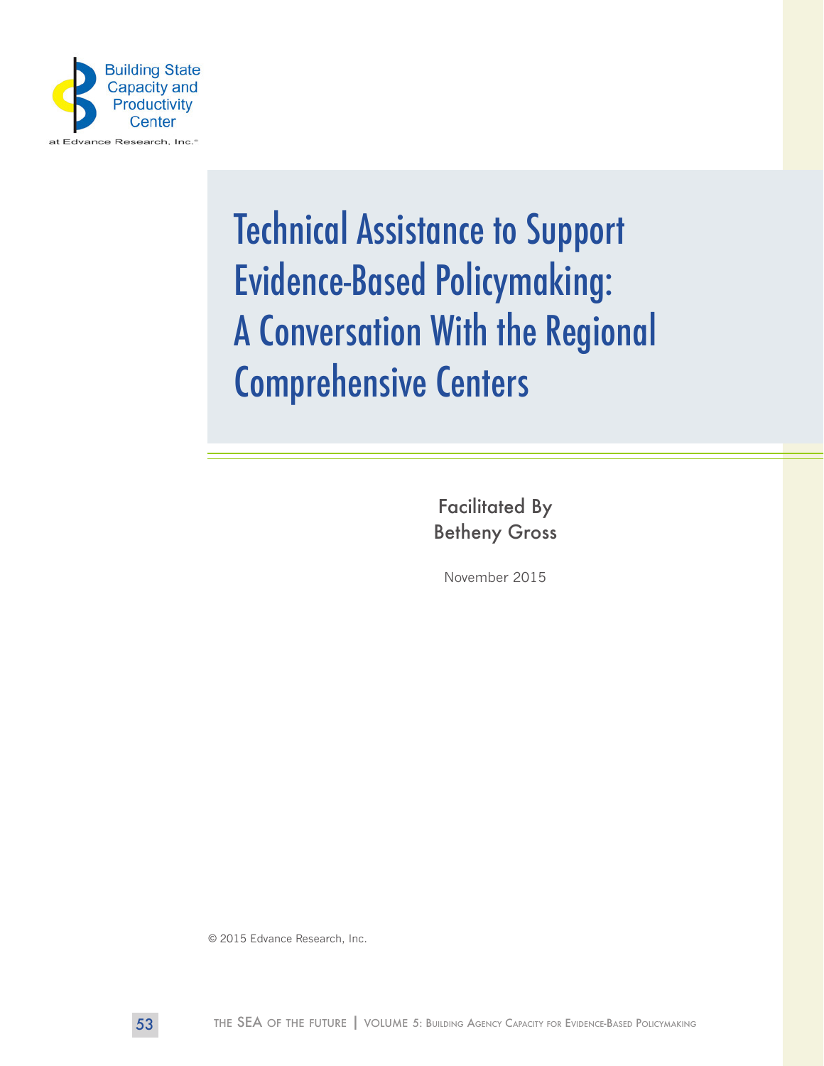Building State Capacity and Productivity Center

at Edvance Research, Inc.®

# Technical Assistance to Support Evidence-Based Policymaking: A Conversation With the Regional Comprehensive Centers

Facilitated By
Betheny Gross

November 2015

© 2015 Edvance Research, Inc.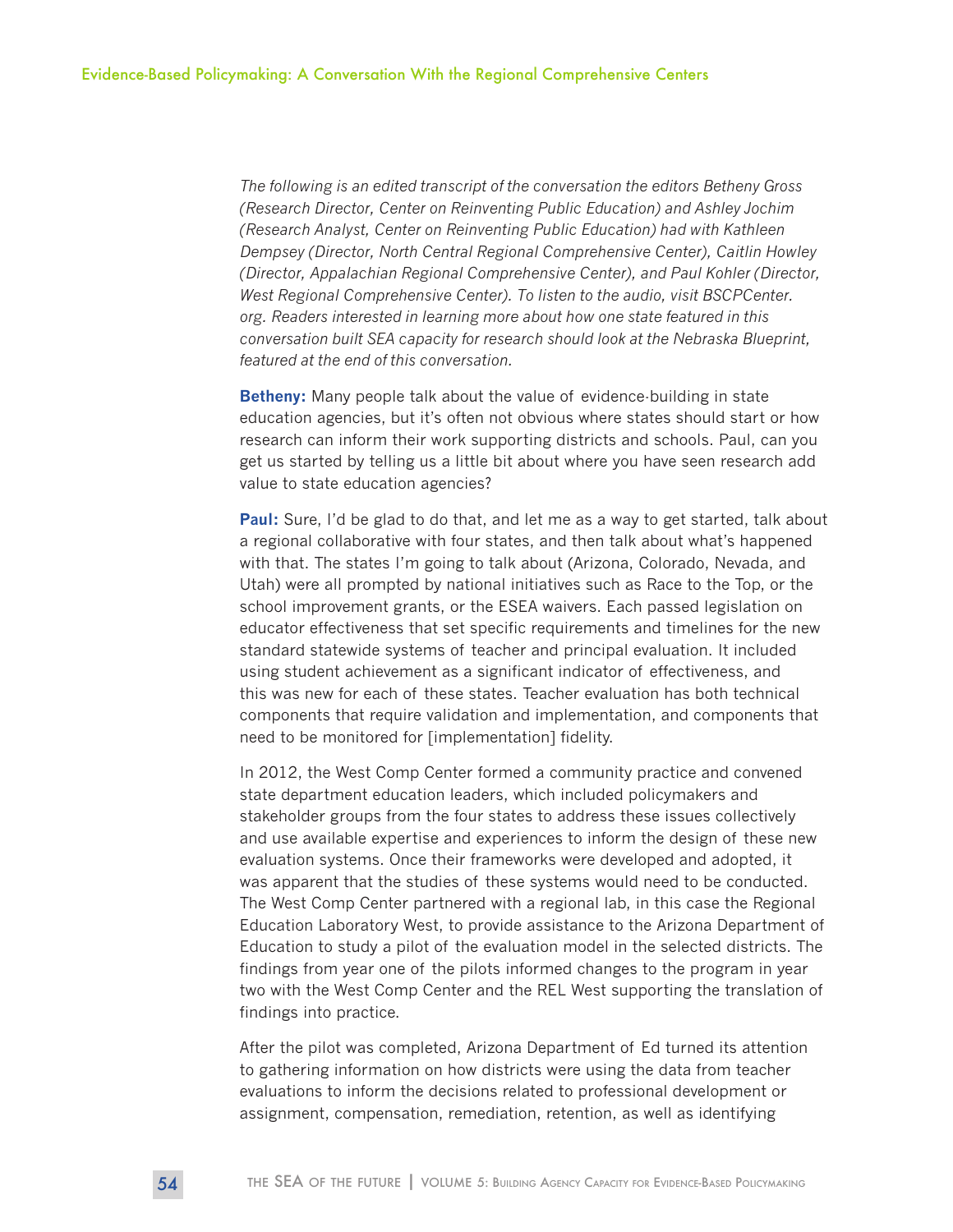*The following is an edited transcript of the conversation the editors Betheny Gross (Research Director, Center on Reinventing Public Education) and Ashley Jochim (Research Analyst, Center on Reinventing Public Education) had with Kathleen Dempsey (Director, North Central Regional Comprehensive Center), Caitlin Howley (Director, Appalachian Regional Comprehensive Center), and Paul Kohler (Director, West Regional Comprehensive Center). To listen to the audio, visit BSCPCenter.org. Readers interested in learning more about how one state featured in this conversation built SEA capacity for research should look at the Nebraska Blueprint, featured at the end of this conversation.*

**Betheny:** Many people talk about the value of evidence-building in state education agencies, but it's often not obvious where states should start or how research can inform their work supporting districts and schools. Paul, can you get us started by telling us a little bit about where you have seen research add value to state education agencies?

**Paul:** Sure, I'd be glad to do that, and let me as a way to get started, talk about a regional collaborative with four states, and then talk about what's happened with that. The states I'm going to talk about (Arizona, Colorado, Nevada, and Utah) were all prompted by national initiatives such as Race to the Top, or the school improvement grants, or the ESEA waivers. Each passed legislation on educator effectiveness that set specific requirements and timelines for the new standard statewide systems of teacher and principal evaluation. It included using student achievement as a significant indicator of effectiveness, and this was new for each of these states. Teacher evaluation has both technical components that require validation and implementation, and components that need to be monitored for [implementation] fidelity.

In 2012, the West Comp Center formed a community practice and convened state department education leaders, which included policymakers and stakeholder groups from the four states to address these issues collectively and use available expertise and experiences to inform the design of these new evaluation systems. Once their frameworks were developed and adopted, it was apparent that the studies of these systems would need to be conducted. The West Comp Center partnered with a regional lab, in this case the Regional Education Laboratory West, to provide assistance to the Arizona Department of Education to study a pilot of the evaluation model in the selected districts. The findings from year one of the pilots informed changes to the program in year two with the West Comp Center and the REL West supporting the translation of findings into practice.

After the pilot was completed, Arizona Department of Ed turned its attention to gathering information on how districts were using the data from teacher evaluations to inform the decisions related to professional development or assignment, compensation, remediation, retention, as well as identifying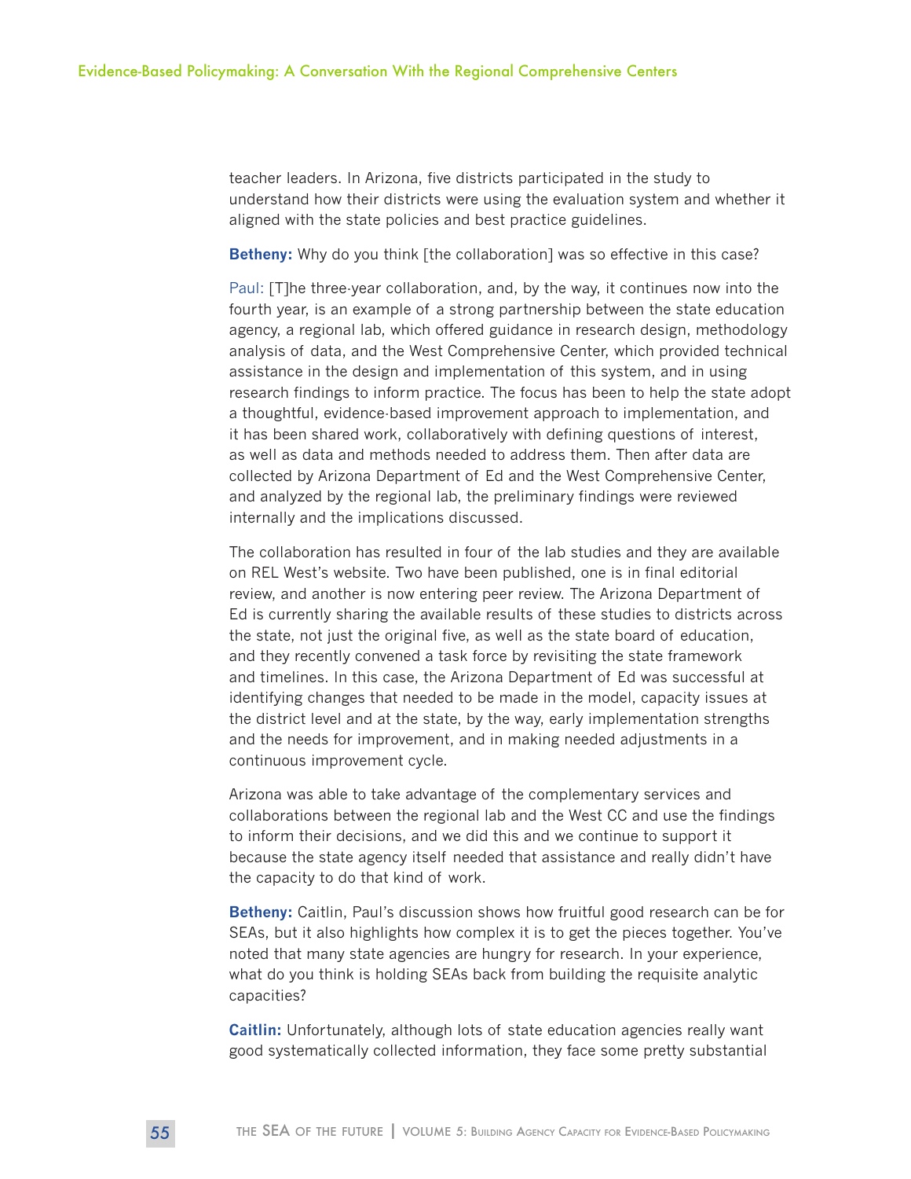teacher leaders. In Arizona, five districts participated in the study to understand how their districts were using the evaluation system and whether it aligned with the state policies and best practice guidelines.

**Betheny:** Why do you think [the collaboration] was so effective in this case?

Paul: [T]he three-year collaboration, and, by the way, it continues now into the fourth year, is an example of a strong partnership between the state education agency, a regional lab, which offered guidance in research design, methodology analysis of data, and the West Comprehensive Center, which provided technical assistance in the design and implementation of this system, and in using research findings to inform practice. The focus has been to help the state adopt a thoughtful, evidence-based improvement approach to implementation, and it has been shared work, collaboratively with defining questions of interest, as well as data and methods needed to address them. Then after data are collected by Arizona Department of Ed and the West Comprehensive Center, and analyzed by the regional lab, the preliminary findings were reviewed internally and the implications discussed.

The collaboration has resulted in four of the lab studies and they are available on REL West's website. Two have been published, one is in final editorial review, and another is now entering peer review. The Arizona Department of Ed is currently sharing the available results of these studies to districts across the state, not just the original five, as well as the state board of education, and they recently convened a task force by revisiting the state framework and timelines. In this case, the Arizona Department of Ed was successful at identifying changes that needed to be made in the model, capacity issues at the district level and at the state, by the way, early implementation strengths and the needs for improvement, and in making needed adjustments in a continuous improvement cycle.

Arizona was able to take advantage of the complementary services and collaborations between the regional lab and the West CC and use the findings to inform their decisions, and we did this and we continue to support it because the state agency itself needed that assistance and really didn't have the capacity to do that kind of work.

**Betheny:** Caitlin, Paul's discussion shows how fruitful good research can be for SEAs, but it also highlights how complex it is to get the pieces together. You've noted that many state agencies are hungry for research. In your experience, what do you think is holding SEAs back from building the requisite analytic capacities?

**Caitlin:** Unfortunately, although lots of state education agencies really want good systematically collected information, they face some pretty substantial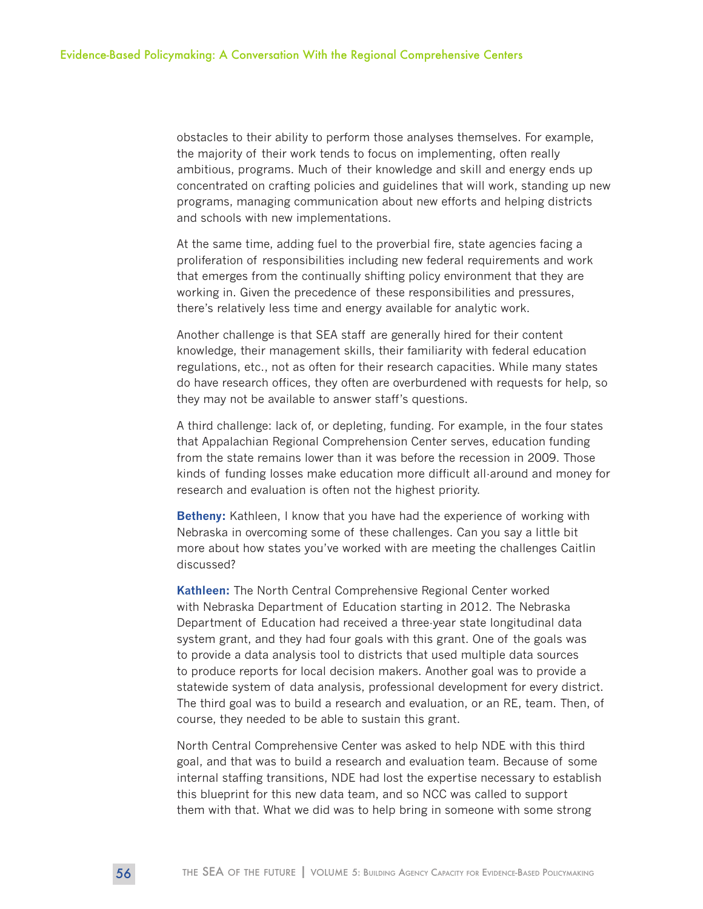obstacles to their ability to perform those analyses themselves. For example, the majority of their work tends to focus on implementing, often really ambitious, programs. Much of their knowledge and skill and energy ends up concentrated on crafting policies and guidelines that will work, standing up new programs, managing communication about new efforts and helping districts and schools with new implementations.

At the same time, adding fuel to the proverbial fire, state agencies facing a proliferation of responsibilities including new federal requirements and work that emerges from the continually shifting policy environment that they are working in. Given the precedence of these responsibilities and pressures, there's relatively less time and energy available for analytic work.

Another challenge is that SEA staff are generally hired for their content knowledge, their management skills, their familiarity with federal education regulations, etc., not as often for their research capacities. While many states do have research offices, they often are overburdened with requests for help, so they may not be available to answer staff's questions.

A third challenge: lack of, or depleting, funding. For example, in the four states that Appalachian Regional Comprehension Center serves, education funding from the state remains lower than it was before the recession in 2009. Those kinds of funding losses make education more difficult all-around and money for research and evaluation is often not the highest priority.

**Betheny:** Kathleen, I know that you have had the experience of working with Nebraska in overcoming some of these challenges. Can you say a little bit more about how states you've worked with are meeting the challenges Caitlin discussed?

**Kathleen:** The North Central Comprehensive Regional Center worked with Nebraska Department of Education starting in 2012. The Nebraska Department of Education had received a three-year state longitudinal data system grant, and they had four goals with this grant. One of the goals was to provide a data analysis tool to districts that used multiple data sources to produce reports for local decision makers. Another goal was to provide a statewide system of data analysis, professional development for every district. The third goal was to build a research and evaluation, or an RE, team. Then, of course, they needed to be able to sustain this grant.

North Central Comprehensive Center was asked to help NDE with this third goal, and that was to build a research and evaluation team. Because of some internal staffing transitions, NDE had lost the expertise necessary to establish this blueprint for this new data team, and so NCC was called to support them with that. What we did was to help bring in someone with some strong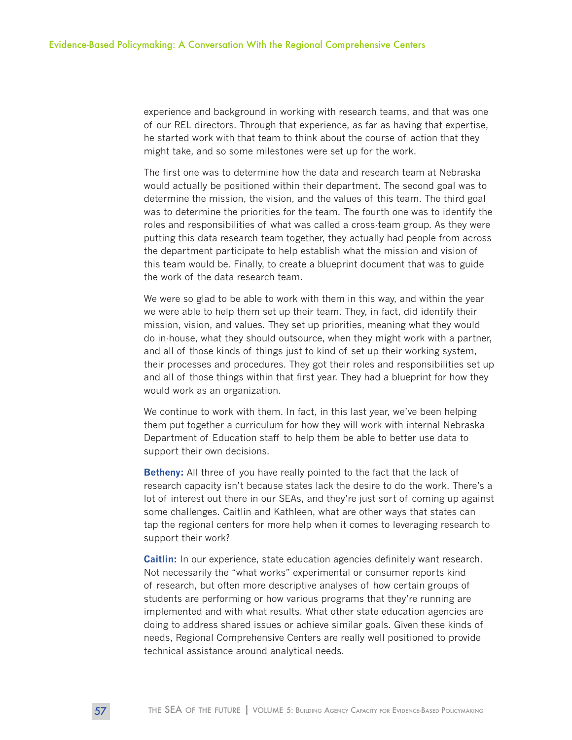experience and background in working with research teams, and that was one of our REL directors. Through that experience, as far as having that expertise, he started work with that team to think about the course of action that they might take, and so some milestones were set up for the work.

The first one was to determine how the data and research team at Nebraska would actually be positioned within their department. The second goal was to determine the mission, the vision, and the values of this team. The third goal was to determine the priorities for the team. The fourth one was to identify the roles and responsibilities of what was called a cross-team group. As they were putting this data research team together, they actually had people from across the department participate to help establish what the mission and vision of this team would be. Finally, to create a blueprint document that was to guide the work of the data research team.

We were so glad to be able to work with them in this way, and within the year we were able to help them set up their team. They, in fact, did identify their mission, vision, and values. They set up priorities, meaning what they would do in-house, what they should outsource, when they might work with a partner, and all of those kinds of things just to kind of set up their working system, their processes and procedures. They got their roles and responsibilities set up and all of those things within that first year. They had a blueprint for how they would work as an organization.

We continue to work with them. In fact, in this last year, we've been helping them put together a curriculum for how they will work with internal Nebraska Department of Education staff to help them be able to better use data to support their own decisions.

**Betheny:** All three of you have really pointed to the fact that the lack of research capacity isn't because states lack the desire to do the work. There's a lot of interest out there in our SEAs, and they're just sort of coming up against some challenges. Caitlin and Kathleen, what are other ways that states can tap the regional centers for more help when it comes to leveraging research to support their work?

**Caitlin:** In our experience, state education agencies definitely want research. Not necessarily the "what works" experimental or consumer reports kind of research, but often more descriptive analyses of how certain groups of students are performing or how various programs that they're running are implemented and with what results. What other state education agencies are doing to address shared issues or achieve similar goals. Given these kinds of needs, Regional Comprehensive Centers are really well positioned to provide technical assistance around analytical needs.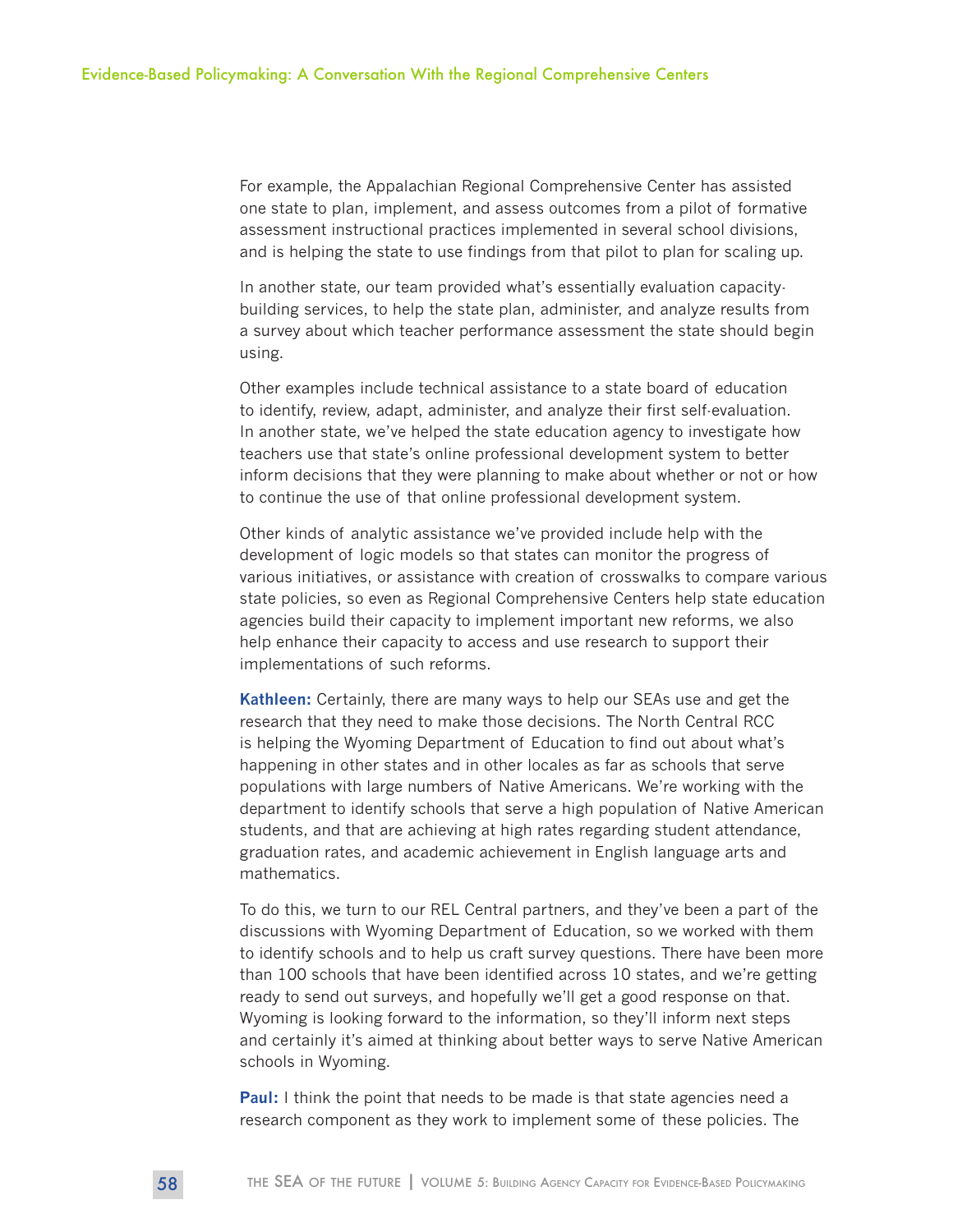For example, the Appalachian Regional Comprehensive Center has assisted one state to plan, implement, and assess outcomes from a pilot of formative assessment instructional practices implemented in several school divisions, and is helping the state to use findings from that pilot to plan for scaling up.

In another state, our team provided what's essentially evaluation capacity-building services, to help the state plan, administer, and analyze results from a survey about which teacher performance assessment the state should begin using.

Other examples include technical assistance to a state board of education to identify, review, adapt, administer, and analyze their first self-evaluation. In another state, we've helped the state education agency to investigate how teachers use that state's online professional development system to better inform decisions that they were planning to make about whether or not or how to continue the use of that online professional development system.

Other kinds of analytic assistance we've provided include help with the development of logic models so that states can monitor the progress of various initiatives, or assistance with creation of crosswalks to compare various state policies, so even as Regional Comprehensive Centers help state education agencies build their capacity to implement important new reforms, we also help enhance their capacity to access and use research to support their implementations of such reforms.

**Kathleen:** Certainly, there are many ways to help our SEAs use and get the research that they need to make those decisions. The North Central RCC is helping the Wyoming Department of Education to find out about what's happening in other states and in other locales as far as schools that serve populations with large numbers of Native Americans. We're working with the department to identify schools that serve a high population of Native American students, and that are achieving at high rates regarding student attendance, graduation rates, and academic achievement in English language arts and mathematics.

To do this, we turn to our REL Central partners, and they've been a part of the discussions with Wyoming Department of Education, so we worked with them to identify schools and to help us craft survey questions. There have been more than 100 schools that have been identified across 10 states, and we're getting ready to send out surveys, and hopefully we'll get a good response on that. Wyoming is looking forward to the information, so they'll inform next steps and certainly it's aimed at thinking about better ways to serve Native American schools in Wyoming.

**Paul:** I think the point that needs to be made is that state agencies need a research component as they work to implement some of these policies. The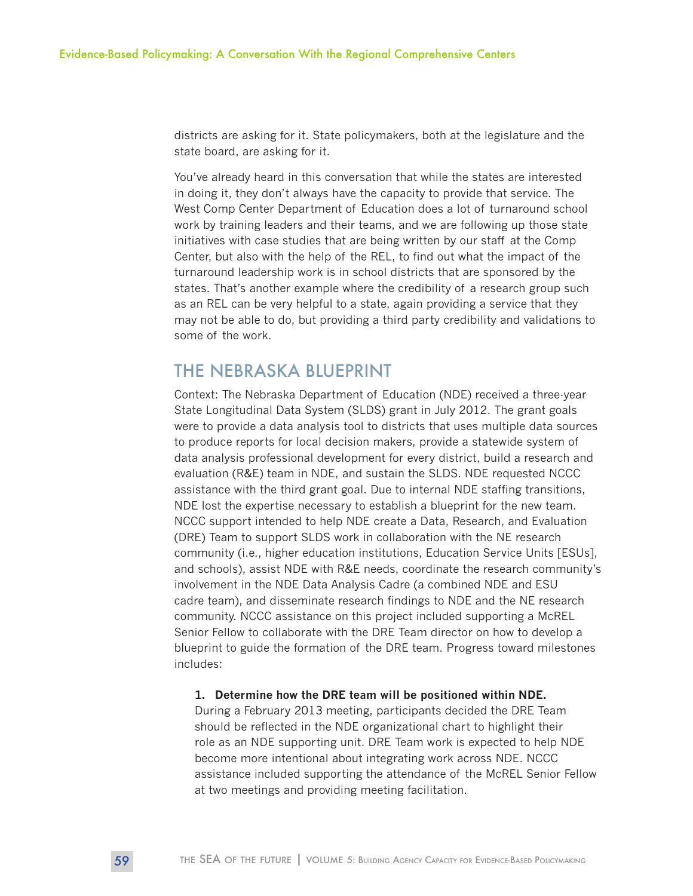districts are asking for it. State policymakers, both at the legislature and the state board, are asking for it.

You've already heard in this conversation that while the states are interested in doing it, they don't always have the capacity to provide that service. The West Comp Center Department of Education does a lot of turnaround school work by training leaders and their teams, and we are following up those state initiatives with case studies that are being written by our staff at the Comp Center, but also with the help of the REL, to find out what the impact of the turnaround leadership work is in school districts that are sponsored by the states. That's another example where the credibility of a research group such as an REL can be very helpful to a state, again providing a service that they may not be able to do, but providing a third party credibility and validations to some of the work.

## THE NEBRASKA BLUEPRINT

Context: The Nebraska Department of Education (NDE) received a three-year State Longitudinal Data System (SLDS) grant in July 2012. The grant goals were to provide a data analysis tool to districts that uses multiple data sources to produce reports for local decision makers, provide a statewide system of data analysis professional development for every district, build a research and evaluation (R&E) team in NDE, and sustain the SLDS. NDE requested NCCC assistance with the third grant goal. Due to internal NDE staffing transitions, NDE lost the expertise necessary to establish a blueprint for the new team. NCCC support intended to help NDE create a Data, Research, and Evaluation (DRE) Team to support SLDS work in collaboration with the NE research community (i.e., higher education institutions, Education Service Units [ESUs], and schools), assist NDE with R&E needs, coordinate the research community's involvement in the NDE Data Analysis Cadre (a combined NDE and ESU cadre team), and disseminate research findings to NDE and the NE research community. NCCC assistance on this project included supporting a McREL Senior Fellow to collaborate with the DRE Team director on how to develop a blueprint to guide the formation of the DRE team. Progress toward milestones includes:

1. **Determine how the DRE team will be positioned within NDE.**
During a February 2013 meeting, participants decided the DRE Team should be reflected in the NDE organizational chart to highlight their role as an NDE supporting unit. DRE Team work is expected to help NDE become more intentional about integrating work across NDE. NCCC assistance included supporting the attendance of the McREL Senior Fellow at two meetings and providing meeting facilitation.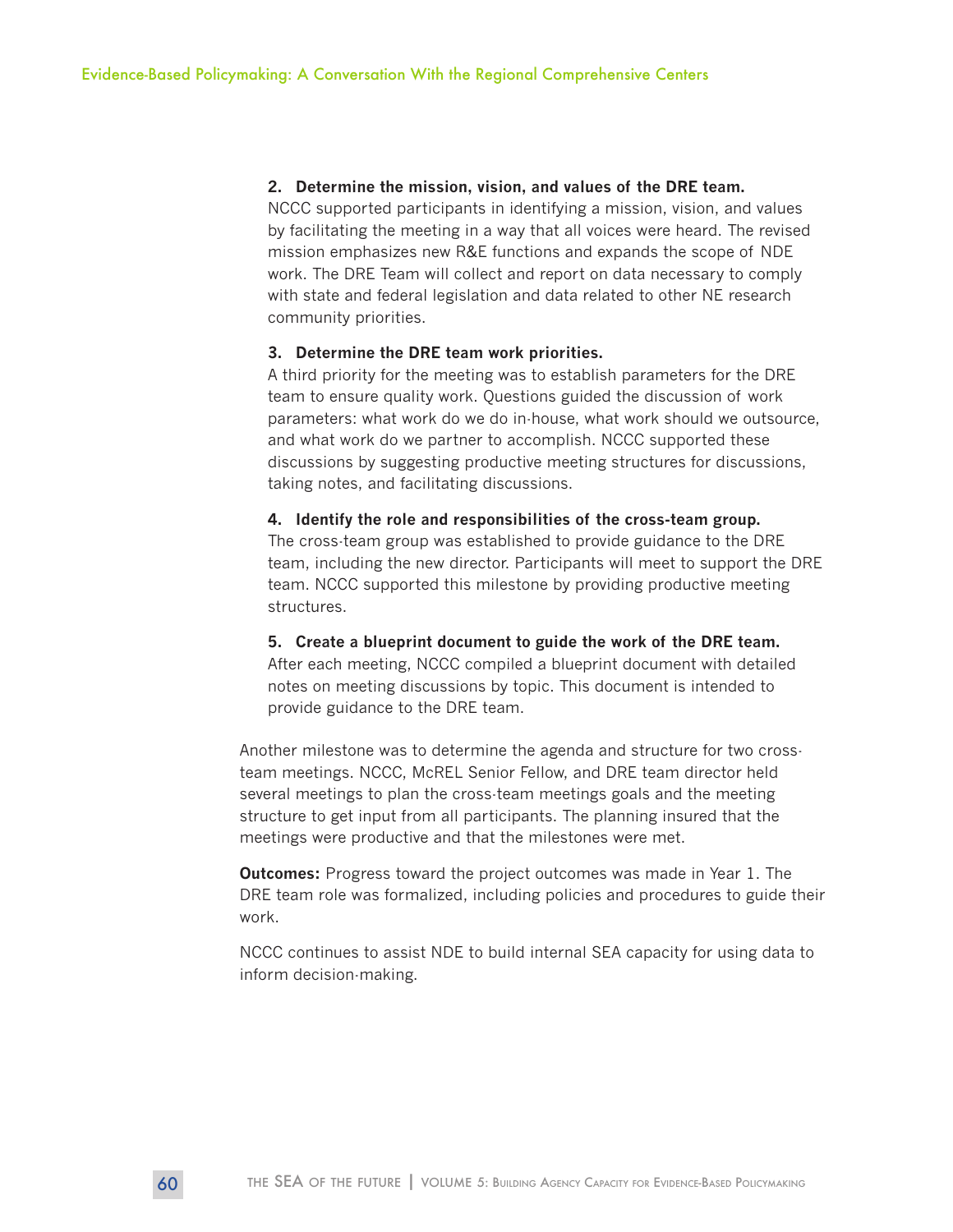2. **Determine the mission, vision, and values of the DRE team.**
NCCC supported participants in identifying a mission, vision, and values by facilitating the meeting in a way that all voices were heard. The revised mission emphasizes new R&E functions and expands the scope of NDE work. The DRE Team will collect and report on data necessary to comply with state and federal legislation and data related to other NE research community priorities.

3. **Determine the DRE team work priorities.**
A third priority for the meeting was to establish parameters for the DRE team to ensure quality work. Questions guided the discussion of work parameters: what work do we do in-house, what work should we outsource, and what work do we partner to accomplish. NCCC supported these discussions by suggesting productive meeting structures for discussions, taking notes, and facilitating discussions.

4. **Identify the role and responsibilities of the cross-team group.**
The cross-team group was established to provide guidance to the DRE team, including the new director. Participants will meet to support the DRE team. NCCC supported this milestone by providing productive meeting structures.

5. **Create a blueprint document to guide the work of the DRE team.**
After each meeting, NCCC compiled a blueprint document with detailed notes on meeting discussions by topic. This document is intended to provide guidance to the DRE team.

Another milestone was to determine the agenda and structure for two cross-team meetings. NCCC, McREL Senior Fellow, and DRE team director held several meetings to plan the cross-team meetings goals and the meeting structure to get input from all participants. The planning insured that the meetings were productive and that the milestones were met.

**Outcomes:** Progress toward the project outcomes was made in Year 1. The DRE team role was formalized, including policies and procedures to guide their work.

NCCC continues to assist NDE to build internal SEA capacity for using data to inform decision-making.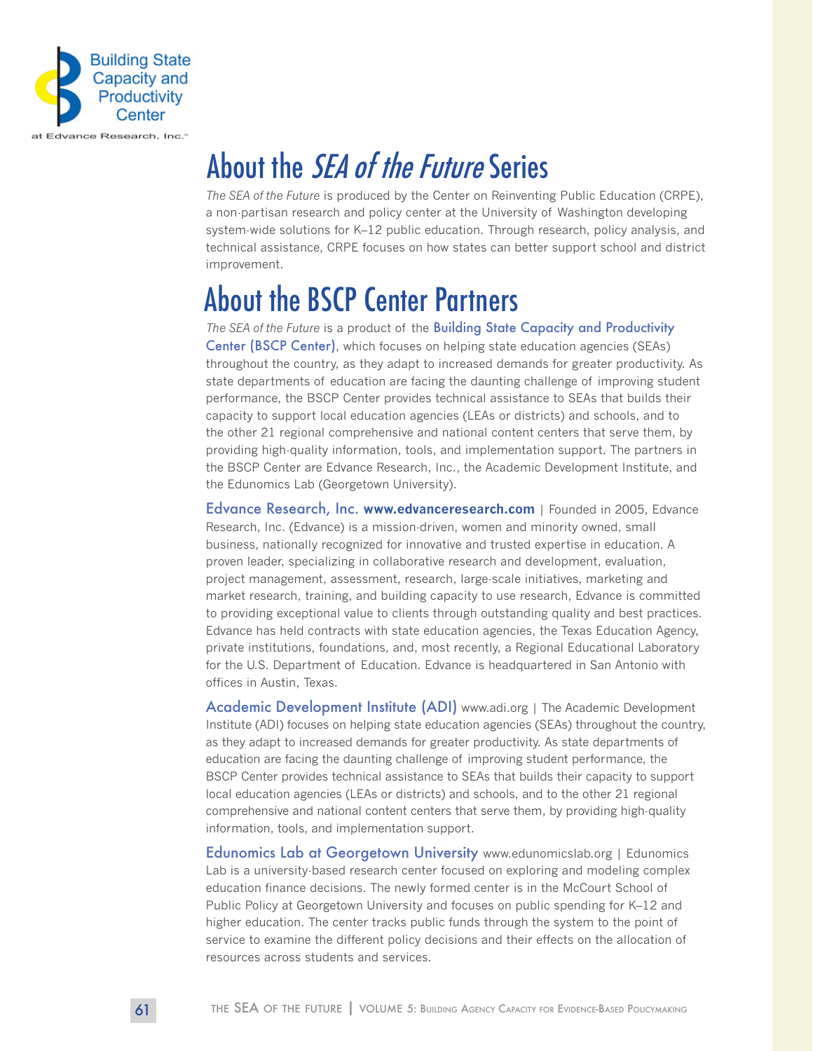# About the *SEA of the Future* Series

*The SEA of the Future* is produced by the Center on Reinventing Public Education (CRPE), a non-partisan research and policy center at the University of Washington developing system-wide solutions for K–12 public education. Through research, policy analysis, and technical assistance, CRPE focuses on how states can better support school and district improvement.

# About the BSCP Center Partners

*The SEA of the Future* is a product of the **Building State Capacity and Productivity Center (BSCP Center)**, which focuses on helping state education agencies (SEAs) throughout the country, as they adapt to increased demands for greater productivity. As state departments of education are facing the daunting challenge of improving student performance, the BSCP Center provides technical assistance to SEAs that builds their capacity to support local education agencies (LEAs or districts) and schools, and to the other 21 regional comprehensive and national content centers that serve them, by providing high-quality information, tools, and implementation support. The partners in the BSCP Center are Edvance Research, Inc., the Academic Development Institute, and the Edunomics Lab (Georgetown University).

**Edvance Research, Inc. www.edvanceresearch.com** | Founded in 2005, Edvance Research, Inc. (Edvance) is a mission-driven, women and minority owned, small business, nationally recognized for innovative and trusted expertise in education. A proven leader, specializing in collaborative research and development, evaluation, project management, assessment, research, large-scale initiatives, marketing and market research, training, and building capacity to use research, Edvance is committed to providing exceptional value to clients through outstanding quality and best practices. Edvance has held contracts with state education agencies, the Texas Education Agency, private institutions, foundations, and, most recently, a Regional Educational Laboratory for the U.S. Department of Education. Edvance is headquartered in San Antonio with offices in Austin, Texas.

**Academic Development Institute (ADI)** www.adi.org | The Academic Development Institute (ADI) focuses on helping state education agencies (SEAs) throughout the country, as they adapt to increased demands for greater productivity. As state departments of education are facing the daunting challenge of improving student performance, the BSCP Center provides technical assistance to SEAs that builds their capacity to support local education agencies (LEAs or districts) and schools, and to the other 21 regional comprehensive and national content centers that serve them, by providing high-quality information, tools, and implementation support.

**Edunomics Lab at Georgetown University** www.edunomicslab.org | Edunomics Lab is a university-based research center focused on exploring and modeling complex education finance decisions. The newly formed center is in the McCourt School of Public Policy at Georgetown University and focuses on public spending for K–12 and higher education. The center tracks public funds through the system to the point of service to examine the different policy decisions and their effects on the allocation of resources across students and services.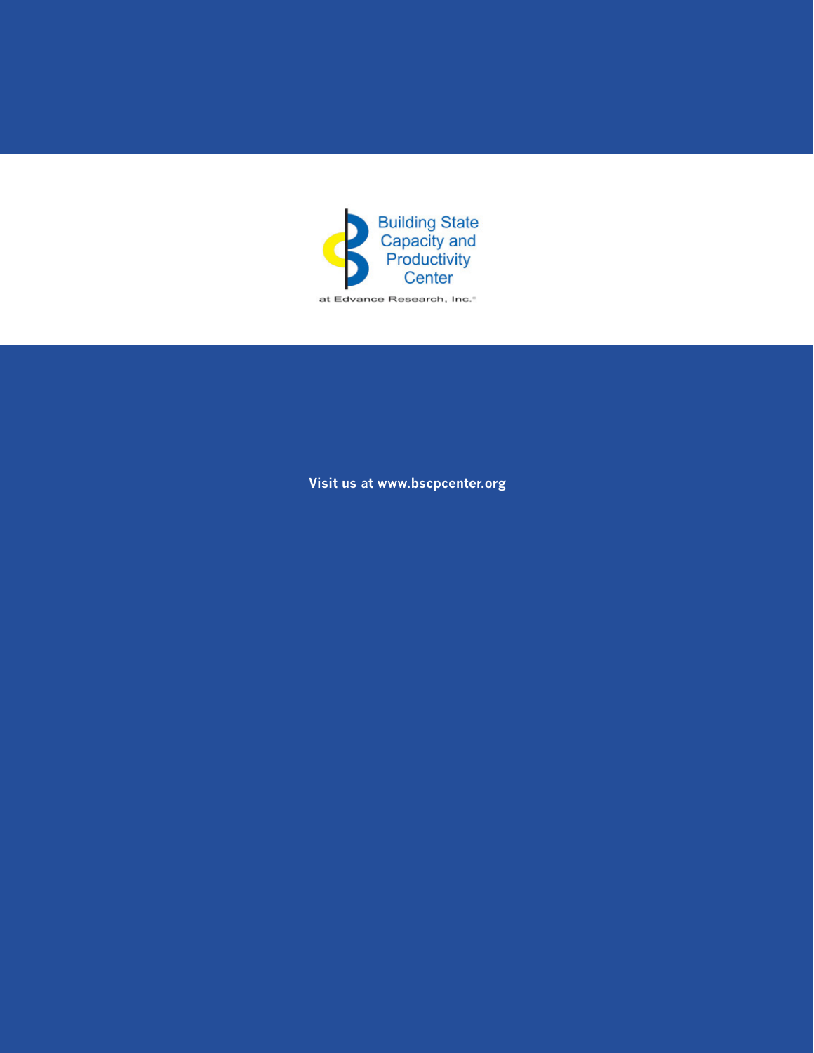Building State Capacity and Productivity Center

at Edvance Research, Inc.

Visit us at www.bscpcenter.org